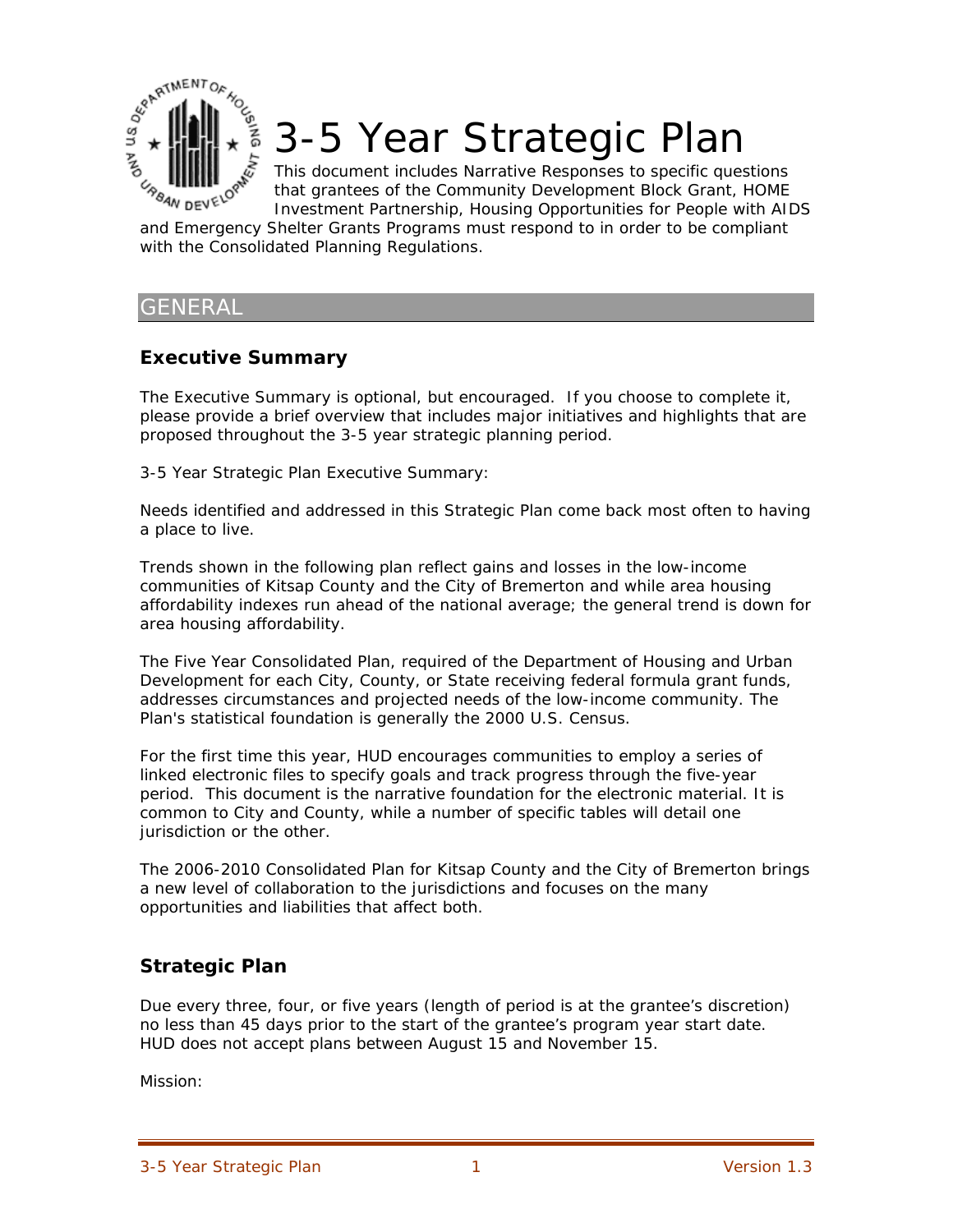# 3-5 Year Strategic Plan

This document includes Narrative Responses to specific questions that grantees of the Community Development Block Grant, HOME Investment Partnership, Housing Opportunities for People with AIDS and Emergency Shelter Grants Programs must respond to in order to be compliant with the Consolidated Planning Regulations.

## GENERAL

### Executive Summary

The Executive Summary is optional, but encouraged. If you choose to complete it, please provide a brief overview that includes major initiatives and highlights that are proposed throughout the 3-5 year strategic planning period.

3-5 Year Strategic Plan Executive Summary:

Needs identified and addressed in this Strategic Plan come back most often to having a place to live.

Trends shown in the following plan reflect gains and losses in the low-income communities of Kitsap County and the City of Bremerton and while area housing affordability indexes run ahead of the national average; the general trend is down for area housing affordability.

The Five Year Consolidated Plan, required of the Department of Housing and Urban Development for each City, County, or State receiving federal formula grant funds, addresses circumstances and projected needs of the low-income community. The Plan's statistical foundation is generally the 2000 U.S. Census.

For the first time this year, HUD encourages communities to employ a series of linked electronic files to specify goals and track progress through the five-year period. This document is the narrative foundation for the electronic material. It is common to City and County, while a number of specific tables will detail one jurisdiction or the other.

The 2006-2010 Consolidated Plan for Kitsap County and the City of Bremerton brings a new level of collaboration to the jurisdictions and focuses on the many opportunities and liabilities that affect both.

### Strategic Plan

Due every three, four, or five years (length of period is at the grantee's discretion) no less than 45 days prior to the start of the grantee's program year start date. HUD does not accept plans between August 15 and November 15.

Mission: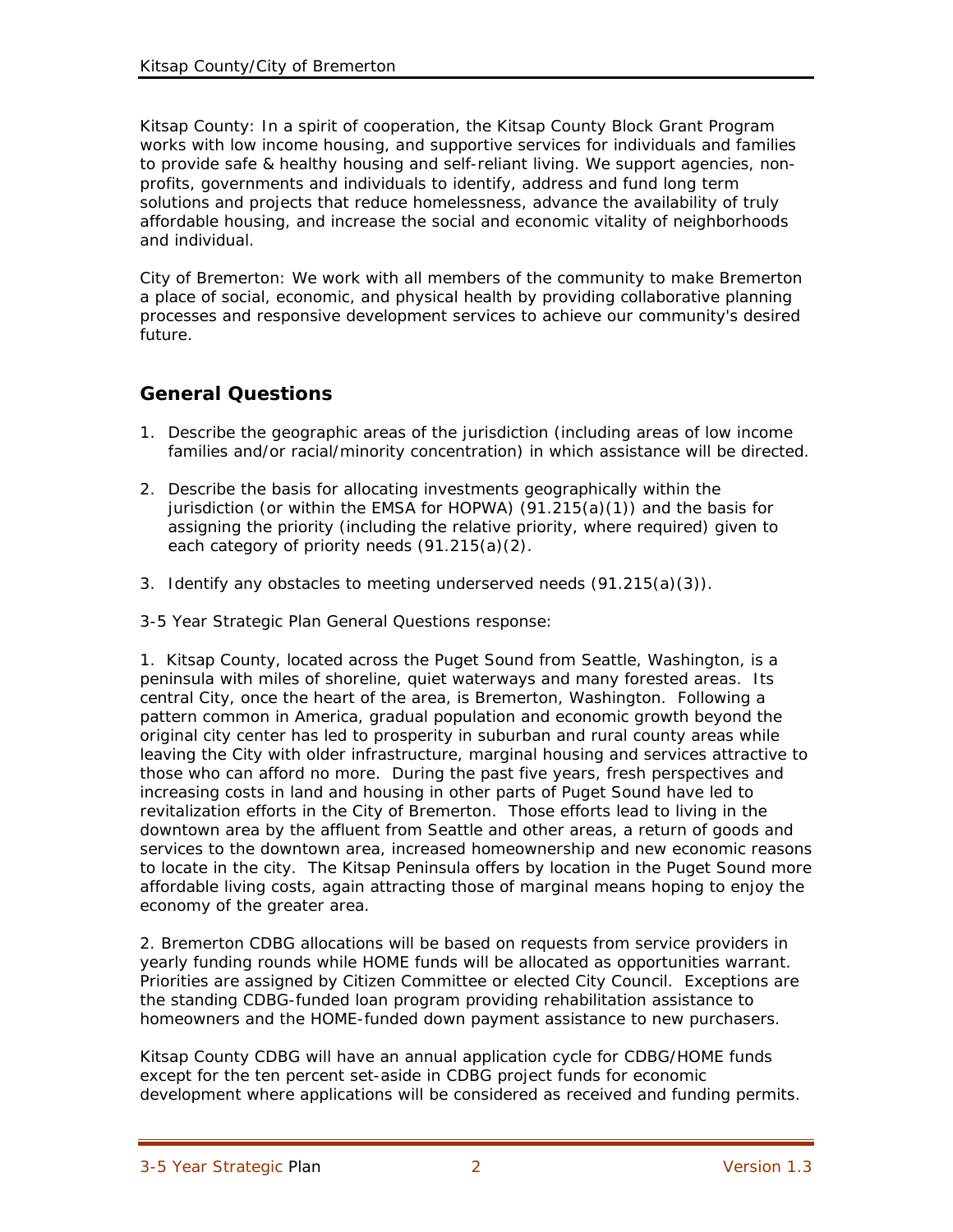Kitsap County: In a spirit of cooperation, the Kitsap County Block Grant Program works with low income housing, and supportive services for individuals and families to provide safe & healthy housing and self-reliant living. We support agencies, non-profits, governments and individuals to identify, address and fund long term solutions and projects that reduce homelessness, advance the availability of truly affordable housing, and increase the social and economic vitality of neighborhoods and individual.

City of Bremerton: We work with all members of the community to make Bremerton a place of social, economic, and physical health by providing collaborative planning processes and responsive development services to achieve our community's desired future.

## General Questions

1. Describe the geographic areas of the jurisdiction (including areas of low income families and/or racial/minority concentration) in which assistance will be directed.
2. Describe the basis for allocating investments geographically within the jurisdiction (or within the EMSA for HOPWA) (91.215(a)(1)) and the basis for assigning the priority (including the relative priority, where required) given to each category of priority needs (91.215(a)(2).
3. Identify any obstacles to meeting underserved needs (91.215(a)(3)).

3-5 Year Strategic Plan General Questions response:

1. Kitsap County, located across the Puget Sound from Seattle, Washington, is a peninsula with miles of shoreline, quiet waterways and many forested areas. Its central City, once the heart of the area, is Bremerton, Washington. Following a pattern common in America, gradual population and economic growth beyond the original city center has led to prosperity in suburban and rural county areas while leaving the City with older infrastructure, marginal housing and services attractive to those who can afford no more. During the past five years, fresh perspectives and increasing costs in land and housing in other parts of Puget Sound have led to revitalization efforts in the City of Bremerton. Those efforts lead to living in the downtown area by the affluent from Seattle and other areas, a return of goods and services to the downtown area, increased homeownership and new economic reasons to locate in the city. The Kitsap Peninsula offers by location in the Puget Sound more affordable living costs, again attracting those of marginal means hoping to enjoy the economy of the greater area.

2. Bremerton CDBG allocations will be based on requests from service providers in yearly funding rounds while HOME funds will be allocated as opportunities warrant. Priorities are assigned by Citizen Committee or elected City Council. Exceptions are the standing CDBG-funded loan program providing rehabilitation assistance to homeowners and the HOME-funded down payment assistance to new purchasers.

Kitsap County CDBG will have an annual application cycle for CDBG/HOME funds except for the ten percent set-aside in CDBG project funds for economic development where applications will be considered as received and funding permits.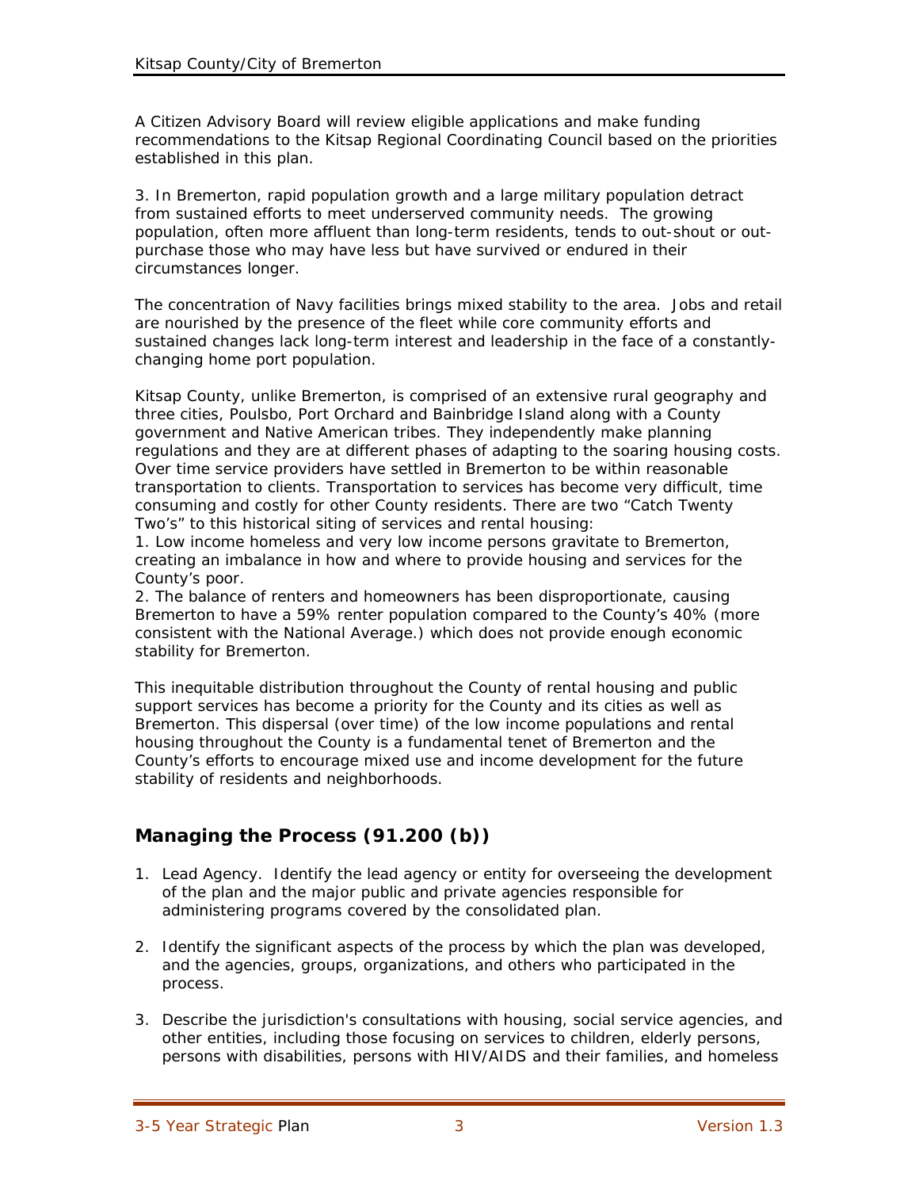A Citizen Advisory Board will review eligible applications and make funding recommendations to the Kitsap Regional Coordinating Council based on the priorities established in this plan.

3. In Bremerton, rapid population growth and a large military population detract from sustained efforts to meet underserved community needs. The growing population, often more affluent than long-term residents, tends to out-shout or out-purchase those who may have less but have survived or endured in their circumstances longer.

The concentration of Navy facilities brings mixed stability to the area. Jobs and retail are nourished by the presence of the fleet while core community efforts and sustained changes lack long-term interest and leadership in the face of a constantly-changing home port population.

Kitsap County, unlike Bremerton, is comprised of an extensive rural geography and three cities, Poulsbo, Port Orchard and Bainbridge Island along with a County government and Native American tribes. They independently make planning regulations and they are at different phases of adapting to the soaring housing costs. Over time service providers have settled in Bremerton to be within reasonable transportation to clients. Transportation to services has become very difficult, time consuming and costly for other County residents. There are two "Catch Twenty Two's" to this historical siting of services and rental housing:

1. Low income homeless and very low income persons gravitate to Bremerton, creating an imbalance in how and where to provide housing and services for the County's poor.
2. The balance of renters and homeowners has been disproportionate, causing Bremerton to have a 59% renter population compared to the County's 40% (more consistent with the National Average.) which does not provide enough economic stability for Bremerton.

This inequitable distribution throughout the County of rental housing and public support services has become a priority for the County and its cities as well as Bremerton. This dispersal (over time) of the low income populations and rental housing throughout the County is a fundamental tenet of Bremerton and the County's efforts to encourage mixed use and income development for the future stability of residents and neighborhoods.

## Managing the Process (91.200 (b))

1. Lead Agency. Identify the lead agency or entity for overseeing the development of the plan and the major public and private agencies responsible for administering programs covered by the consolidated plan.

2. Identify the significant aspects of the process by which the plan was developed, and the agencies, groups, organizations, and others who participated in the process.

3. Describe the jurisdiction's consultations with housing, social service agencies, and other entities, including those focusing on services to children, elderly persons, persons with disabilities, persons with HIV/AIDS and their families, and homeless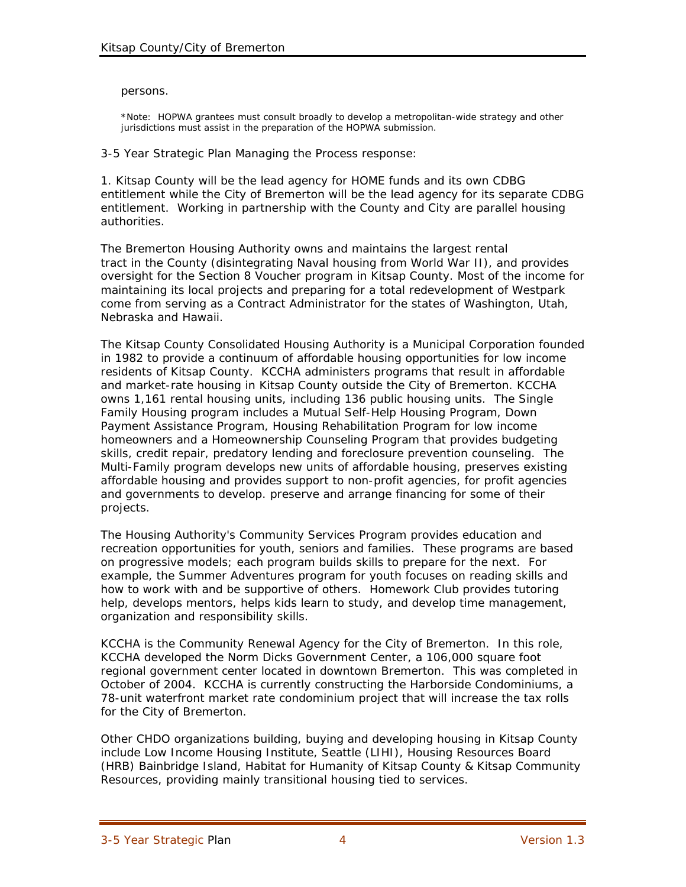persons.

*Note: HOPWA grantees must consult broadly to develop a metropolitan-wide strategy and other jurisdictions must assist in the preparation of the HOPWA submission.

3-5 Year Strategic Plan Managing the Process response:

1. Kitsap County will be the lead agency for HOME funds and its own CDBG entitlement while the City of Bremerton will be the lead agency for its separate CDBG entitlement. Working in partnership with the County and City are parallel housing authorities.

The Bremerton Housing Authority owns and maintains the largest rental tract in the County (disintegrating Naval housing from World War II), and provides oversight for the Section 8 Voucher program in Kitsap County. Most of the income for maintaining its local projects and preparing for a total redevelopment of Westpark come from serving as a Contract Administrator for the states of Washington, Utah, Nebraska and Hawaii.

The Kitsap County Consolidated Housing Authority is a Municipal Corporation founded in 1982 to provide a continuum of affordable housing opportunities for low income residents of Kitsap County. KCCHA administers programs that result in affordable and market-rate housing in Kitsap County outside the City of Bremerton. KCCHA owns 1,161 rental housing units, including 136 public housing units. The Single Family Housing program includes a Mutual Self-Help Housing Program, Down Payment Assistance Program, Housing Rehabilitation Program for low income homeowners and a Homeownership Counseling Program that provides budgeting skills, credit repair, predatory lending and foreclosure prevention counseling. The Multi-Family program develops new units of affordable housing, preserves existing affordable housing and provides support to non-profit agencies, for profit agencies and governments to develop. preserve and arrange financing for some of their projects.

The Housing Authority's Community Services Program provides education and recreation opportunities for youth, seniors and families. These programs are based on progressive models; each program builds skills to prepare for the next. For example, the Summer Adventures program for youth focuses on reading skills and how to work with and be supportive of others. Homework Club provides tutoring help, develops mentors, helps kids learn to study, and develop time management, organization and responsibility skills.

KCCHA is the Community Renewal Agency for the City of Bremerton. In this role, KCCHA developed the Norm Dicks Government Center, a 106,000 square foot regional government center located in downtown Bremerton. This was completed in October of 2004. KCCHA is currently constructing the Harborside Condominiums, a 78-unit waterfront market rate condominium project that will increase the tax rolls for the City of Bremerton.

Other CHDO organizations building, buying and developing housing in Kitsap County include Low Income Housing Institute, Seattle (LIHI), Housing Resources Board (HRB) Bainbridge Island, Habitat for Humanity of Kitsap County & Kitsap Community Resources, providing mainly transitional housing tied to services.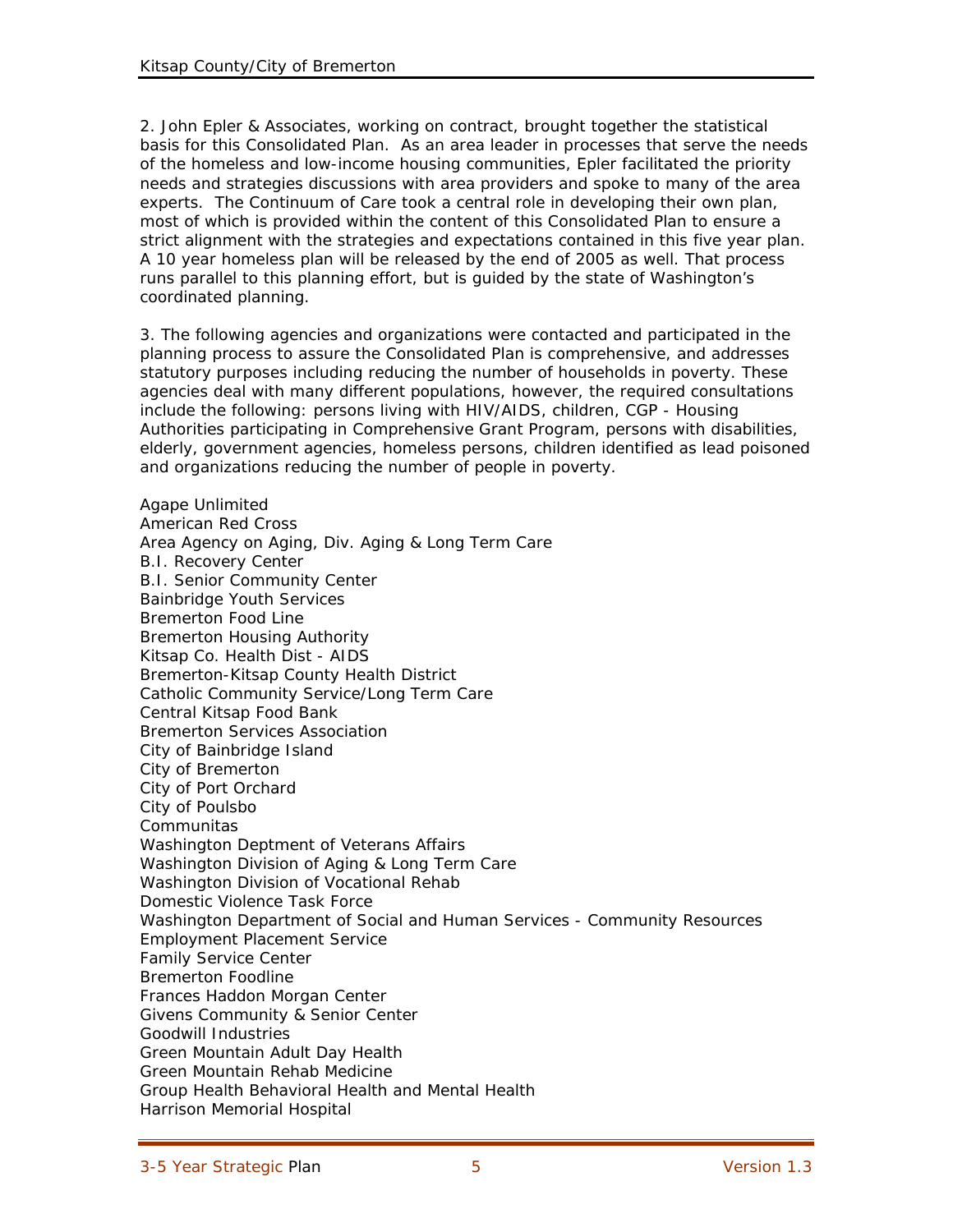2. John Epler & Associates, working on contract, brought together the statistical basis for this Consolidated Plan. As an area leader in processes that serve the needs of the homeless and low-income housing communities, Epler facilitated the priority needs and strategies discussions with area providers and spoke to many of the area experts. The Continuum of Care took a central role in developing their own plan, most of which is provided within the content of this Consolidated Plan to ensure a strict alignment with the strategies and expectations contained in this five year plan. A 10 year homeless plan will be released by the end of 2005 as well. That process runs parallel to this planning effort, but is guided by the state of Washington's coordinated planning.

3. The following agencies and organizations were contacted and participated in the planning process to assure the Consolidated Plan is comprehensive, and addresses statutory purposes including reducing the number of households in poverty. These agencies deal with many different populations, however, the required consultations include the following: persons living with HIV/AIDS, children, CGP - Housing Authorities participating in Comprehensive Grant Program, persons with disabilities, elderly, government agencies, homeless persons, children identified as lead poisoned and organizations reducing the number of people in poverty.

Agape Unlimited
American Red Cross
Area Agency on Aging, Div. Aging & Long Term Care
B.I. Recovery Center
B.I. Senior Community Center
Bainbridge Youth Services
Bremerton Food Line
Bremerton Housing Authority
Kitsap Co. Health Dist - AIDS
Bremerton-Kitsap County Health District
Catholic Community Service/Long Term Care
Central Kitsap Food Bank
Bremerton Services Association
City of Bainbridge Island
City of Bremerton
City of Port Orchard
City of Poulsbo
Communitas
Washington Deptment of Veterans Affairs
Washington Division of Aging & Long Term Care
Washington Division of Vocational Rehab
Domestic Violence Task Force
Washington Department of Social and Human Services - Community Resources
Employment Placement Service
Family Service Center
Bremerton Foodline
Frances Haddon Morgan Center
Givens Community & Senior Center
Goodwill Industries
Green Mountain Adult Day Health
Green Mountain Rehab Medicine
Group Health Behavioral Health and Mental Health
Harrison Memorial Hospital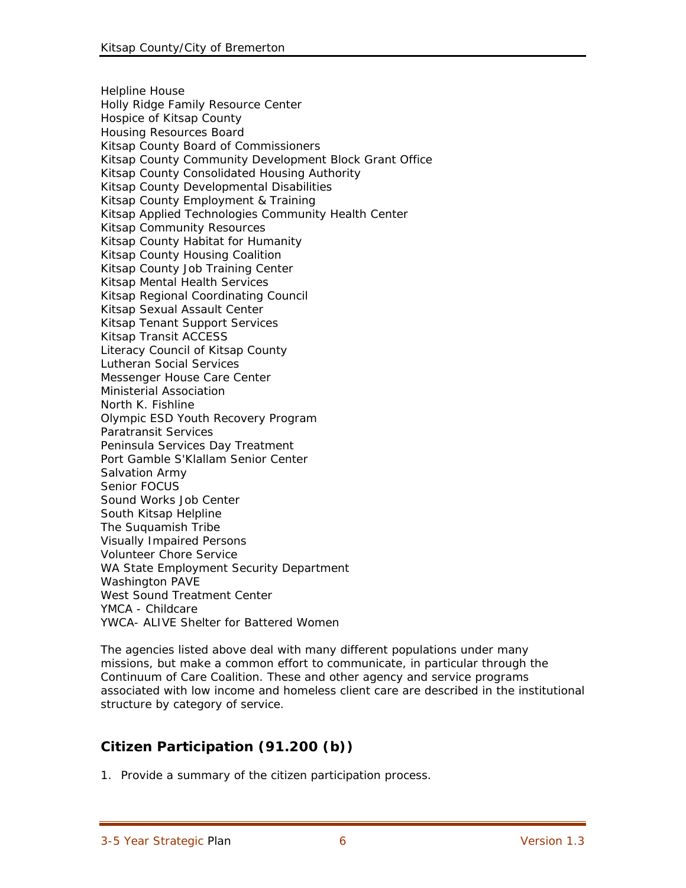Helpline House
Holly Ridge Family Resource Center
Hospice of Kitsap County
Housing Resources Board
Kitsap County Board of Commissioners
Kitsap County Community Development Block Grant Office
Kitsap County Consolidated Housing Authority
Kitsap County Developmental Disabilities
Kitsap County Employment & Training
Kitsap Applied Technologies Community Health Center
Kitsap Community Resources
Kitsap County Habitat for Humanity
Kitsap County Housing Coalition
Kitsap County Job Training Center
Kitsap Mental Health Services
Kitsap Regional Coordinating Council
Kitsap Sexual Assault Center
Kitsap Tenant Support Services
Kitsap Transit ACCESS
Literacy Council of Kitsap County
Lutheran Social Services
Messenger House Care Center
Ministerial Association
North K. Fishline
Olympic ESD Youth Recovery Program
Paratransit Services
Peninsula Services Day Treatment
Port Gamble S'Klallam Senior Center
Salvation Army
Senior FOCUS
Sound Works Job Center
South Kitsap Helpline
The Suquamish Tribe
Visually Impaired Persons
Volunteer Chore Service
WA State Employment Security Department
Washington PAVE
West Sound Treatment Center
YMCA - Childcare
YWCA- ALIVE Shelter for Battered Women

The agencies listed above deal with many different populations under many missions, but make a common effort to communicate, in particular through the Continuum of Care Coalition. These and other agency and service programs associated with low income and homeless client care are described in the institutional structure by category of service.

## Citizen Participation (91.200 (b))

1. Provide a summary of the citizen participation process.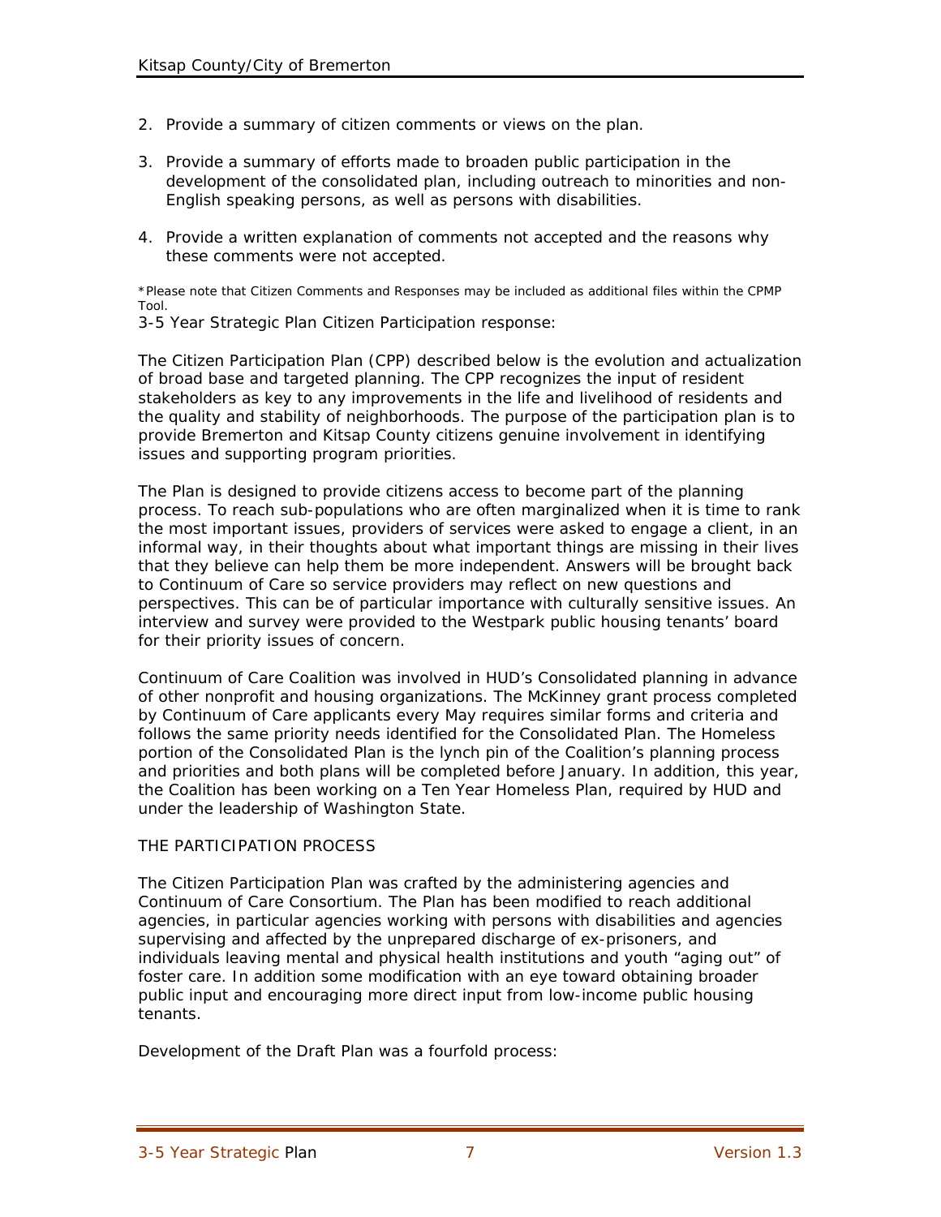2. Provide a summary of citizen comments or views on the plan.

3. Provide a summary of efforts made to broaden public participation in the development of the consolidated plan, including outreach to minorities and non-English speaking persons, as well as persons with disabilities.

4. Provide a written explanation of comments not accepted and the reasons why these comments were not accepted.

*Please note that Citizen Comments and Responses may be included as additional files within the CPMP Tool.

3-5 Year Strategic Plan Citizen Participation response:

The Citizen Participation Plan (CPP) described below is the evolution and actualization of broad base and targeted planning. The CPP recognizes the input of resident stakeholders as key to any improvements in the life and livelihood of residents and the quality and stability of neighborhoods. The purpose of the participation plan is to provide Bremerton and Kitsap County citizens genuine involvement in identifying issues and supporting program priorities.

The Plan is designed to provide citizens access to become part of the planning process. To reach sub-populations who are often marginalized when it is time to rank the most important issues, providers of services were asked to engage a client, in an informal way, in their thoughts about what important things are missing in their lives that they believe can help them be more independent. Answers will be brought back to Continuum of Care so service providers may reflect on new questions and perspectives. This can be of particular importance with culturally sensitive issues. An interview and survey were provided to the Westpark public housing tenants' board for their priority issues of concern.

Continuum of Care Coalition was involved in HUD's Consolidated planning in advance of other nonprofit and housing organizations. The McKinney grant process completed by Continuum of Care applicants every May requires similar forms and criteria and follows the same priority needs identified for the Consolidated Plan. The Homeless portion of the Consolidated Plan is the lynch pin of the Coalition's planning process and priorities and both plans will be completed before January. In addition, this year, the Coalition has been working on a Ten Year Homeless Plan, required by HUD and under the leadership of Washington State.

THE PARTICIPATION PROCESS

The Citizen Participation Plan was crafted by the administering agencies and Continuum of Care Consortium. The Plan has been modified to reach additional agencies, in particular agencies working with persons with disabilities and agencies supervising and affected by the unprepared discharge of ex-prisoners, and individuals leaving mental and physical health institutions and youth "aging out" of foster care. In addition some modification with an eye toward obtaining broader public input and encouraging more direct input from low-income public housing tenants.

Development of the Draft Plan was a fourfold process: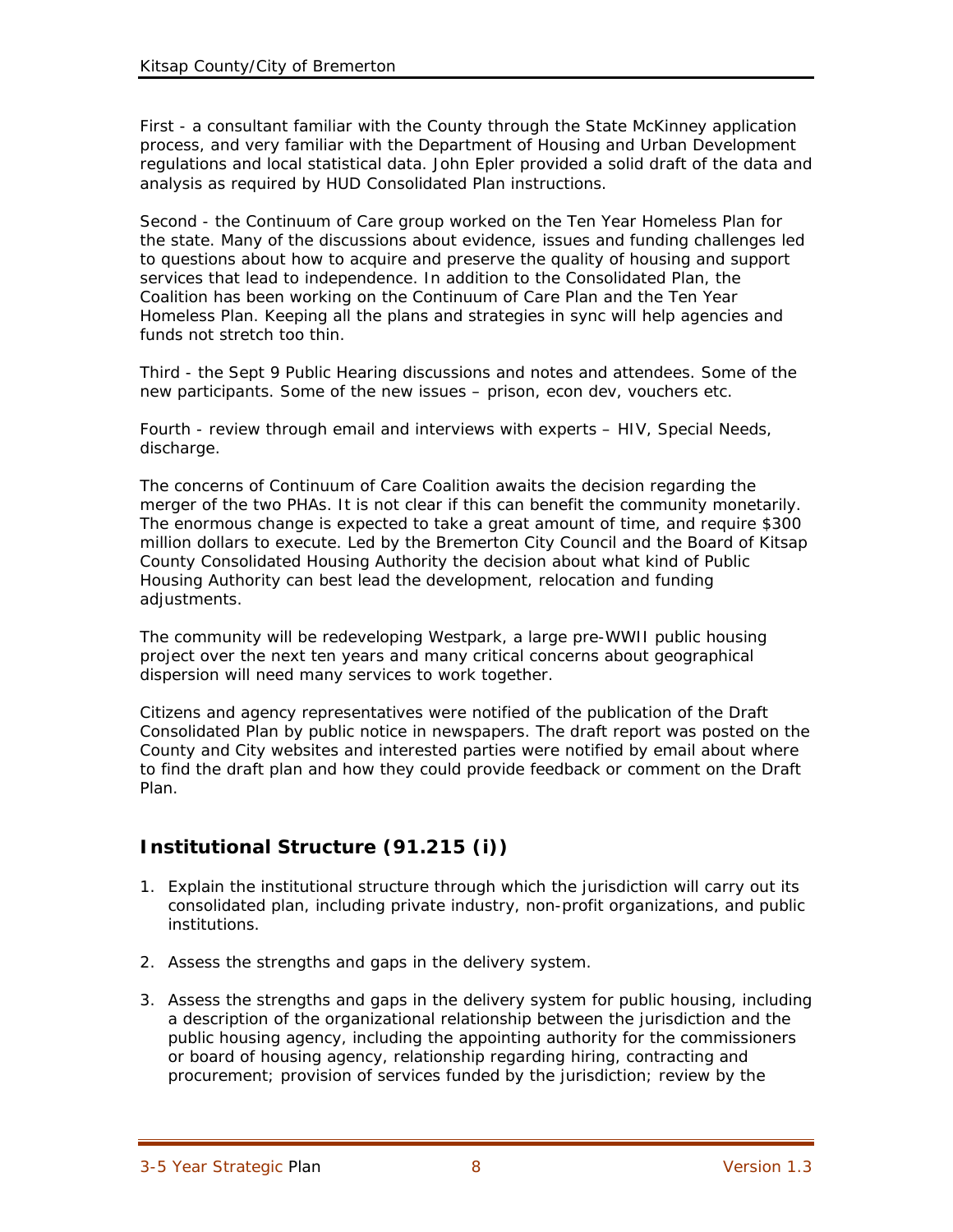First - a consultant familiar with the County through the State McKinney application process, and very familiar with the Department of Housing and Urban Development regulations and local statistical data. John Epler provided a solid draft of the data and analysis as required by HUD Consolidated Plan instructions.

Second - the Continuum of Care group worked on the Ten Year Homeless Plan for the state. Many of the discussions about evidence, issues and funding challenges led to questions about how to acquire and preserve the quality of housing and support services that lead to independence. In addition to the Consolidated Plan, the Coalition has been working on the Continuum of Care Plan and the Ten Year Homeless Plan. Keeping all the plans and strategies in sync will help agencies and funds not stretch too thin.

Third - the Sept 9 Public Hearing discussions and notes and attendees. Some of the new participants. Some of the new issues – prison, econ dev, vouchers etc.

Fourth - review through email and interviews with experts – HIV, Special Needs, discharge.

The concerns of Continuum of Care Coalition awaits the decision regarding the merger of the two PHAs. It is not clear if this can benefit the community monetarily. The enormous change is expected to take a great amount of time, and require $300 million dollars to execute. Led by the Bremerton City Council and the Board of Kitsap County Consolidated Housing Authority the decision about what kind of Public Housing Authority can best lead the development, relocation and funding adjustments.

The community will be redeveloping Westpark, a large pre-WWII public housing project over the next ten years and many critical concerns about geographical dispersion will need many services to work together.

Citizens and agency representatives were notified of the publication of the Draft Consolidated Plan by public notice in newspapers. The draft report was posted on the County and City websites and interested parties were notified by email about where to find the draft plan and how they could provide feedback or comment on the Draft Plan.

## Institutional Structure (91.215 (i))

1. Explain the institutional structure through which the jurisdiction will carry out its consolidated plan, including private industry, non-profit organizations, and public institutions.

2. Assess the strengths and gaps in the delivery system.

3. Assess the strengths and gaps in the delivery system for public housing, including a description of the organizational relationship between the jurisdiction and the public housing agency, including the appointing authority for the commissioners or board of housing agency, relationship regarding hiring, contracting and procurement; provision of services funded by the jurisdiction; review by the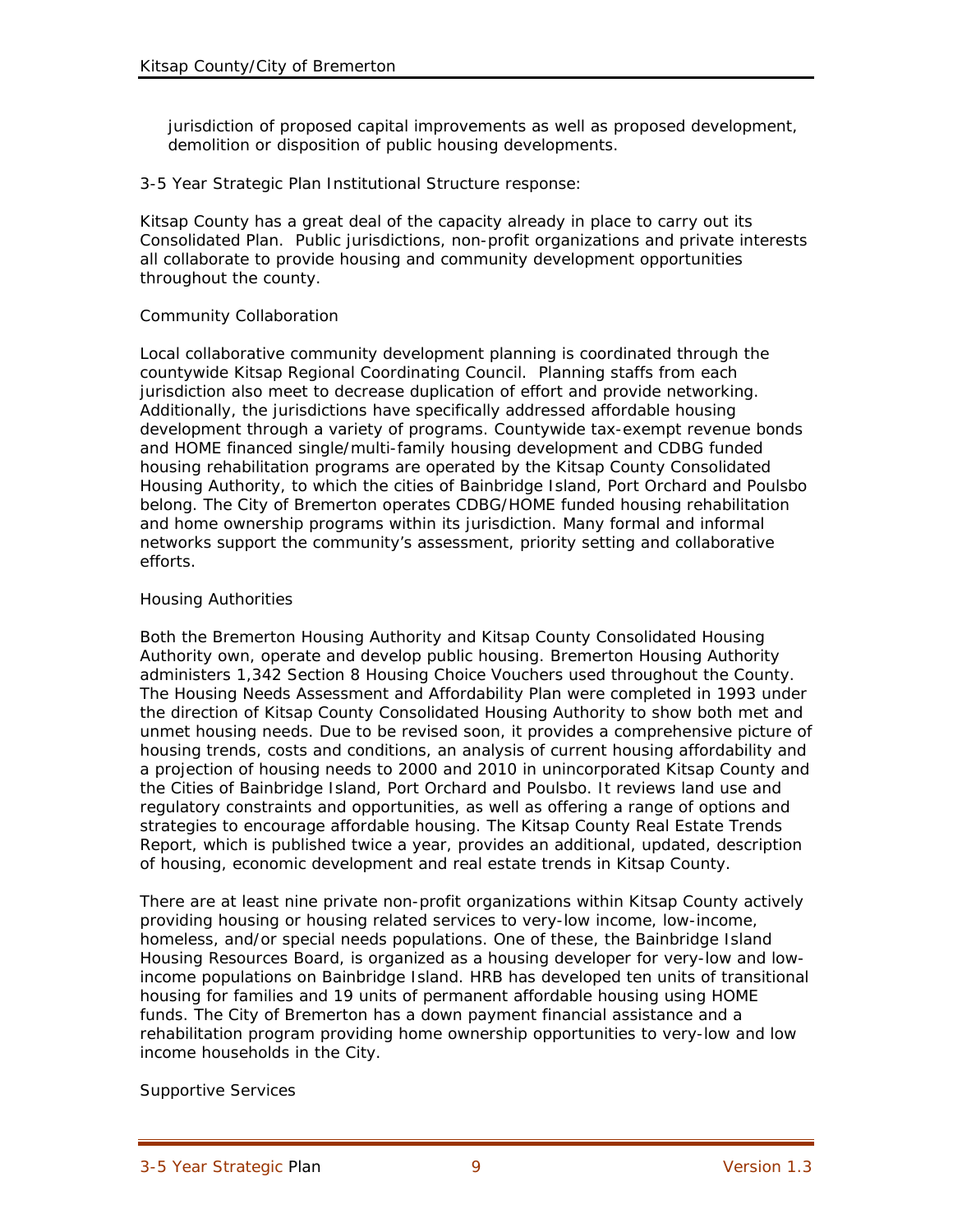jurisdiction of proposed capital improvements as well as proposed development, demolition or disposition of public housing developments.

3-5 Year Strategic Plan Institutional Structure response:

Kitsap County has a great deal of the capacity already in place to carry out its Consolidated Plan. Public jurisdictions, non-profit organizations and private interests all collaborate to provide housing and community development opportunities throughout the county.

Community Collaboration

Local collaborative community development planning is coordinated through the countywide Kitsap Regional Coordinating Council. Planning staffs from each jurisdiction also meet to decrease duplication of effort and provide networking. Additionally, the jurisdictions have specifically addressed affordable housing development through a variety of programs. Countywide tax-exempt revenue bonds and HOME financed single/multi-family housing development and CDBG funded housing rehabilitation programs are operated by the Kitsap County Consolidated Housing Authority, to which the cities of Bainbridge Island, Port Orchard and Poulsbo belong. The City of Bremerton operates CDBG/HOME funded housing rehabilitation and home ownership programs within its jurisdiction. Many formal and informal networks support the community's assessment, priority setting and collaborative efforts.

Housing Authorities

Both the Bremerton Housing Authority and Kitsap County Consolidated Housing Authority own, operate and develop public housing. Bremerton Housing Authority administers 1,342 Section 8 Housing Choice Vouchers used throughout the County. The Housing Needs Assessment and Affordability Plan were completed in 1993 under the direction of Kitsap County Consolidated Housing Authority to show both met and unmet housing needs. Due to be revised soon, it provides a comprehensive picture of housing trends, costs and conditions, an analysis of current housing affordability and a projection of housing needs to 2000 and 2010 in unincorporated Kitsap County and the Cities of Bainbridge Island, Port Orchard and Poulsbo. It reviews land use and regulatory constraints and opportunities, as well as offering a range of options and strategies to encourage affordable housing. The Kitsap County Real Estate Trends Report, which is published twice a year, provides an additional, updated, description of housing, economic development and real estate trends in Kitsap County.

There are at least nine private non-profit organizations within Kitsap County actively providing housing or housing related services to very-low income, low-income, homeless, and/or special needs populations. One of these, the Bainbridge Island Housing Resources Board, is organized as a housing developer for very-low and low-income populations on Bainbridge Island. HRB has developed ten units of transitional housing for families and 19 units of permanent affordable housing using HOME funds. The City of Bremerton has a down payment financial assistance and a rehabilitation program providing home ownership opportunities to very-low and low income households in the City.

Supportive Services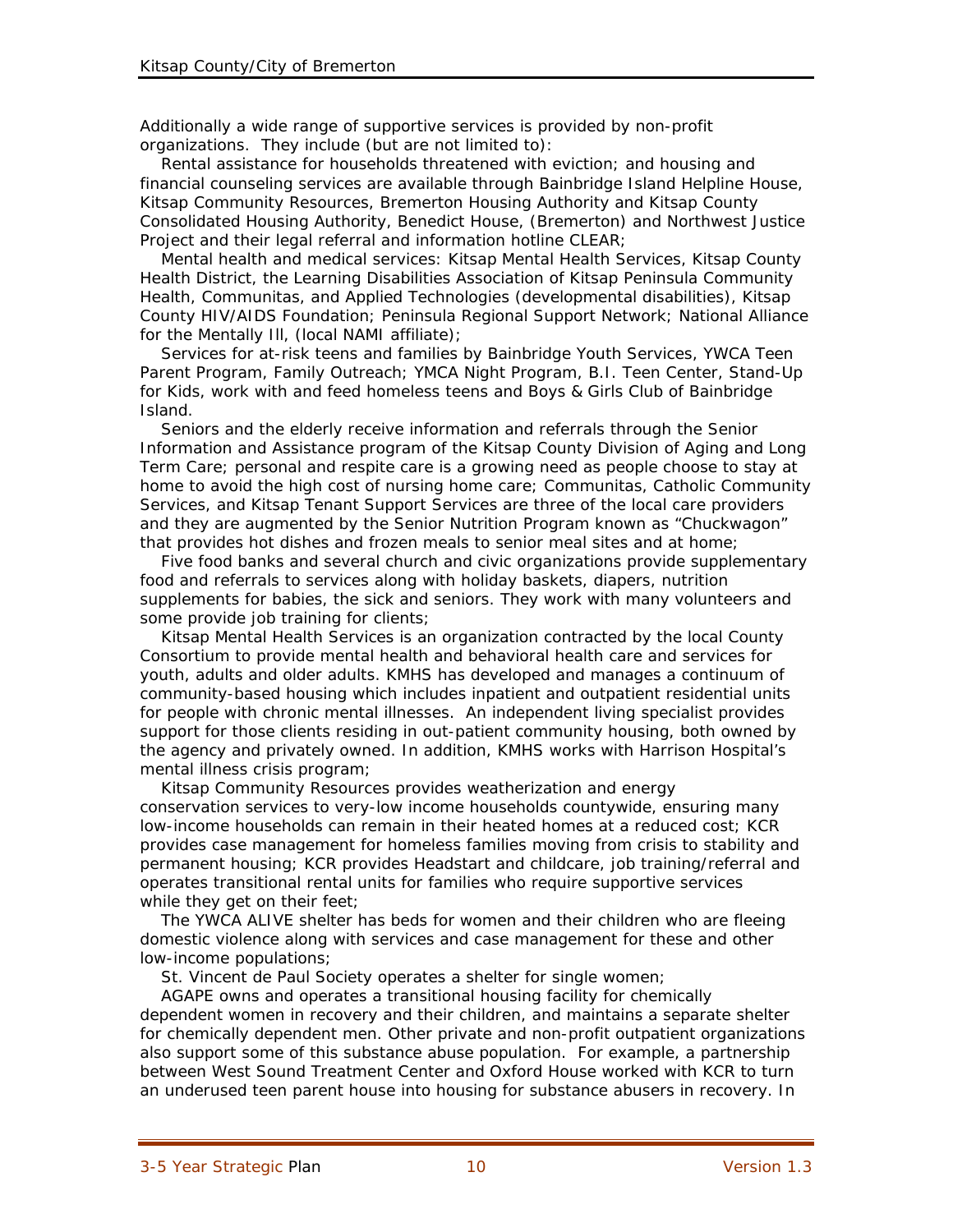Additionally a wide range of supportive services is provided by non-profit organizations. They include (but are not limited to):

Rental assistance for households threatened with eviction; and housing and financial counseling services are available through Bainbridge Island Helpline House, Kitsap Community Resources, Bremerton Housing Authority and Kitsap County Consolidated Housing Authority, Benedict House, (Bremerton) and Northwest Justice Project and their legal referral and information hotline CLEAR;

Mental health and medical services: Kitsap Mental Health Services, Kitsap County Health District, the Learning Disabilities Association of Kitsap Peninsula Community Health, Communitas, and Applied Technologies (developmental disabilities), Kitsap County HIV/AIDS Foundation; Peninsula Regional Support Network; National Alliance for the Mentally Ill, (local NAMI affiliate);

Services for at-risk teens and families by Bainbridge Youth Services, YWCA Teen Parent Program, Family Outreach; YMCA Night Program, B.I. Teen Center, Stand-Up for Kids, work with and feed homeless teens and Boys & Girls Club of Bainbridge Island.

Seniors and the elderly receive information and referrals through the Senior Information and Assistance program of the Kitsap County Division of Aging and Long Term Care; personal and respite care is a growing need as people choose to stay at home to avoid the high cost of nursing home care; Communitas, Catholic Community Services, and Kitsap Tenant Support Services are three of the local care providers and they are augmented by the Senior Nutrition Program known as "Chuckwagon" that provides hot dishes and frozen meals to senior meal sites and at home;

Five food banks and several church and civic organizations provide supplementary food and referrals to services along with holiday baskets, diapers, nutrition supplements for babies, the sick and seniors. They work with many volunteers and some provide job training for clients;

Kitsap Mental Health Services is an organization contracted by the local County Consortium to provide mental health and behavioral health care and services for youth, adults and older adults. KMHS has developed and manages a continuum of community-based housing which includes inpatient and outpatient residential units for people with chronic mental illnesses. An independent living specialist provides support for those clients residing in out-patient community housing, both owned by the agency and privately owned. In addition, KMHS works with Harrison Hospital's mental illness crisis program;

Kitsap Community Resources provides weatherization and energy conservation services to very-low income households countywide, ensuring many low-income households can remain in their heated homes at a reduced cost; KCR provides case management for homeless families moving from crisis to stability and permanent housing; KCR provides Headstart and childcare, job training/referral and operates transitional rental units for families who require supportive services while they get on their feet;

The YWCA ALIVE shelter has beds for women and their children who are fleeing domestic violence along with services and case management for these and other low-income populations;

St. Vincent de Paul Society operates a shelter for single women;

AGAPE owns and operates a transitional housing facility for chemically dependent women in recovery and their children, and maintains a separate shelter for chemically dependent men. Other private and non-profit outpatient organizations also support some of this substance abuse population. For example, a partnership between West Sound Treatment Center and Oxford House worked with KCR to turn an underused teen parent house into housing for substance abusers in recovery. In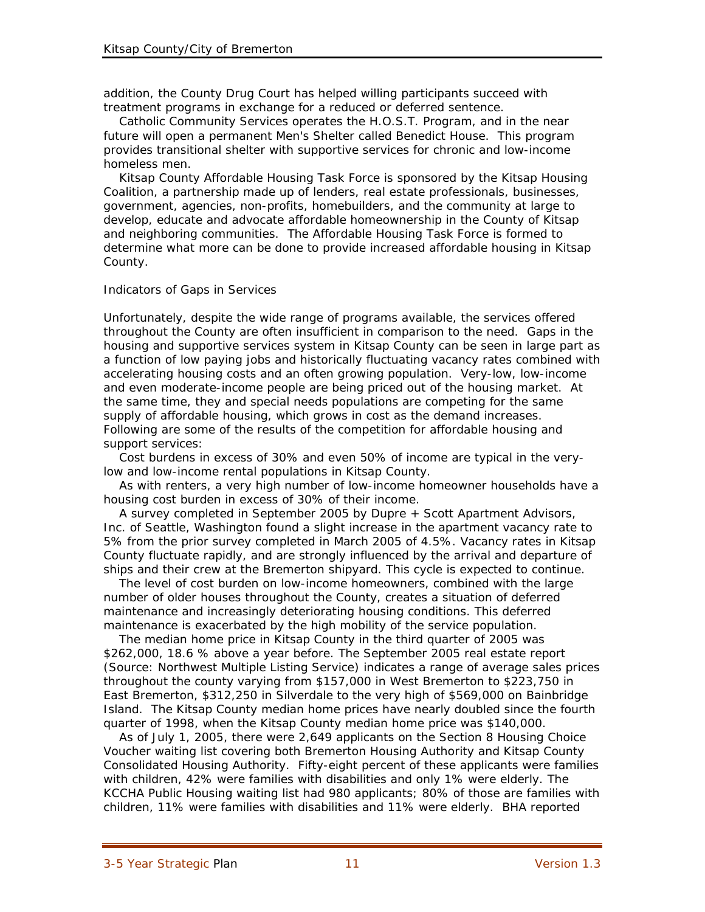addition, the County Drug Court has helped willing participants succeed with treatment programs in exchange for a reduced or deferred sentence.

Catholic Community Services operates the H.O.S.T. Program, and in the near future will open a permanent Men's Shelter called Benedict House. This program provides transitional shelter with supportive services for chronic and low-income homeless men.

Kitsap County Affordable Housing Task Force is sponsored by the Kitsap Housing Coalition, a partnership made up of lenders, real estate professionals, businesses, government, agencies, non-profits, homebuilders, and the community at large to develop, educate and advocate affordable homeownership in the County of Kitsap and neighboring communities. The Affordable Housing Task Force is formed to determine what more can be done to provide increased affordable housing in Kitsap County.

Indicators of Gaps in Services

Unfortunately, despite the wide range of programs available, the services offered throughout the County are often insufficient in comparison to the need. Gaps in the housing and supportive services system in Kitsap County can be seen in large part as a function of low paying jobs and historically fluctuating vacancy rates combined with accelerating housing costs and an often growing population. Very-low, low-income and even moderate-income people are being priced out of the housing market. At the same time, they and special needs populations are competing for the same supply of affordable housing, which grows in cost as the demand increases. Following are some of the results of the competition for affordable housing and support services:

Cost burdens in excess of 30% and even 50% of income are typical in the very-low and low-income rental populations in Kitsap County.

As with renters, a very high number of low-income homeowner households have a housing cost burden in excess of 30% of their income.

A survey completed in September 2005 by Dupre + Scott Apartment Advisors, Inc. of Seattle, Washington found a slight increase in the apartment vacancy rate to 5% from the prior survey completed in March 2005 of 4.5%. Vacancy rates in Kitsap County fluctuate rapidly, and are strongly influenced by the arrival and departure of ships and their crew at the Bremerton shipyard. This cycle is expected to continue.

The level of cost burden on low-income homeowners, combined with the large number of older houses throughout the County, creates a situation of deferred maintenance and increasingly deteriorating housing conditions. This deferred maintenance is exacerbated by the high mobility of the service population.

The median home price in Kitsap County in the third quarter of 2005 was $262,000, 18.6 % above a year before. The September 2005 real estate report (Source: Northwest Multiple Listing Service) indicates a range of average sales prices throughout the county varying from $157,000 in West Bremerton to $223,750 in East Bremerton, $312,250 in Silverdale to the very high of $569,000 on Bainbridge Island. The Kitsap County median home prices have nearly doubled since the fourth quarter of 1998, when the Kitsap County median home price was $140,000.

As of July 1, 2005, there were 2,649 applicants on the Section 8 Housing Choice Voucher waiting list covering both Bremerton Housing Authority and Kitsap County Consolidated Housing Authority. Fifty-eight percent of these applicants were families with children, 42% were families with disabilities and only 1% were elderly. The KCCHA Public Housing waiting list had 980 applicants; 80% of those are families with children, 11% were families with disabilities and 11% were elderly. BHA reported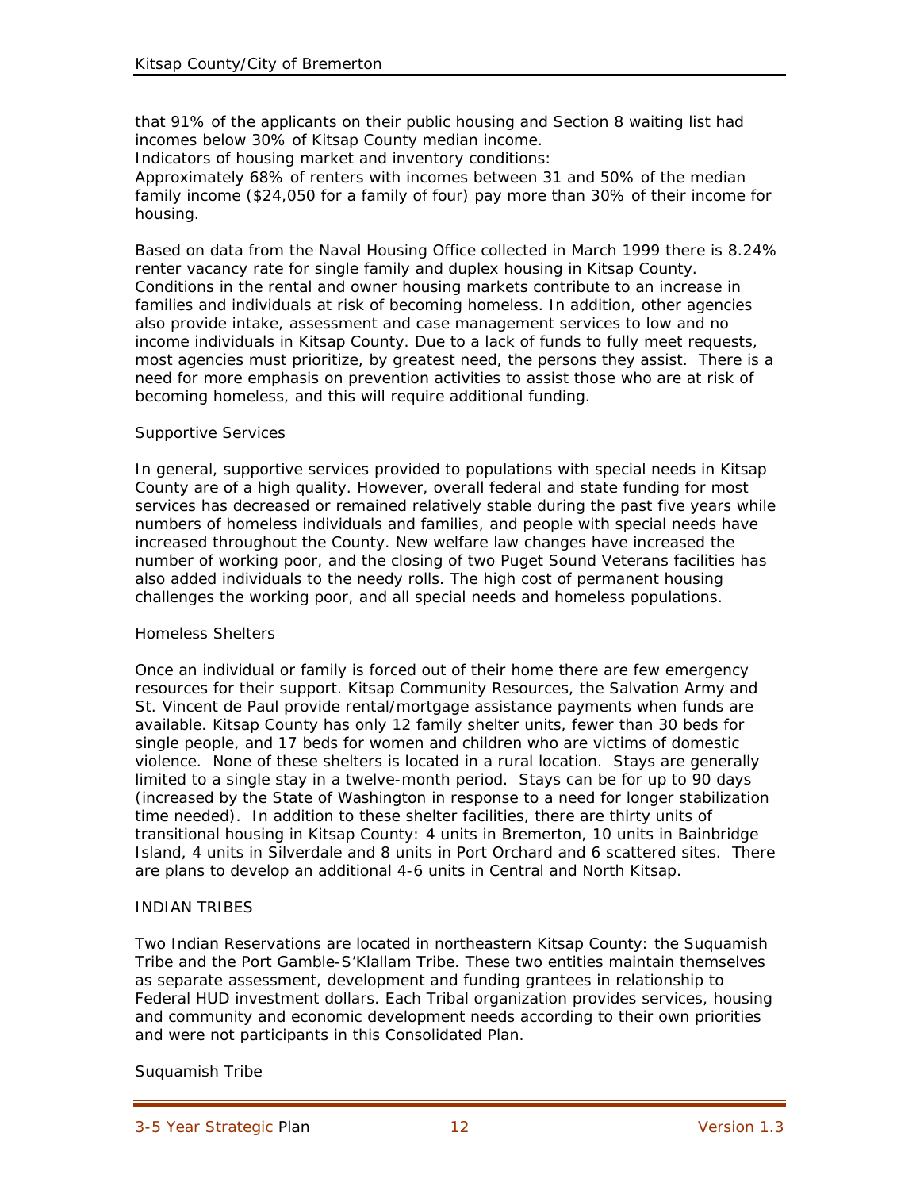that 91% of the applicants on their public housing and Section 8 waiting list had incomes below 30% of Kitsap County median income.

Indicators of housing market and inventory conditions:

Approximately 68% of renters with incomes between 31 and 50% of the median family income ($24,050 for a family of four) pay more than 30% of their income for housing.

Based on data from the Naval Housing Office collected in March 1999 there is 8.24% renter vacancy rate for single family and duplex housing in Kitsap County. Conditions in the rental and owner housing markets contribute to an increase in families and individuals at risk of becoming homeless. In addition, other agencies also provide intake, assessment and case management services to low and no income individuals in Kitsap County. Due to a lack of funds to fully meet requests, most agencies must prioritize, by greatest need, the persons they assist. There is a need for more emphasis on prevention activities to assist those who are at risk of becoming homeless, and this will require additional funding.

Supportive Services

In general, supportive services provided to populations with special needs in Kitsap County are of a high quality. However, overall federal and state funding for most services has decreased or remained relatively stable during the past five years while numbers of homeless individuals and families, and people with special needs have increased throughout the County. New welfare law changes have increased the number of working poor, and the closing of two Puget Sound Veterans facilities has also added individuals to the needy rolls. The high cost of permanent housing challenges the working poor, and all special needs and homeless populations.

Homeless Shelters

Once an individual or family is forced out of their home there are few emergency resources for their support. Kitsap Community Resources, the Salvation Army and St. Vincent de Paul provide rental/mortgage assistance payments when funds are available. Kitsap County has only 12 family shelter units, fewer than 30 beds for single people, and 17 beds for women and children who are victims of domestic violence. None of these shelters is located in a rural location. Stays are generally limited to a single stay in a twelve-month period. Stays can be for up to 90 days (increased by the State of Washington in response to a need for longer stabilization time needed). In addition to these shelter facilities, there are thirty units of transitional housing in Kitsap County: 4 units in Bremerton, 10 units in Bainbridge Island, 4 units in Silverdale and 8 units in Port Orchard and 6 scattered sites. There are plans to develop an additional 4-6 units in Central and North Kitsap.

INDIAN TRIBES

Two Indian Reservations are located in northeastern Kitsap County: the Suquamish Tribe and the Port Gamble-S'Klallam Tribe. These two entities maintain themselves as separate assessment, development and funding grantees in relationship to Federal HUD investment dollars. Each Tribal organization provides services, housing and community and economic development needs according to their own priorities and were not participants in this Consolidated Plan.

Suquamish Tribe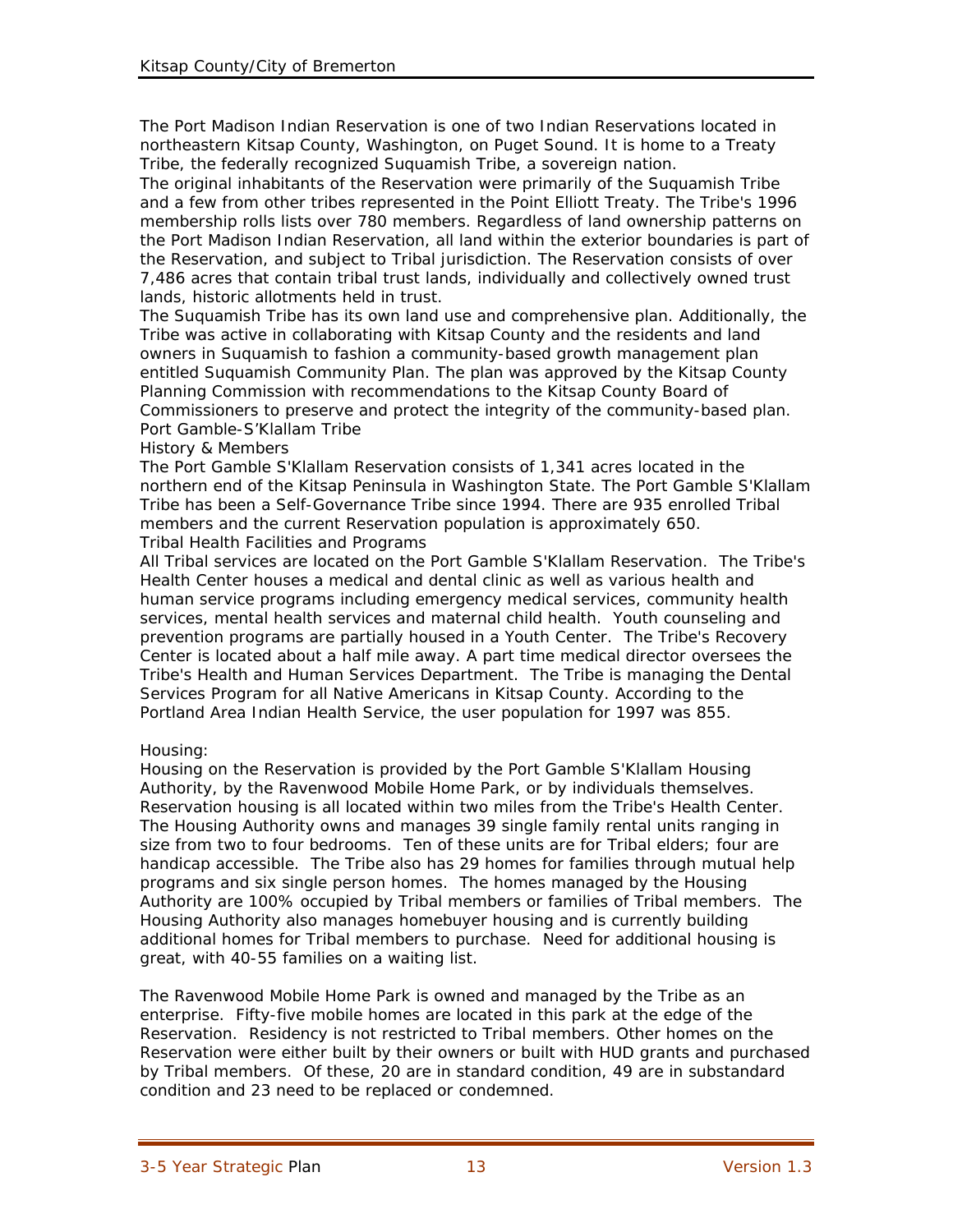The Port Madison Indian Reservation is one of two Indian Reservations located in northeastern Kitsap County, Washington, on Puget Sound. It is home to a Treaty Tribe, the federally recognized Suquamish Tribe, a sovereign nation.

The original inhabitants of the Reservation were primarily of the Suquamish Tribe and a few from other tribes represented in the Point Elliott Treaty. The Tribe's 1996 membership rolls lists over 780 members. Regardless of land ownership patterns on the Port Madison Indian Reservation, all land within the exterior boundaries is part of the Reservation, and subject to Tribal jurisdiction. The Reservation consists of over 7,486 acres that contain tribal trust lands, individually and collectively owned trust lands, historic allotments held in trust.

The Suquamish Tribe has its own land use and comprehensive plan. Additionally, the Tribe was active in collaborating with Kitsap County and the residents and land owners in Suquamish to fashion a community-based growth management plan entitled Suquamish Community Plan. The plan was approved by the Kitsap County Planning Commission with recommendations to the Kitsap County Board of Commissioners to preserve and protect the integrity of the community-based plan.

Port Gamble-S'Klallam Tribe

History & Members

The Port Gamble S'Klallam Reservation consists of 1,341 acres located in the northern end of the Kitsap Peninsula in Washington State. The Port Gamble S'Klallam Tribe has been a Self-Governance Tribe since 1994. There are 935 enrolled Tribal members and the current Reservation population is approximately 650.

Tribal Health Facilities and Programs

All Tribal services are located on the Port Gamble S'Klallam Reservation. The Tribe's Health Center houses a medical and dental clinic as well as various health and human service programs including emergency medical services, community health services, mental health services and maternal child health. Youth counseling and prevention programs are partially housed in a Youth Center. The Tribe's Recovery Center is located about a half mile away. A part time medical director oversees the Tribe's Health and Human Services Department. The Tribe is managing the Dental Services Program for all Native Americans in Kitsap County. According to the Portland Area Indian Health Service, the user population for 1997 was 855.

Housing:

Housing on the Reservation is provided by the Port Gamble S'Klallam Housing Authority, by the Ravenwood Mobile Home Park, or by individuals themselves. Reservation housing is all located within two miles from the Tribe's Health Center. The Housing Authority owns and manages 39 single family rental units ranging in size from two to four bedrooms. Ten of these units are for Tribal elders; four are handicap accessible. The Tribe also has 29 homes for families through mutual help programs and six single person homes. The homes managed by the Housing Authority are 100% occupied by Tribal members or families of Tribal members. The Housing Authority also manages homebuyer housing and is currently building additional homes for Tribal members to purchase. Need for additional housing is great, with 40-55 families on a waiting list.

The Ravenwood Mobile Home Park is owned and managed by the Tribe as an enterprise. Fifty-five mobile homes are located in this park at the edge of the Reservation. Residency is not restricted to Tribal members. Other homes on the Reservation were either built by their owners or built with HUD grants and purchased by Tribal members. Of these, 20 are in standard condition, 49 are in substandard condition and 23 need to be replaced or condemned.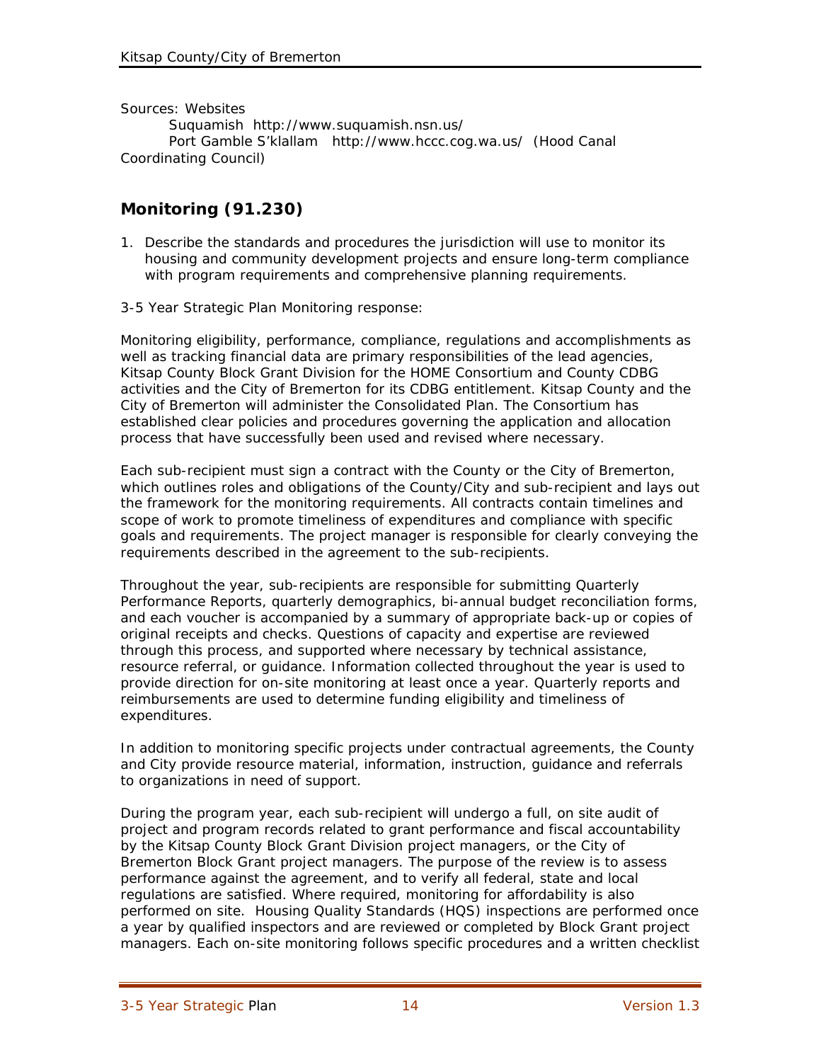Sources: Websites

Suquamish http://www.suquamish.nsn.us/

Port Gamble S'klallam http://www.hccc.cog.wa.us/ (Hood Canal Coordinating Council)

## Monitoring (91.230)

1. Describe the standards and procedures the jurisdiction will use to monitor its housing and community development projects and ensure long-term compliance with program requirements and comprehensive planning requirements.

3-5 Year Strategic Plan Monitoring response:

Monitoring eligibility, performance, compliance, regulations and accomplishments as well as tracking financial data are primary responsibilities of the lead agencies, Kitsap County Block Grant Division for the HOME Consortium and County CDBG activities and the City of Bremerton for its CDBG entitlement. Kitsap County and the City of Bremerton will administer the Consolidated Plan. The Consortium has established clear policies and procedures governing the application and allocation process that have successfully been used and revised where necessary.

Each sub-recipient must sign a contract with the County or the City of Bremerton, which outlines roles and obligations of the County/City and sub-recipient and lays out the framework for the monitoring requirements. All contracts contain timelines and scope of work to promote timeliness of expenditures and compliance with specific goals and requirements. The project manager is responsible for clearly conveying the requirements described in the agreement to the sub-recipients.

Throughout the year, sub-recipients are responsible for submitting Quarterly Performance Reports, quarterly demographics, bi-annual budget reconciliation forms, and each voucher is accompanied by a summary of appropriate back-up or copies of original receipts and checks. Questions of capacity and expertise are reviewed through this process, and supported where necessary by technical assistance, resource referral, or guidance. Information collected throughout the year is used to provide direction for on-site monitoring at least once a year. Quarterly reports and reimbursements are used to determine funding eligibility and timeliness of expenditures.

In addition to monitoring specific projects under contractual agreements, the County and City provide resource material, information, instruction, guidance and referrals to organizations in need of support.

During the program year, each sub-recipient will undergo a full, on site audit of project and program records related to grant performance and fiscal accountability by the Kitsap County Block Grant Division project managers, or the City of Bremerton Block Grant project managers. The purpose of the review is to assess performance against the agreement, and to verify all federal, state and local regulations are satisfied. Where required, monitoring for affordability is also performed on site. Housing Quality Standards (HQS) inspections are performed once a year by qualified inspectors and are reviewed or completed by Block Grant project managers. Each on-site monitoring follows specific procedures and a written checklist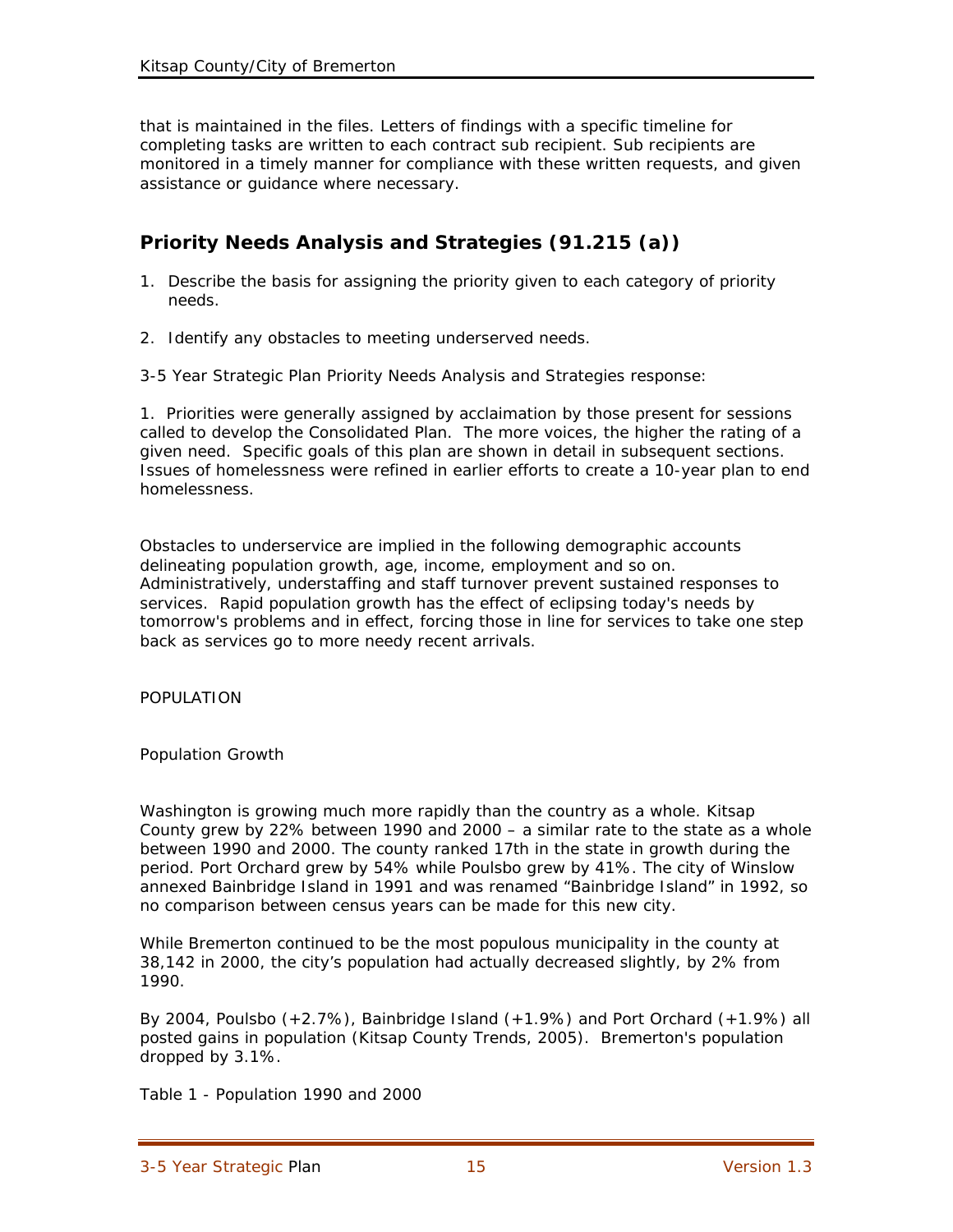that is maintained in the files. Letters of findings with a specific timeline for completing tasks are written to each contract sub recipient. Sub recipients are monitored in a timely manner for compliance with these written requests, and given assistance or guidance where necessary.

## Priority Needs Analysis and Strategies (91.215 (a))

1. Describe the basis for assigning the priority given to each category of priority needs.

2. Identify any obstacles to meeting underserved needs.

3-5 Year Strategic Plan Priority Needs Analysis and Strategies response:

1. Priorities were generally assigned by acclaimation by those present for sessions called to develop the Consolidated Plan. The more voices, the higher the rating of a given need. Specific goals of this plan are shown in detail in subsequent sections. Issues of homelessness were refined in earlier efforts to create a 10-year plan to end homelessness.

Obstacles to underservice are implied in the following demographic accounts delineating population growth, age, income, employment and so on. Administratively, understaffing and staff turnover prevent sustained responses to services. Rapid population growth has the effect of eclipsing today's needs by tomorrow's problems and in effect, forcing those in line for services to take one step back as services go to more needy recent arrivals.

POPULATION

Population Growth

Washington is growing much more rapidly than the country as a whole. Kitsap County grew by 22% between 1990 and 2000 – a similar rate to the state as a whole between 1990 and 2000. The county ranked 17th in the state in growth during the period. Port Orchard grew by 54% while Poulsbo grew by 41%. The city of Winslow annexed Bainbridge Island in 1991 and was renamed "Bainbridge Island" in 1992, so no comparison between census years can be made for this new city.

While Bremerton continued to be the most populous municipality in the county at 38,142 in 2000, the city's population had actually decreased slightly, by 2% from 1990.

By 2004, Poulsbo (+2.7%), Bainbridge Island (+1.9%) and Port Orchard (+1.9%) all posted gains in population (Kitsap County Trends, 2005). Bremerton's population dropped by 3.1%.

Table 1 - Population 1990 and 2000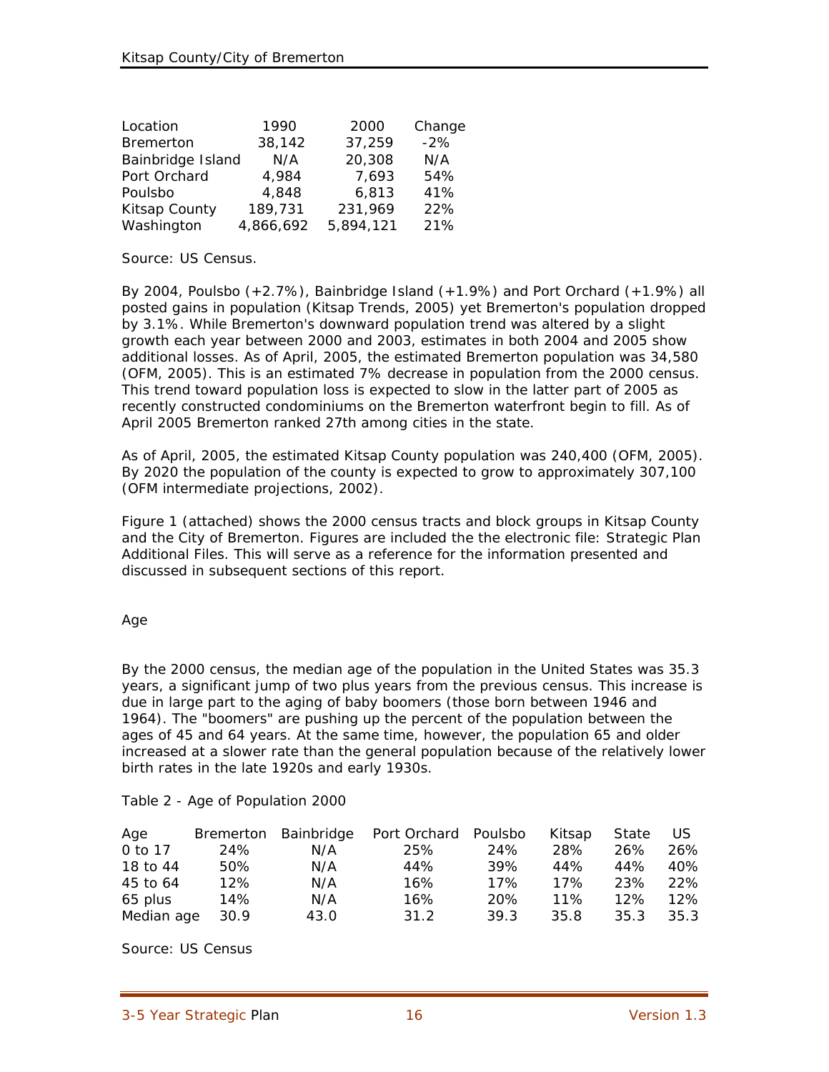| Location | 1990 | 2000 | Change |
|---|---|---|---|
| Bremerton | 38,142 | 37,259 | -2% |
| Bainbridge Island | N/A | 20,308 | N/A |
| Port Orchard | 4,984 | 7,693 | 54% |
| Poulsbo | 4,848 | 6,813 | 41% |
| Kitsap County | 189,731 | 231,969 | 22% |
| Washington | 4,866,692 | 5,894,121 | 21% |

Source: US Census.

By 2004, Poulsbo (+2.7%), Bainbridge Island (+1.9%) and Port Orchard (+1.9%) all posted gains in population (Kitsap Trends, 2005) yet Bremerton's population dropped by 3.1%. While Bremerton's downward population trend was altered by a slight growth each year between 2000 and 2003, estimates in both 2004 and 2005 show additional losses. As of April, 2005, the estimated Bremerton population was 34,580 (OFM, 2005). This is an estimated 7% decrease in population from the 2000 census. This trend toward population loss is expected to slow in the latter part of 2005 as recently constructed condominiums on the Bremerton waterfront begin to fill. As of April 2005 Bremerton ranked 27th among cities in the state.

As of April, 2005, the estimated Kitsap County population was 240,400 (OFM, 2005). By 2020 the population of the county is expected to grow to approximately 307,100 (OFM intermediate projections, 2002).

Figure 1 (attached) shows the 2000 census tracts and block groups in Kitsap County and the City of Bremerton. Figures are included the the electronic file: Strategic Plan Additional Files. This will serve as a reference for the information presented and discussed in subsequent sections of this report.

## Age

By the 2000 census, the median age of the population in the United States was 35.3 years, a significant jump of two plus years from the previous census. This increase is due in large part to the aging of baby boomers (those born between 1946 and 1964). The "boomers" are pushing up the percent of the population between the ages of 45 and 64 years. At the same time, however, the population 65 and older increased at a slower rate than the general population because of the relatively lower birth rates in the late 1920s and early 1930s.

Table 2 - Age of Population 2000

| Age | Bremerton | Bainbridge | Port Orchard | Poulsbo | Kitsap | State | US |
|---|---|---|---|---|---|---|---|
| 0 to 17 | 24% | N/A | 25% | 24% | 28% | 26% | 26% |
| 18 to 44 | 50% | N/A | 44% | 39% | 44% | 44% | 40% |
| 45 to 64 | 12% | N/A | 16% | 17% | 17% | 23% | 22% |
| 65 plus | 14% | N/A | 16% | 20% | 11% | 12% | 12% |
| Median age | 30.9 | 43.0 | 31.2 | 39.3 | 35.8 | 35.3 | 35.3 |

Source: US Census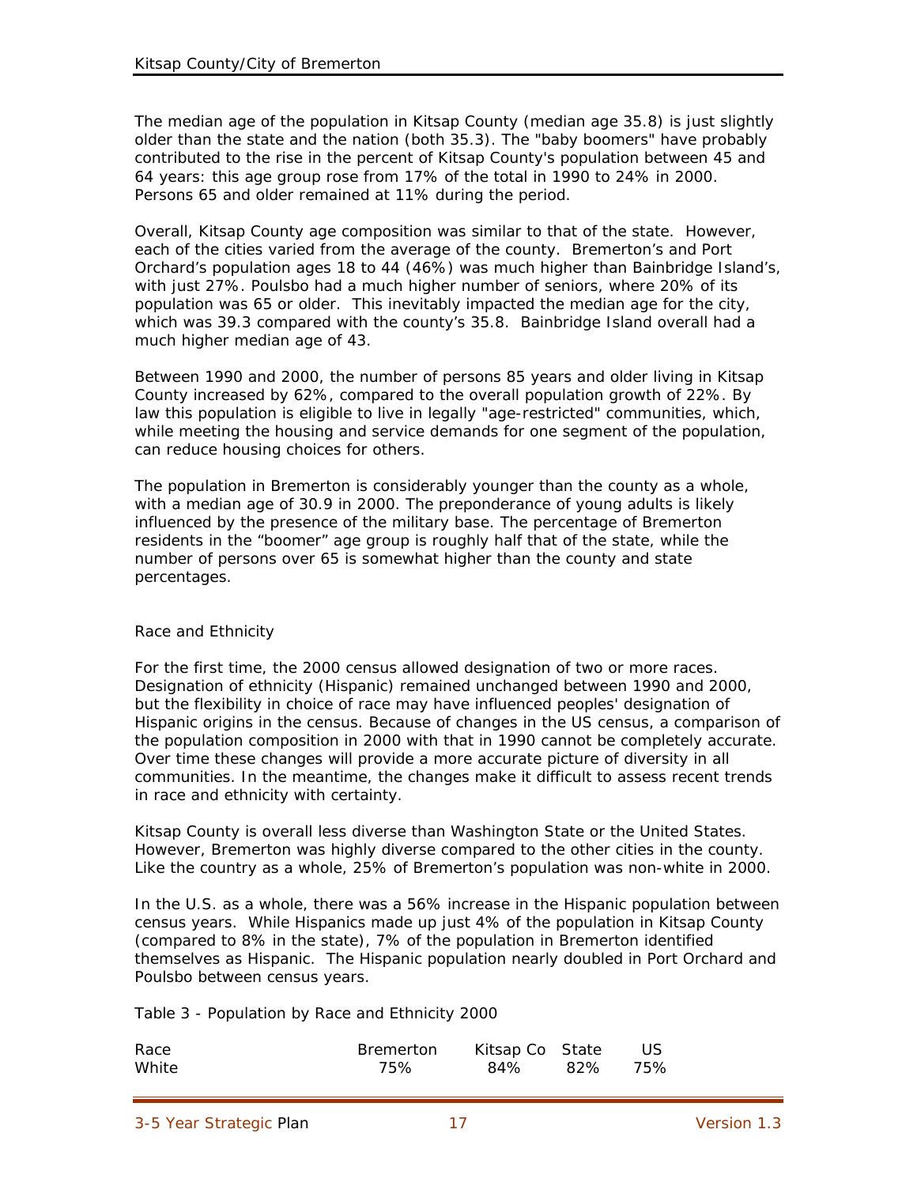The median age of the population in Kitsap County (median age 35.8) is just slightly older than the state and the nation (both 35.3). The "baby boomers" have probably contributed to the rise in the percent of Kitsap County's population between 45 and 64 years: this age group rose from 17% of the total in 1990 to 24% in 2000. Persons 65 and older remained at 11% during the period.

Overall, Kitsap County age composition was similar to that of the state. However, each of the cities varied from the average of the county. Bremerton's and Port Orchard's population ages 18 to 44 (46%) was much higher than Bainbridge Island's, with just 27%. Poulsbo had a much higher number of seniors, where 20% of its population was 65 or older. This inevitably impacted the median age for the city, which was 39.3 compared with the county's 35.8. Bainbridge Island overall had a much higher median age of 43.

Between 1990 and 2000, the number of persons 85 years and older living in Kitsap County increased by 62%, compared to the overall population growth of 22%. By law this population is eligible to live in legally "age-restricted" communities, which, while meeting the housing and service demands for one segment of the population, can reduce housing choices for others.

The population in Bremerton is considerably younger than the county as a whole, with a median age of 30.9 in 2000. The preponderance of young adults is likely influenced by the presence of the military base. The percentage of Bremerton residents in the "boomer" age group is roughly half that of the state, while the number of persons over 65 is somewhat higher than the county and state percentages.

### Race and Ethnicity

For the first time, the 2000 census allowed designation of two or more races. Designation of ethnicity (Hispanic) remained unchanged between 1990 and 2000, but the flexibility in choice of race may have influenced peoples' designation of Hispanic origins in the census. Because of changes in the US census, a comparison of the population composition in 2000 with that in 1990 cannot be completely accurate. Over time these changes will provide a more accurate picture of diversity in all communities. In the meantime, the changes make it difficult to assess recent trends in race and ethnicity with certainty.

Kitsap County is overall less diverse than Washington State or the United States. However, Bremerton was highly diverse compared to the other cities in the county. Like the country as a whole, 25% of Bremerton's population was non-white in 2000.

In the U.S. as a whole, there was a 56% increase in the Hispanic population between census years. While Hispanics made up just 4% of the population in Kitsap County (compared to 8% in the state), 7% of the population in Bremerton identified themselves as Hispanic. The Hispanic population nearly doubled in Port Orchard and Poulsbo between census years.

Table 3 - Population by Race and Ethnicity 2000

| Race | Bremerton | Kitsap Co | State | US |
|---|---|---|---|---|
| White | 75% | 84% | 82% | 75% |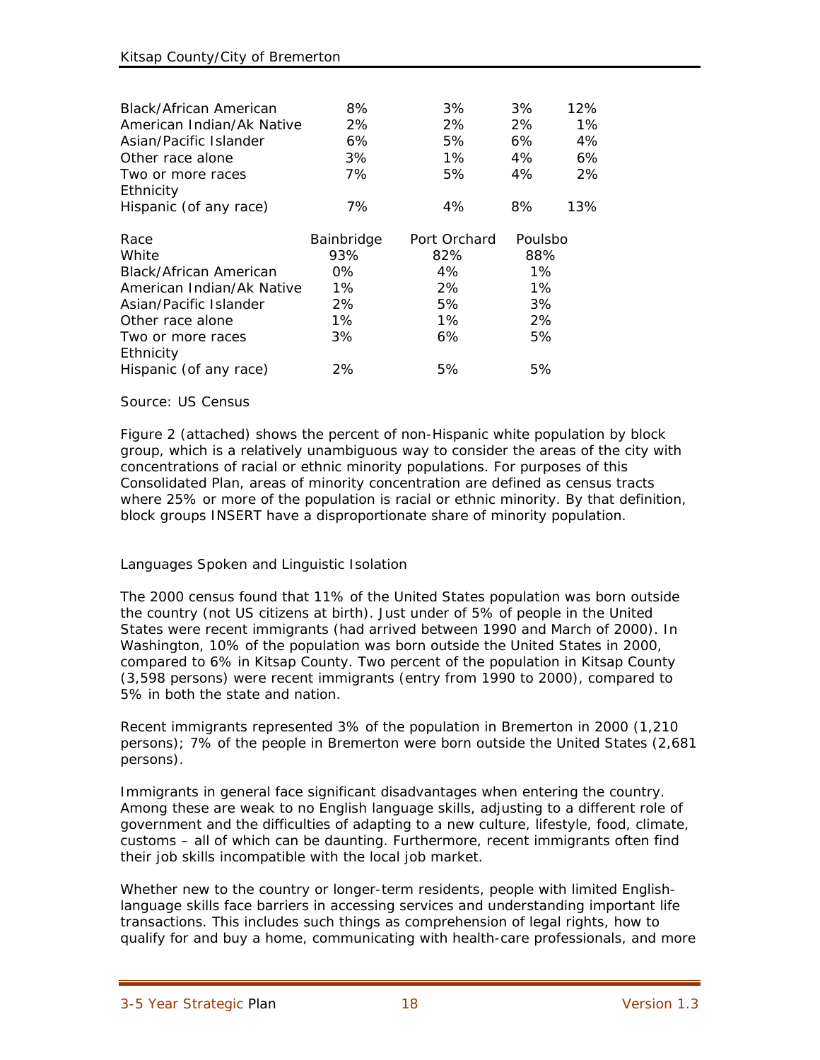| | | | | |
|---|---|---|---|---|
| Black/African American | 8% | 3% | 3% | 12% |
| American Indian/Ak Native | 2% | 2% | 2% | 1% |
| Asian/Pacific Islander | 6% | 5% | 6% | 4% |
| Other race alone | 3% | 1% | 4% | 6% |
| Two or more races | 7% | 5% | 4% | 2% |
| Ethnicity | | | | |
| Hispanic (of any race) | 7% | 4% | 8% | 13% |

| Race | Bainbridge | Port Orchard | Poulsbo |
|---|---|---|---|
| White | 93% | 82% | 88% |
| Black/African American | 0% | 4% | 1% |
| American Indian/Ak Native | 1% | 2% | 1% |
| Asian/Pacific Islander | 2% | 5% | 3% |
| Other race alone | 1% | 1% | 2% |
| Two or more races | 3% | 6% | 5% |
| Ethnicity | | | |
| Hispanic (of any race) | 2% | 5% | 5% |

Source: US Census

Figure 2 (attached) shows the percent of non-Hispanic white population by block group, which is a relatively unambiguous way to consider the areas of the city with concentrations of racial or ethnic minority populations. For purposes of this Consolidated Plan, areas of minority concentration are defined as census tracts where 25% or more of the population is racial or ethnic minority. By that definition, block groups INSERT have a disproportionate share of minority population.

Languages Spoken and Linguistic Isolation

The 2000 census found that 11% of the United States population was born outside the country (not US citizens at birth). Just under of 5% of people in the United States were recent immigrants (had arrived between 1990 and March of 2000). In Washington, 10% of the population was born outside the United States in 2000, compared to 6% in Kitsap County. Two percent of the population in Kitsap County (3,598 persons) were recent immigrants (entry from 1990 to 2000), compared to 5% in both the state and nation.

Recent immigrants represented 3% of the population in Bremerton in 2000 (1,210 persons); 7% of the people in Bremerton were born outside the United States (2,681 persons).

Immigrants in general face significant disadvantages when entering the country. Among these are weak to no English language skills, adjusting to a different role of government and the difficulties of adapting to a new culture, lifestyle, food, climate, customs – all of which can be daunting. Furthermore, recent immigrants often find their job skills incompatible with the local job market.

Whether new to the country or longer-term residents, people with limited English-language skills face barriers in accessing services and understanding important life transactions. This includes such things as comprehension of legal rights, how to qualify for and buy a home, communicating with health-care professionals, and more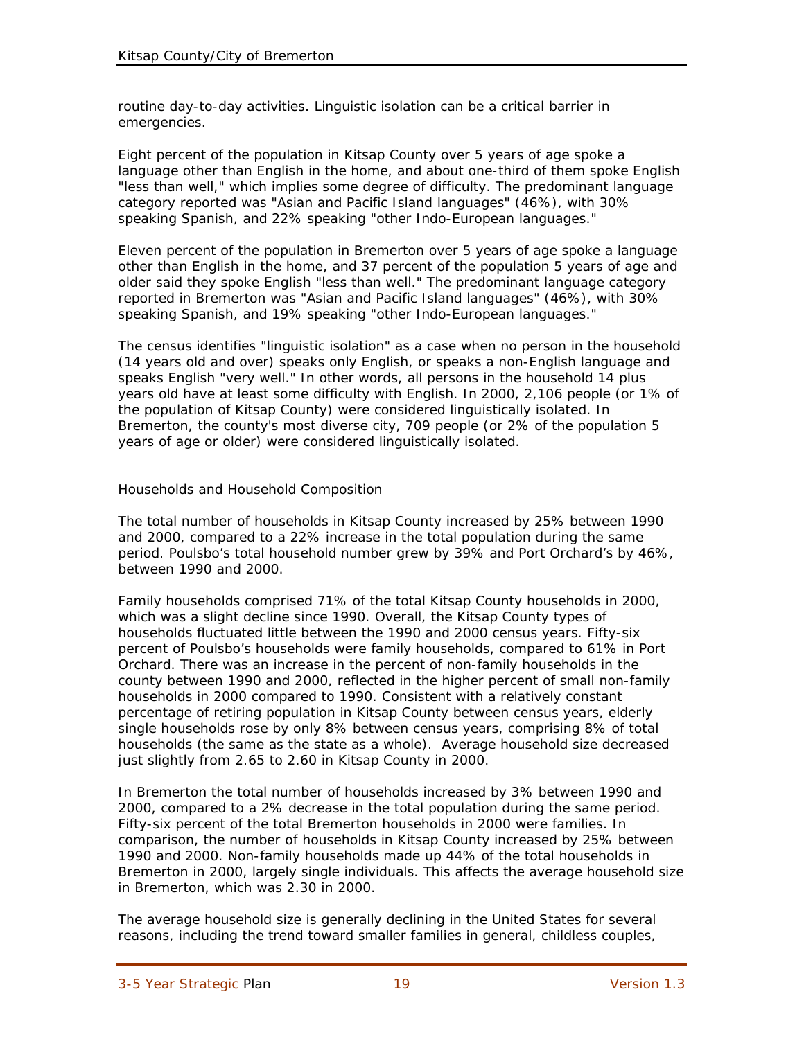routine day-to-day activities. Linguistic isolation can be a critical barrier in emergencies.

Eight percent of the population in Kitsap County over 5 years of age spoke a language other than English in the home, and about one-third of them spoke English "less than well," which implies some degree of difficulty. The predominant language category reported was "Asian and Pacific Island languages" (46%), with 30% speaking Spanish, and 22% speaking "other Indo-European languages."

Eleven percent of the population in Bremerton over 5 years of age spoke a language other than English in the home, and 37 percent of the population 5 years of age and older said they spoke English "less than well." The predominant language category reported in Bremerton was "Asian and Pacific Island languages" (46%), with 30% speaking Spanish, and 19% speaking "other Indo-European languages."

The census identifies "linguistic isolation" as a case when no person in the household (14 years old and over) speaks only English, or speaks a non-English language and speaks English "very well." In other words, all persons in the household 14 plus years old have at least some difficulty with English. In 2000, 2,106 people (or 1% of the population of Kitsap County) were considered linguistically isolated. In Bremerton, the county's most diverse city, 709 people (or 2% of the population 5 years of age or older) were considered linguistically isolated.

### Households and Household Composition

The total number of households in Kitsap County increased by 25% between 1990 and 2000, compared to a 22% increase in the total population during the same period. Poulsbo's total household number grew by 39% and Port Orchard's by 46%, between 1990 and 2000.

Family households comprised 71% of the total Kitsap County households in 2000, which was a slight decline since 1990. Overall, the Kitsap County types of households fluctuated little between the 1990 and 2000 census years. Fifty-six percent of Poulsbo's households were family households, compared to 61% in Port Orchard. There was an increase in the percent of non-family households in the county between 1990 and 2000, reflected in the higher percent of small non-family households in 2000 compared to 1990. Consistent with a relatively constant percentage of retiring population in Kitsap County between census years, elderly single households rose by only 8% between census years, comprising 8% of total households (the same as the state as a whole). Average household size decreased just slightly from 2.65 to 2.60 in Kitsap County in 2000.

In Bremerton the total number of households increased by 3% between 1990 and 2000, compared to a 2% decrease in the total population during the same period. Fifty-six percent of the total Bremerton households in 2000 were families. In comparison, the number of households in Kitsap County increased by 25% between 1990 and 2000. Non-family households made up 44% of the total households in Bremerton in 2000, largely single individuals. This affects the average household size in Bremerton, which was 2.30 in 2000.

The average household size is generally declining in the United States for several reasons, including the trend toward smaller families in general, childless couples,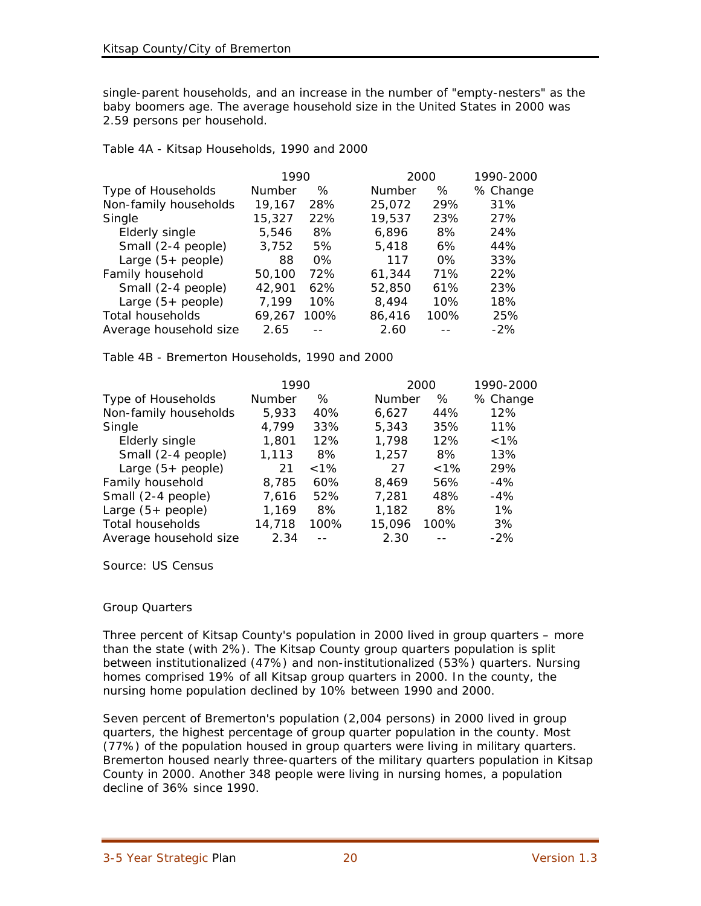single-parent households, and an increase in the number of "empty-nesters" as the baby boomers age. The average household size in the United States in 2000 was 2.59 persons per household.

Table 4A - Kitsap Households, 1990 and 2000

| | 1990 | | 2000 | | 1990-2000 |
|---|---|---|---|---|---|
| Type of Households | Number | % | Number | % | % Change |
| Non-family households | 19,167 | 28% | 25,072 | 29% | 31% |
| Single | 15,327 | 22% | 19,537 | 23% | 27% |
| Elderly single | 5,546 | 8% | 6,896 | 8% | 24% |
| Small (2-4 people) | 3,752 | 5% | 5,418 | 6% | 44% |
| Large (5+ people) | 88 | 0% | 117 | 0% | 33% |
| Family household | 50,100 | 72% | 61,344 | 71% | 22% |
| Small (2-4 people) | 42,901 | 62% | 52,850 | 61% | 23% |
| Large (5+ people) | 7,199 | 10% | 8,494 | 10% | 18% |
| Total households | 69,267 | 100% | 86,416 | 100% | 25% |
| Average household size | 2.65 | -- | 2.60 | -- | -2% |

Table 4B - Bremerton Households, 1990 and 2000

| | 1990 | | 2000 | | 1990-2000 |
|---|---|---|---|---|---|
| Type of Households | Number | % | Number | % | % Change |
| Non-family households | 5,933 | 40% | 6,627 | 44% | 12% |
| Single | 4,799 | 33% | 5,343 | 35% | 11% |
| Elderly single | 1,801 | 12% | 1,798 | 12% | <1% |
| Small (2-4 people) | 1,113 | 8% | 1,257 | 8% | 13% |
| Large (5+ people) | 21 | <1% | 27 | <1% | 29% |
| Family household | 8,785 | 60% | 8,469 | 56% | -4% |
| Small (2-4 people) | 7,616 | 52% | 7,281 | 48% | -4% |
| Large (5+ people) | 1,169 | 8% | 1,182 | 8% | 1% |
| Total households | 14,718 | 100% | 15,096 | 100% | 3% |
| Average household size | 2.34 | -- | 2.30 | -- | -2% |

Source: US Census

Group Quarters

Three percent of Kitsap County's population in 2000 lived in group quarters – more than the state (with 2%). The Kitsap County group quarters population is split between institutionalized (47%) and non-institutionalized (53%) quarters. Nursing homes comprised 19% of all Kitsap group quarters in 2000. In the county, the nursing home population declined by 10% between 1990 and 2000.

Seven percent of Bremerton's population (2,004 persons) in 2000 lived in group quarters, the highest percentage of group quarter population in the county. Most (77%) of the population housed in group quarters were living in military quarters. Bremerton housed nearly three-quarters of the military quarters population in Kitsap County in 2000. Another 348 people were living in nursing homes, a population decline of 36% since 1990.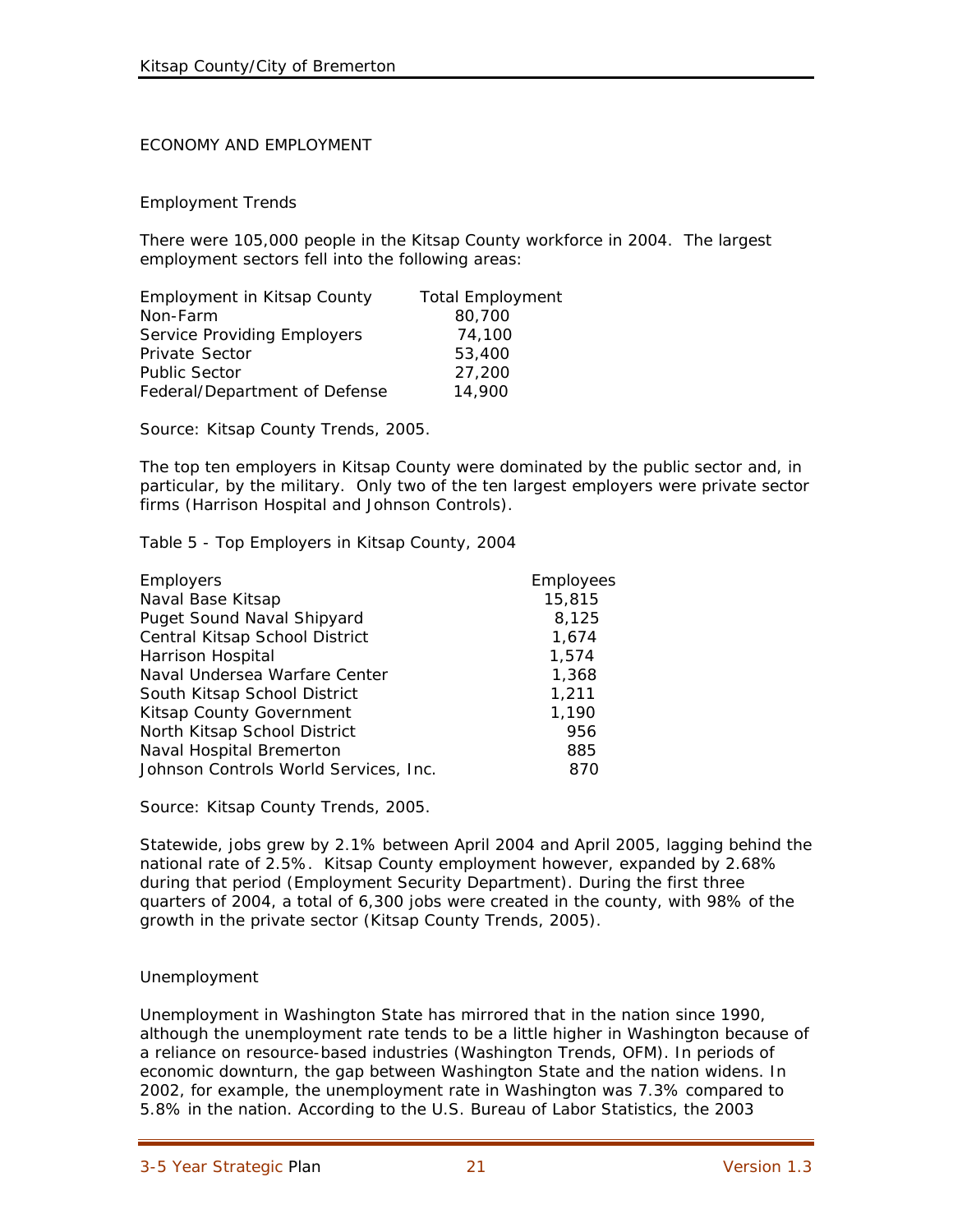## ECONOMY AND EMPLOYMENT

### Employment Trends

There were 105,000 people in the Kitsap County workforce in 2004. The largest employment sectors fell into the following areas:

| Employment in Kitsap County | Total Employment |
|---|---|
| Non-Farm | 80,700 |
| Service Providing Employers | 74,100 |
| Private Sector | 53,400 |
| Public Sector | 27,200 |
| Federal/Department of Defense | 14,900 |

Source: Kitsap County Trends, 2005.

The top ten employers in Kitsap County were dominated by the public sector and, in particular, by the military. Only two of the ten largest employers were private sector firms (Harrison Hospital and Johnson Controls).

Table 5 - Top Employers in Kitsap County, 2004

| Employers | Employees |
|---|---|
| Naval Base Kitsap | 15,815 |
| Puget Sound Naval Shipyard | 8,125 |
| Central Kitsap School District | 1,674 |
| Harrison Hospital | 1,574 |
| Naval Undersea Warfare Center | 1,368 |
| South Kitsap School District | 1,211 |
| Kitsap County Government | 1,190 |
| North Kitsap School District | 956 |
| Naval Hospital Bremerton | 885 |
| Johnson Controls World Services, Inc. | 870 |

Source: Kitsap County Trends, 2005.

Statewide, jobs grew by 2.1% between April 2004 and April 2005, lagging behind the national rate of 2.5%. Kitsap County employment however, expanded by 2.68% during that period (Employment Security Department). During the first three quarters of 2004, a total of 6,300 jobs were created in the county, with 98% of the growth in the private sector (Kitsap County Trends, 2005).

### Unemployment

Unemployment in Washington State has mirrored that in the nation since 1990, although the unemployment rate tends to be a little higher in Washington because of a reliance on resource-based industries (Washington Trends, OFM). In periods of economic downturn, the gap between Washington State and the nation widens. In 2002, for example, the unemployment rate in Washington was 7.3% compared to 5.8% in the nation. According to the U.S. Bureau of Labor Statistics, the 2003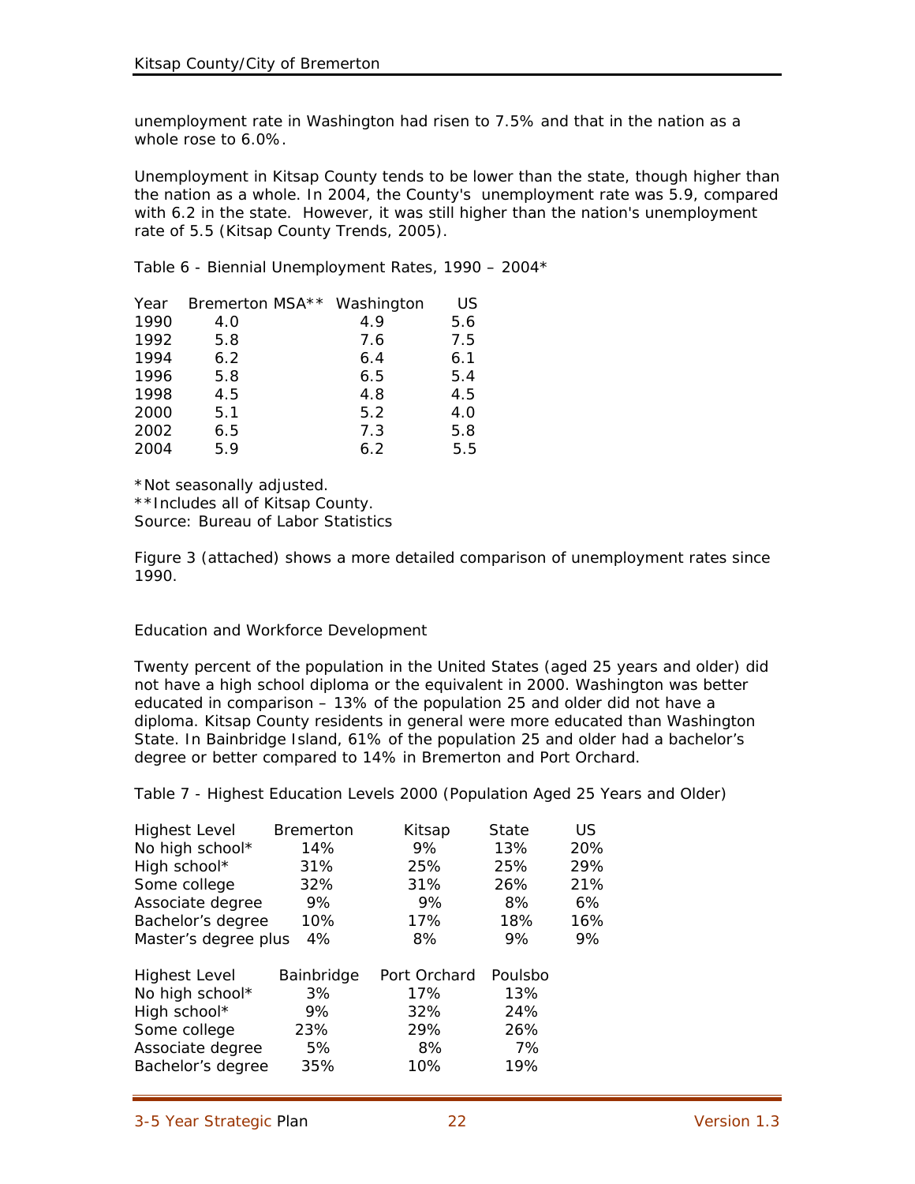unemployment rate in Washington had risen to 7.5% and that in the nation as a whole rose to 6.0%.

Unemployment in Kitsap County tends to be lower than the state, though higher than the nation as a whole. In 2004, the County's unemployment rate was 5.9, compared with 6.2 in the state. However, it was still higher than the nation's unemployment rate of 5.5 (Kitsap County Trends, 2005).

Table 6 - Biennial Unemployment Rates, 1990 – 2004*

| Year | Bremerton MSA** | Washington | US |
|---|---|---|---|
| 1990 | 4.0 | 4.9 | 5.6 |
| 1992 | 5.8 | 7.6 | 7.5 |
| 1994 | 6.2 | 6.4 | 6.1 |
| 1996 | 5.8 | 6.5 | 5.4 |
| 1998 | 4.5 | 4.8 | 4.5 |
| 2000 | 5.1 | 5.2 | 4.0 |
| 2002 | 6.5 | 7.3 | 5.8 |
| 2004 | 5.9 | 6.2 | 5.5 |

*Not seasonally adjusted.
**Includes all of Kitsap County.
Source: Bureau of Labor Statistics

Figure 3 (attached) shows a more detailed comparison of unemployment rates since 1990.

## Education and Workforce Development

Twenty percent of the population in the United States (aged 25 years and older) did not have a high school diploma or the equivalent in 2000. Washington was better educated in comparison – 13% of the population 25 and older did not have a diploma. Kitsap County residents in general were more educated than Washington State. In Bainbridge Island, 61% of the population 25 and older had a bachelor's degree or better compared to 14% in Bremerton and Port Orchard.

Table 7 - Highest Education Levels 2000 (Population Aged 25 Years and Older)

| Highest Level | Bremerton | Kitsap | State | US |
|---|---|---|---|---|
| No high school* | 14% | 9% | 13% | 20% |
| High school* | 31% | 25% | 25% | 29% |
| Some college | 32% | 31% | 26% | 21% |
| Associate degree | 9% | 9% | 8% | 6% |
| Bachelor's degree | 10% | 17% | 18% | 16% |
| Master's degree plus | 4% | 8% | 9% | 9% |

| Highest Level | Bainbridge | Port Orchard | Poulsbo |
|---|---|---|---|
| No high school* | 3% | 17% | 13% |
| High school* | 9% | 32% | 24% |
| Some college | 23% | 29% | 26% |
| Associate degree | 5% | 8% | 7% |
| Bachelor's degree | 35% | 10% | 19% |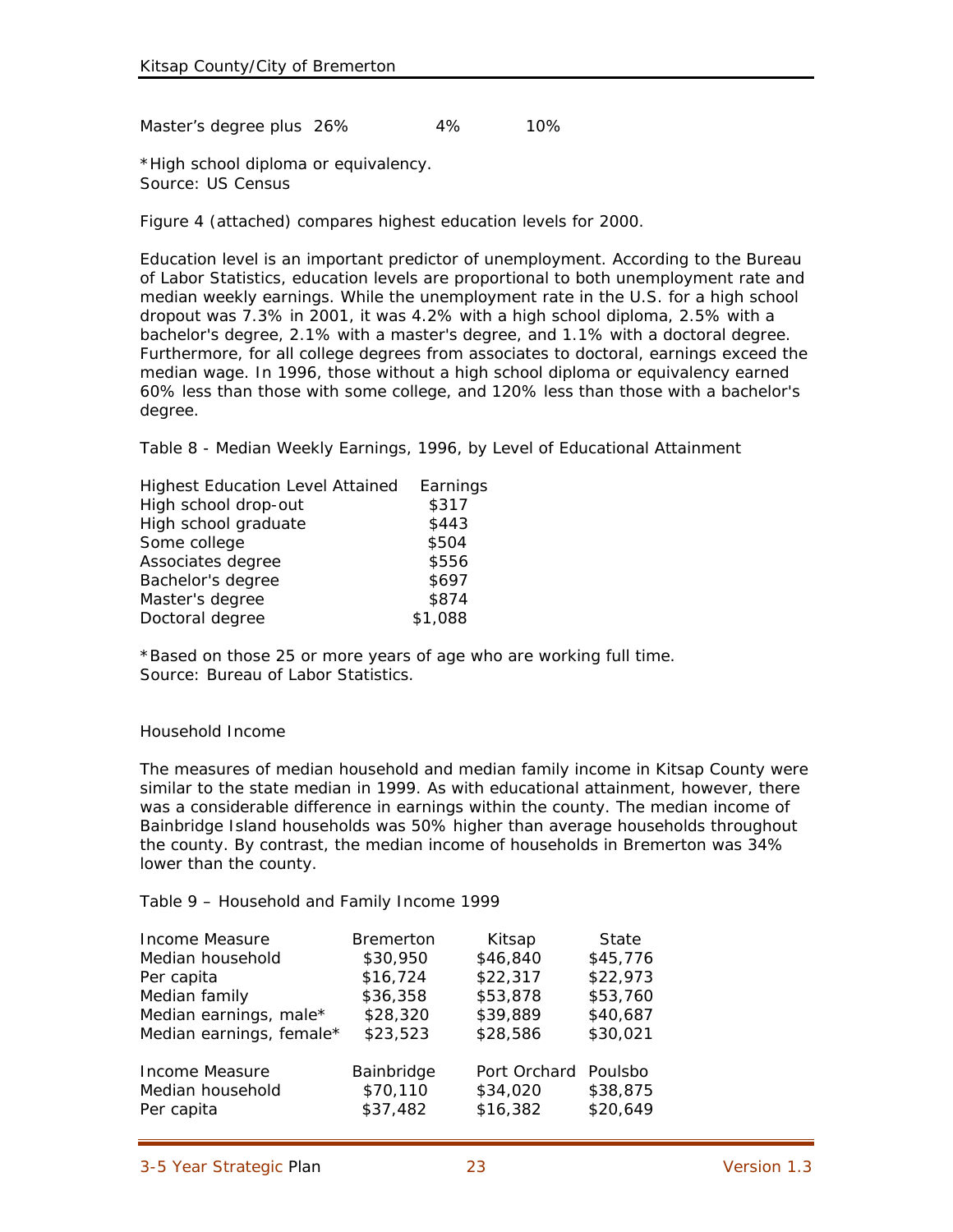| | | | |
|---|---|---|---|
| Master's degree plus | 26% | 4% | 10% |

*High school diploma or equivalency.
Source: US Census

Figure 4 (attached) compares highest education levels for 2000.

Education level is an important predictor of unemployment. According to the Bureau of Labor Statistics, education levels are proportional to both unemployment rate and median weekly earnings. While the unemployment rate in the U.S. for a high school dropout was 7.3% in 2001, it was 4.2% with a high school diploma, 2.5% with a bachelor's degree, 2.1% with a master's degree, and 1.1% with a doctoral degree. Furthermore, for all college degrees from associates to doctoral, earnings exceed the median wage. In 1996, those without a high school diploma or equivalency earned 60% less than those with some college, and 120% less than those with a bachelor's degree.

Table 8 - Median Weekly Earnings, 1996, by Level of Educational Attainment

| Highest Education Level Attained | Earnings |
|---|---|
| High school drop-out | $317 |
| High school graduate | $443 |
| Some college | $504 |
| Associates degree | $556 |
| Bachelor's degree | $697 |
| Master's degree | $874 |
| Doctoral degree | $1,088 |

*Based on those 25 or more years of age who are working full time.
Source: Bureau of Labor Statistics.

## Household Income

The measures of median household and median family income in Kitsap County were similar to the state median in 1999. As with educational attainment, however, there was a considerable difference in earnings within the county. The median income of Bainbridge Island households was 50% higher than average households throughout the county. By contrast, the median income of households in Bremerton was 34% lower than the county.

Table 9 – Household and Family Income 1999

| Income Measure | Bremerton | Kitsap | State |
|---|---|---|---|
| Median household | $30,950 | $46,840 | $45,776 |
| Per capita | $16,724 | $22,317 | $22,973 |
| Median family | $36,358 | $53,878 | $53,760 |
| Median earnings, male* | $28,320 | $39,889 | $40,687 |
| Median earnings, female* | $23,523 | $28,586 | $30,021 |

| Income Measure | Bainbridge | Port Orchard | Poulsbo |
|---|---|---|---|
| Median household | $70,110 | $34,020 | $38,875 |
| Per capita | $37,482 | $16,382 | $20,649 |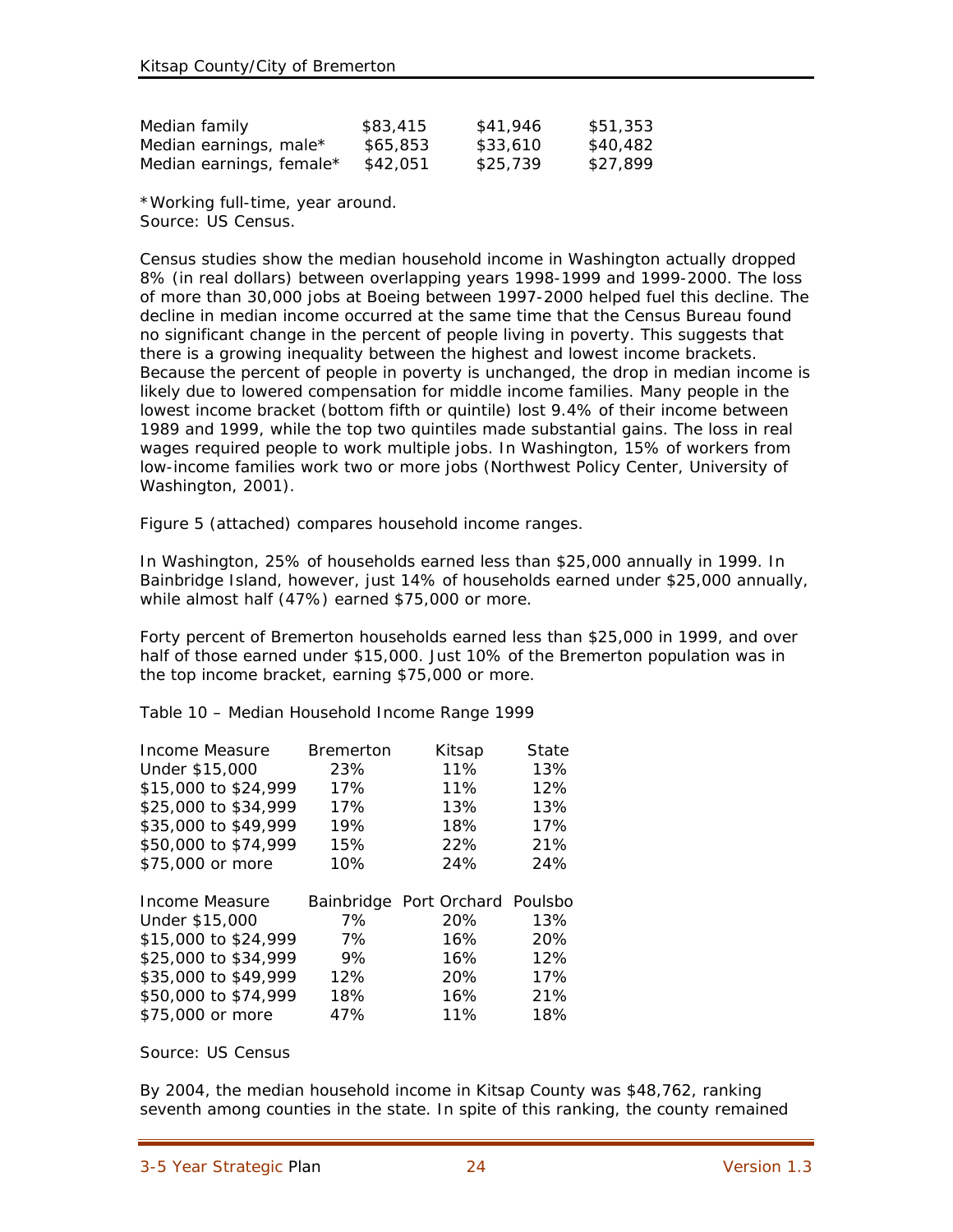| | | | |
|---|---|---|---|
| Median family | $83,415 | $41,946 | $51,353 |
| Median earnings, male* | $65,853 | $33,610 | $40,482 |
| Median earnings, female* | $42,051 | $25,739 | $27,899 |

*Working full-time, year around.
Source: US Census.

Census studies show the median household income in Washington actually dropped 8% (in real dollars) between overlapping years 1998-1999 and 1999-2000. The loss of more than 30,000 jobs at Boeing between 1997-2000 helped fuel this decline. The decline in median income occurred at the same time that the Census Bureau found no significant change in the percent of people living in poverty. This suggests that there is a growing inequality between the highest and lowest income brackets. Because the percent of people in poverty is unchanged, the drop in median income is likely due to lowered compensation for middle income families. Many people in the lowest income bracket (bottom fifth or quintile) lost 9.4% of their income between 1989 and 1999, while the top two quintiles made substantial gains. The loss in real wages required people to work multiple jobs. In Washington, 15% of workers from low-income families work two or more jobs (Northwest Policy Center, University of Washington, 2001).

Figure 5 (attached) compares household income ranges.

In Washington, 25% of households earned less than $25,000 annually in 1999. In Bainbridge Island, however, just 14% of households earned under $25,000 annually, while almost half (47%) earned $75,000 or more.

Forty percent of Bremerton households earned less than $25,000 in 1999, and over half of those earned under $15,000. Just 10% of the Bremerton population was in the top income bracket, earning $75,000 or more.

Table 10 – Median Household Income Range 1999

| Income Measure | Bremerton | Kitsap | State |
|---|---|---|---|
| Under $15,000 | 23% | 11% | 13% |
| $15,000 to $24,999 | 17% | 11% | 12% |
| $25,000 to $34,999 | 17% | 13% | 13% |
| $35,000 to $49,999 | 19% | 18% | 17% |
| $50,000 to $74,999 | 15% | 22% | 21% |
| $75,000 or more | 10% | 24% | 24% |

| Income Measure | Bainbridge | Port Orchard | Poulsbo |
|---|---|---|---|
| Under $15,000 | 7% | 20% | 13% |
| $15,000 to $24,999 | 7% | 16% | 20% |
| $25,000 to $34,999 | 9% | 16% | 12% |
| $35,000 to $49,999 | 12% | 20% | 17% |
| $50,000 to $74,999 | 18% | 16% | 21% |
| $75,000 or more | 47% | 11% | 18% |

Source: US Census

By 2004, the median household income in Kitsap County was $48,762, ranking seventh among counties in the state. In spite of this ranking, the county remained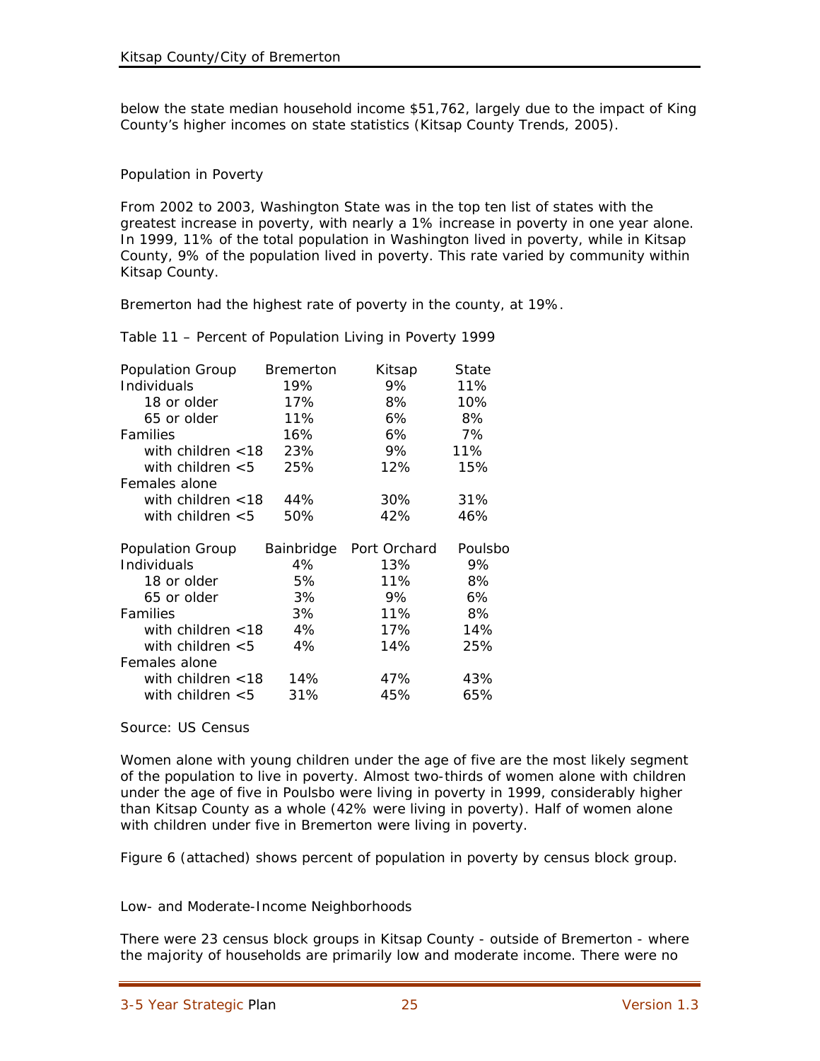below the state median household income $51,762, largely due to the impact of King County's higher incomes on state statistics (Kitsap County Trends, 2005).

## Population in Poverty

From 2002 to 2003, Washington State was in the top ten list of states with the greatest increase in poverty, with nearly a 1% increase in poverty in one year alone. In 1999, 11% of the total population in Washington lived in poverty, while in Kitsap County, 9% of the population lived in poverty. This rate varied by community within Kitsap County.

Bremerton had the highest rate of poverty in the county, at 19%.

Table 11 – Percent of Population Living in Poverty 1999

| Population Group | Bremerton | Kitsap | State |
|---|---|---|---|
| Individuals | 19% | 9% | 11% |
| 18 or older | 17% | 8% | 10% |
| 65 or older | 11% | 6% | 8% |
| Families | 16% | 6% | 7% |
| with children <18 | 23% | 9% | 11% |
| with children <5 | 25% | 12% | 15% |
| Females alone | | | |
| with children <18 | 44% | 30% | 31% |
| with children <5 | 50% | 42% | 46% |

| Population Group | Bainbridge | Port Orchard | Poulsbo |
|---|---|---|---|
| Individuals | 4% | 13% | 9% |
| 18 or older | 5% | 11% | 8% |
| 65 or older | 3% | 9% | 6% |
| Families | 3% | 11% | 8% |
| with children <18 | 4% | 17% | 14% |
| with children <5 | 4% | 14% | 25% |
| Females alone | | | |
| with children <18 | 14% | 47% | 43% |
| with children <5 | 31% | 45% | 65% |

Source: US Census

Women alone with young children under the age of five are the most likely segment of the population to live in poverty. Almost two-thirds of women alone with children under the age of five in Poulsbo were living in poverty in 1999, considerably higher than Kitsap County as a whole (42% were living in poverty). Half of women alone with children under five in Bremerton were living in poverty.

Figure 6 (attached) shows percent of population in poverty by census block group.

## Low- and Moderate-Income Neighborhoods

There were 23 census block groups in Kitsap County - outside of Bremerton - where the majority of households are primarily low and moderate income. There were no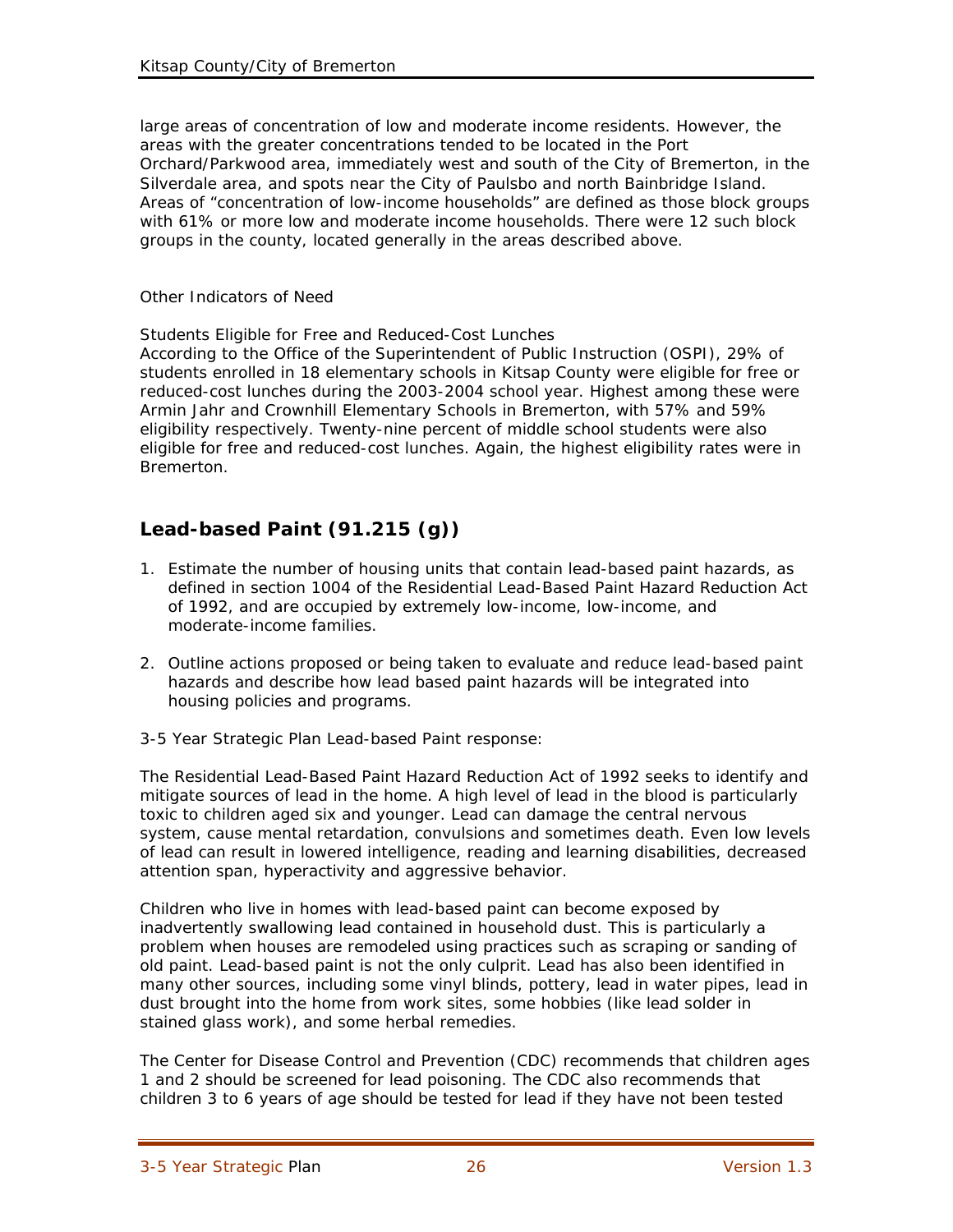large areas of concentration of low and moderate income residents. However, the areas with the greater concentrations tended to be located in the Port Orchard/Parkwood area, immediately west and south of the City of Bremerton, in the Silverdale area, and spots near the City of Paulsbo and north Bainbridge Island. Areas of "concentration of low-income households" are defined as those block groups with 61% or more low and moderate income households. There were 12 such block groups in the county, located generally in the areas described above.

Other Indicators of Need

Students Eligible for Free and Reduced-Cost Lunches
According to the Office of the Superintendent of Public Instruction (OSPI), 29% of students enrolled in 18 elementary schools in Kitsap County were eligible for free or reduced-cost lunches during the 2003-2004 school year. Highest among these were Armin Jahr and Crownhill Elementary Schools in Bremerton, with 57% and 59% eligibility respectively. Twenty-nine percent of middle school students were also eligible for free and reduced-cost lunches. Again, the highest eligibility rates were in Bremerton.

## Lead-based Paint (91.215 (g))

1. Estimate the number of housing units that contain lead-based paint hazards, as defined in section 1004 of the Residential Lead-Based Paint Hazard Reduction Act of 1992, and are occupied by extremely low-income, low-income, and moderate-income families.

2. Outline actions proposed or being taken to evaluate and reduce lead-based paint hazards and describe how lead based paint hazards will be integrated into housing policies and programs.

3-5 Year Strategic Plan Lead-based Paint response:

The Residential Lead-Based Paint Hazard Reduction Act of 1992 seeks to identify and mitigate sources of lead in the home. A high level of lead in the blood is particularly toxic to children aged six and younger. Lead can damage the central nervous system, cause mental retardation, convulsions and sometimes death. Even low levels of lead can result in lowered intelligence, reading and learning disabilities, decreased attention span, hyperactivity and aggressive behavior.

Children who live in homes with lead-based paint can become exposed by inadvertently swallowing lead contained in household dust. This is particularly a problem when houses are remodeled using practices such as scraping or sanding of old paint. Lead-based paint is not the only culprit. Lead has also been identified in many other sources, including some vinyl blinds, pottery, lead in water pipes, lead in dust brought into the home from work sites, some hobbies (like lead solder in stained glass work), and some herbal remedies.

The Center for Disease Control and Prevention (CDC) recommends that children ages 1 and 2 should be screened for lead poisoning. The CDC also recommends that children 3 to 6 years of age should be tested for lead if they have not been tested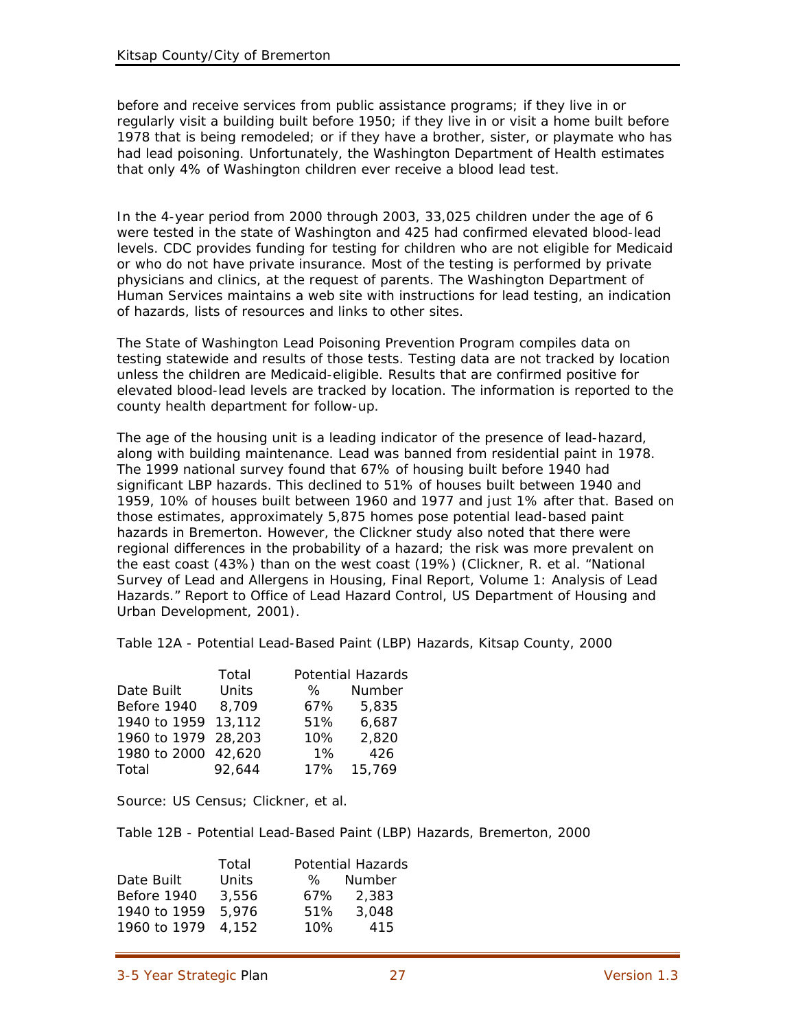before and receive services from public assistance programs; if they live in or regularly visit a building built before 1950; if they live in or visit a home built before 1978 that is being remodeled; or if they have a brother, sister, or playmate who has had lead poisoning. Unfortunately, the Washington Department of Health estimates that only 4% of Washington children ever receive a blood lead test.

In the 4-year period from 2000 through 2003, 33,025 children under the age of 6 were tested in the state of Washington and 425 had confirmed elevated blood-lead levels. CDC provides funding for testing for children who are not eligible for Medicaid or who do not have private insurance. Most of the testing is performed by private physicians and clinics, at the request of parents. The Washington Department of Human Services maintains a web site with instructions for lead testing, an indication of hazards, lists of resources and links to other sites.

The State of Washington Lead Poisoning Prevention Program compiles data on testing statewide and results of those tests. Testing data are not tracked by location unless the children are Medicaid-eligible. Results that are confirmed positive for elevated blood-lead levels are tracked by location. The information is reported to the county health department for follow-up.

The age of the housing unit is a leading indicator of the presence of lead-hazard, along with building maintenance. Lead was banned from residential paint in 1978. The 1999 national survey found that 67% of housing built before 1940 had significant LBP hazards. This declined to 51% of houses built between 1940 and 1959, 10% of houses built between 1960 and 1977 and just 1% after that. Based on those estimates, approximately 5,875 homes pose potential lead-based paint hazards in Bremerton. However, the Clickner study also noted that there were regional differences in the probability of a hazard; the risk was more prevalent on the east coast (43%) than on the west coast (19%) (Clickner, R. et al. "National Survey of Lead and Allergens in Housing, Final Report, Volume 1: Analysis of Lead Hazards." Report to Office of Lead Hazard Control, US Department of Housing and Urban Development, 2001).

Table 12A - Potential Lead-Based Paint (LBP) Hazards, Kitsap County, 2000

| | Total | Potential Hazards | |
|---|---|---|---|
| Date Built | Units | % | Number |
| Before 1940 | 8,709 | 67% | 5,835 |
| 1940 to 1959 | 13,112 | 51% | 6,687 |
| 1960 to 1979 | 28,203 | 10% | 2,820 |
| 1980 to 2000 | 42,620 | 1% | 426 |
| Total | 92,644 | 17% | 15,769 |

Source: US Census; Clickner, et al.

Table 12B - Potential Lead-Based Paint (LBP) Hazards, Bremerton, 2000

| | Total | Potential Hazards | |
|---|---|---|---|
| Date Built | Units | % | Number |
| Before 1940 | 3,556 | 67% | 2,383 |
| 1940 to 1959 | 5,976 | 51% | 3,048 |
| 1960 to 1979 | 4,152 | 10% | 415 |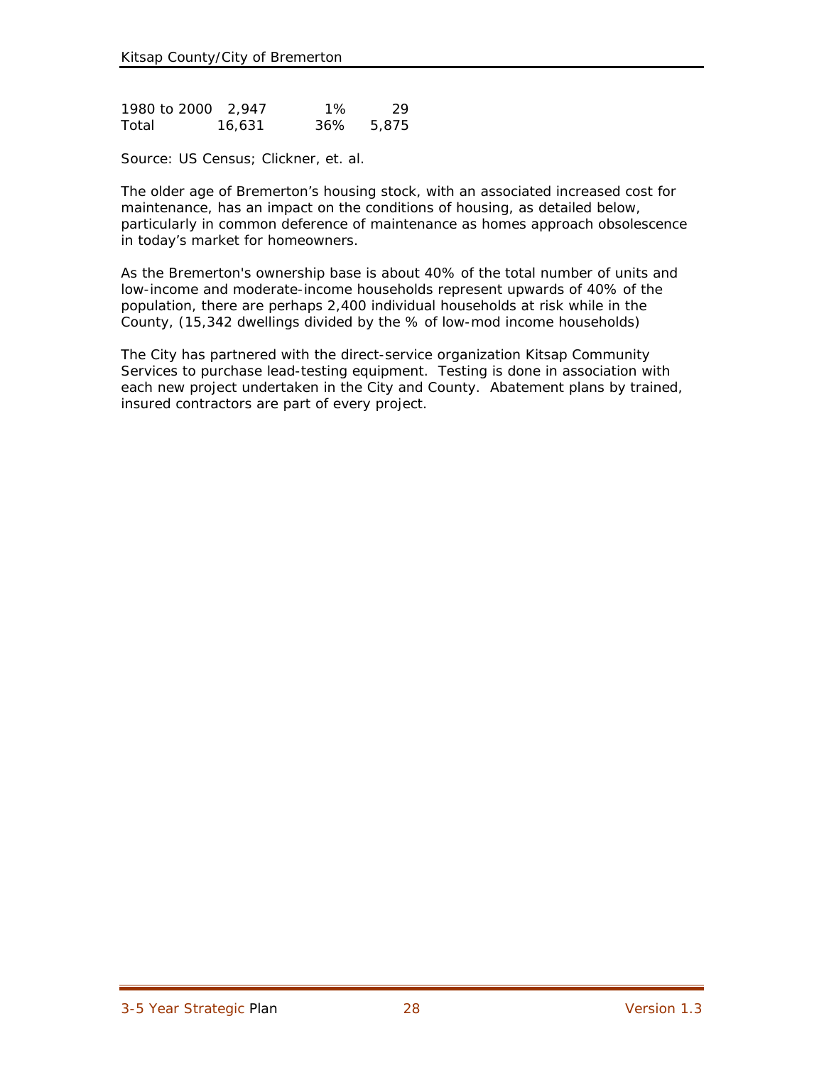| | | | |
|---|---|---|---|
| 1980 to 2000 | 2,947 | 1% | 29 |
| Total | 16,631 | 36% | 5,875 |

Source: US Census; Clickner, et. al.

The older age of Bremerton's housing stock, with an associated increased cost for maintenance, has an impact on the conditions of housing, as detailed below, particularly in common deference of maintenance as homes approach obsolescence in today's market for homeowners.

As the Bremerton's ownership base is about 40% of the total number of units and low-income and moderate-income households represent upwards of 40% of the population, there are perhaps 2,400 individual households at risk while in the County, (15,342 dwellings divided by the % of low-mod income households)

The City has partnered with the direct-service organization Kitsap Community Services to purchase lead-testing equipment. Testing is done in association with each new project undertaken in the City and County. Abatement plans by trained, insured contractors are part of every project.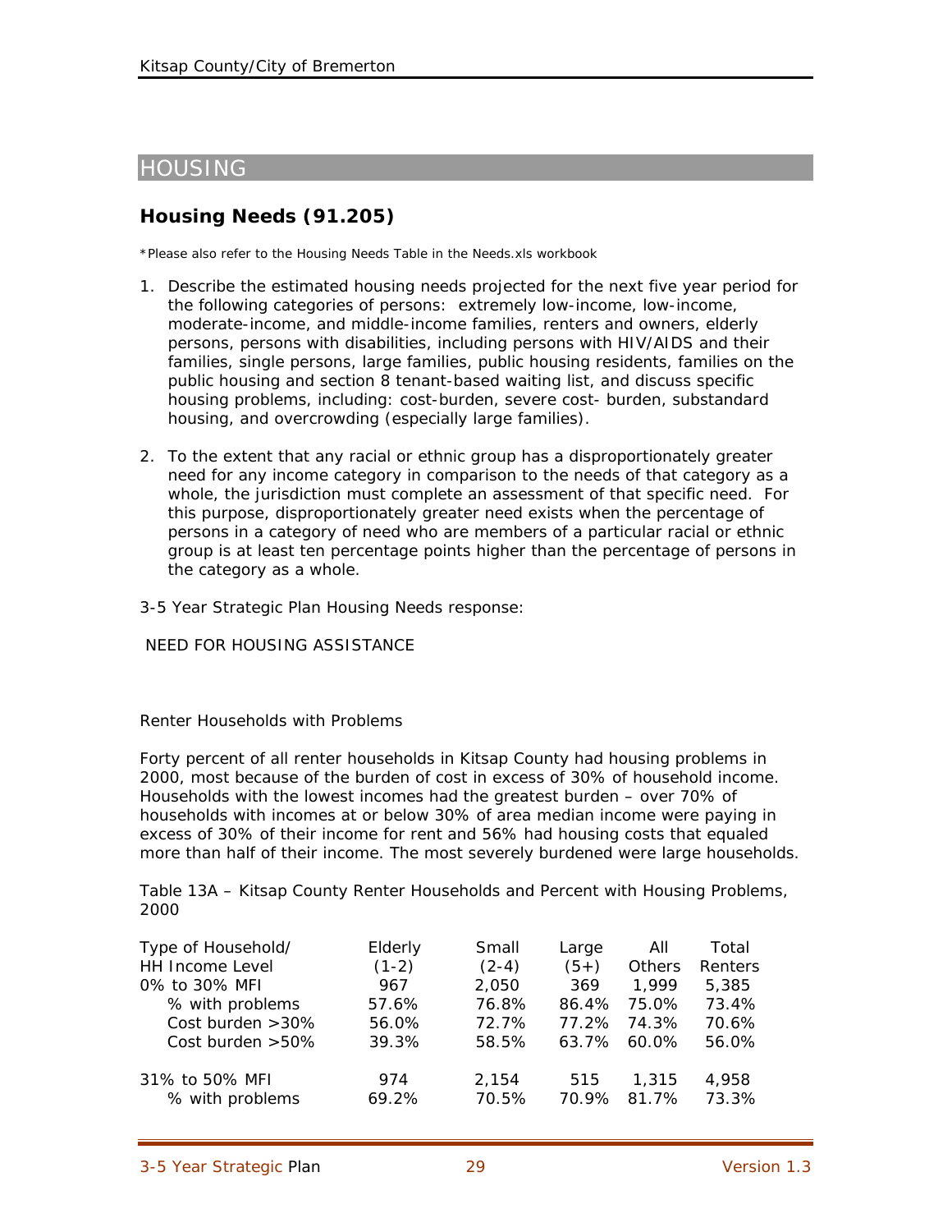# HOUSING

## Housing Needs (91.205)

*Please also refer to the Housing Needs Table in the Needs.xls workbook

1. Describe the estimated housing needs projected for the next five year period for the following categories of persons: extremely low-income, low-income, moderate-income, and middle-income families, renters and owners, elderly persons, persons with disabilities, including persons with HIV/AIDS and their families, single persons, large families, public housing residents, families on the public housing and section 8 tenant-based waiting list, and discuss specific housing problems, including: cost-burden, severe cost- burden, substandard housing, and overcrowding (especially large families).

2. To the extent that any racial or ethnic group has a disproportionately greater need for any income category in comparison to the needs of that category as a whole, the jurisdiction must complete an assessment of that specific need. For this purpose, disproportionately greater need exists when the percentage of persons in a category of need who are members of a particular racial or ethnic group is at least ten percentage points higher than the percentage of persons in the category as a whole.

3-5 Year Strategic Plan Housing Needs response:

NEED FOR HOUSING ASSISTANCE

Renter Households with Problems

Forty percent of all renter households in Kitsap County had housing problems in 2000, most because of the burden of cost in excess of 30% of household income. Households with the lowest incomes had the greatest burden – over 70% of households with incomes at or below 30% of area median income were paying in excess of 30% of their income for rent and 56% had housing costs that equaled more than half of their income. The most severely burdened were large households.

Table 13A – Kitsap County Renter Households and Percent with Housing Problems, 2000

| Type of Household/ HH Income Level | Elderly (1-2) | Small (2-4) | Large (5+) | All Others | Total Renters |
|---|---|---|---|---|---|
| 0% to 30% MFI | 967 | 2,050 | 369 | 1,999 | 5,385 |
| % with problems | 57.6% | 76.8% | 86.4% | 75.0% | 73.4% |
| Cost burden >30% | 56.0% | 72.7% | 77.2% | 74.3% | 70.6% |
| Cost burden >50% | 39.3% | 58.5% | 63.7% | 60.0% | 56.0% |
| 31% to 50% MFI | 974 | 2,154 | 515 | 1,315 | 4,958 |
| % with problems | 69.2% | 70.5% | 70.9% | 81.7% | 73.3% |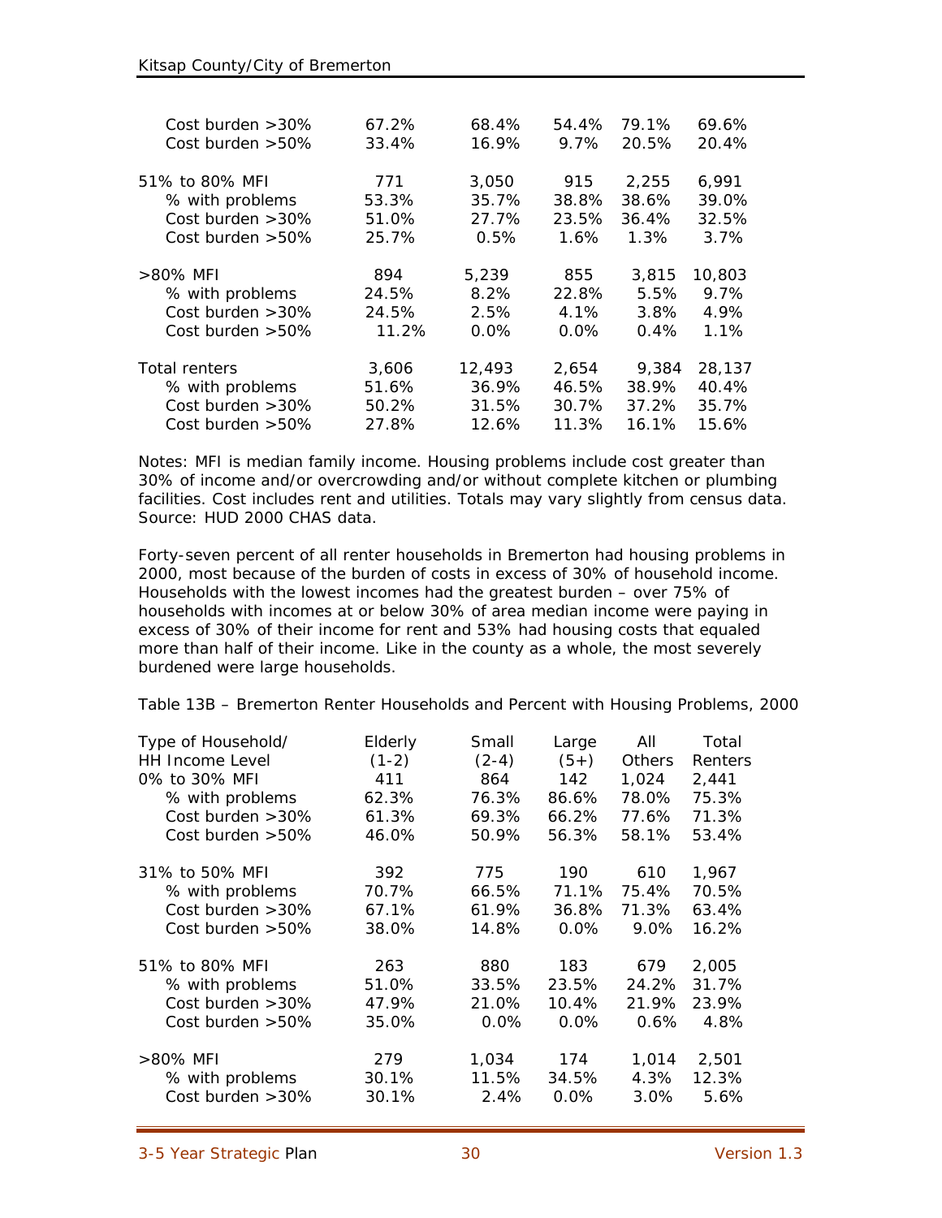| | | | | | |
|---|---|---|---|---|---|
| Cost burden >30% | 67.2% | 68.4% | 54.4% | 79.1% | 69.6% |
| Cost burden >50% | 33.4% | 16.9% | 9.7% | 20.5% | 20.4% |
| 51% to 80% MFI | 771 | 3,050 | 915 | 2,255 | 6,991 |
| % with problems | 53.3% | 35.7% | 38.8% | 38.6% | 39.0% |
| Cost burden >30% | 51.0% | 27.7% | 23.5% | 36.4% | 32.5% |
| Cost burden >50% | 25.7% | 0.5% | 1.6% | 1.3% | 3.7% |
| >80% MFI | 894 | 5,239 | 855 | 3,815 | 10,803 |
| % with problems | 24.5% | 8.2% | 22.8% | 5.5% | 9.7% |
| Cost burden >30% | 24.5% | 2.5% | 4.1% | 3.8% | 4.9% |
| Cost burden >50% | 11.2% | 0.0% | 0.0% | 0.4% | 1.1% |
| Total renters | 3,606 | 12,493 | 2,654 | 9,384 | 28,137 |
| % with problems | 51.6% | 36.9% | 46.5% | 38.9% | 40.4% |
| Cost burden >30% | 50.2% | 31.5% | 30.7% | 37.2% | 35.7% |
| Cost burden >50% | 27.8% | 12.6% | 11.3% | 16.1% | 15.6% |

Notes: MFI is median family income. Housing problems include cost greater than 30% of income and/or overcrowding and/or without complete kitchen or plumbing facilities. Cost includes rent and utilities. Totals may vary slightly from census data. Source: HUD 2000 CHAS data.

Forty-seven percent of all renter households in Bremerton had housing problems in 2000, most because of the burden of costs in excess of 30% of household income. Households with the lowest incomes had the greatest burden – over 75% of households with incomes at or below 30% of area median income were paying in excess of 30% of their income for rent and 53% had housing costs that equaled more than half of their income. Like in the county as a whole, the most severely burdened were large households.

Table 13B – Bremerton Renter Households and Percent with Housing Problems, 2000

| Type of Household/ HH Income Level | Elderly (1-2) | Small (2-4) | Large (5+) | All Others | Total Renters |
|---|---|---|---|---|---|
| 0% to 30% MFI | 411 | 864 | 142 | 1,024 | 2,441 |
| % with problems | 62.3% | 76.3% | 86.6% | 78.0% | 75.3% |
| Cost burden >30% | 61.3% | 69.3% | 66.2% | 77.6% | 71.3% |
| Cost burden >50% | 46.0% | 50.9% | 56.3% | 58.1% | 53.4% |
| 31% to 50% MFI | 392 | 775 | 190 | 610 | 1,967 |
| % with problems | 70.7% | 66.5% | 71.1% | 75.4% | 70.5% |
| Cost burden >30% | 67.1% | 61.9% | 36.8% | 71.3% | 63.4% |
| Cost burden >50% | 38.0% | 14.8% | 0.0% | 9.0% | 16.2% |
| 51% to 80% MFI | 263 | 880 | 183 | 679 | 2,005 |
| % with problems | 51.0% | 33.5% | 23.5% | 24.2% | 31.7% |
| Cost burden >30% | 47.9% | 21.0% | 10.4% | 21.9% | 23.9% |
| Cost burden >50% | 35.0% | 0.0% | 0.0% | 0.6% | 4.8% |
| >80% MFI | 279 | 1,034 | 174 | 1,014 | 2,501 |
| % with problems | 30.1% | 11.5% | 34.5% | 4.3% | 12.3% |
| Cost burden >30% | 30.1% | 2.4% | 0.0% | 3.0% | 5.6% |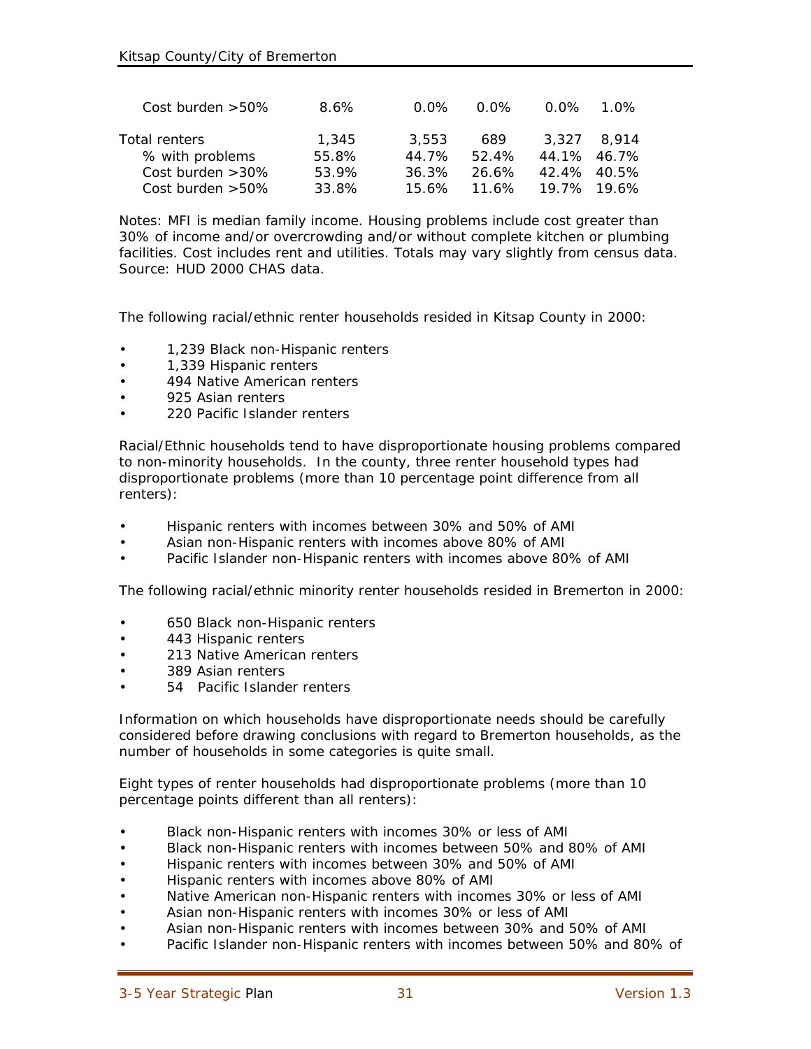| | | | | | |
|---|---|---|---|---|---|
| Cost burden >50% | 8.6% | 0.0% | 0.0% | 0.0% | 1.0% |
| Total renters | 1,345 | 3,553 | 689 | 3,327 | 8,914 |
| % with problems | 55.8% | 44.7% | 52.4% | 44.1% | 46.7% |
| Cost burden >30% | 53.9% | 36.3% | 26.6% | 42.4% | 40.5% |
| Cost burden >50% | 33.8% | 15.6% | 11.6% | 19.7% | 19.6% |

Notes: MFI is median family income. Housing problems include cost greater than 30% of income and/or overcrowding and/or without complete kitchen or plumbing facilities. Cost includes rent and utilities. Totals may vary slightly from census data. Source: HUD 2000 CHAS data.

The following racial/ethnic renter households resided in Kitsap County in 2000:

- 1,239 Black non-Hispanic renters
- 1,339 Hispanic renters
- 494 Native American renters
- 925 Asian renters
- 220 Pacific Islander renters

Racial/Ethnic households tend to have disproportionate housing problems compared to non-minority households. In the county, three renter household types had disproportionate problems (more than 10 percentage point difference from all renters):

- Hispanic renters with incomes between 30% and 50% of AMI
- Asian non-Hispanic renters with incomes above 80% of AMI
- Pacific Islander non-Hispanic renters with incomes above 80% of AMI

The following racial/ethnic minority renter households resided in Bremerton in 2000:

- 650 Black non-Hispanic renters
- 443 Hispanic renters
- 213 Native American renters
- 389 Asian renters
- 54 Pacific Islander renters

Information on which households have disproportionate needs should be carefully considered before drawing conclusions with regard to Bremerton households, as the number of households in some categories is quite small.

Eight types of renter households had disproportionate problems (more than 10 percentage points different than all renters):

- Black non-Hispanic renters with incomes 30% or less of AMI
- Black non-Hispanic renters with incomes between 50% and 80% of AMI
- Hispanic renters with incomes between 30% and 50% of AMI
- Hispanic renters with incomes above 80% of AMI
- Native American non-Hispanic renters with incomes 30% or less of AMI
- Asian non-Hispanic renters with incomes 30% or less of AMI
- Asian non-Hispanic renters with incomes between 30% and 50% of AMI
- Pacific Islander non-Hispanic renters with incomes between 50% and 80% of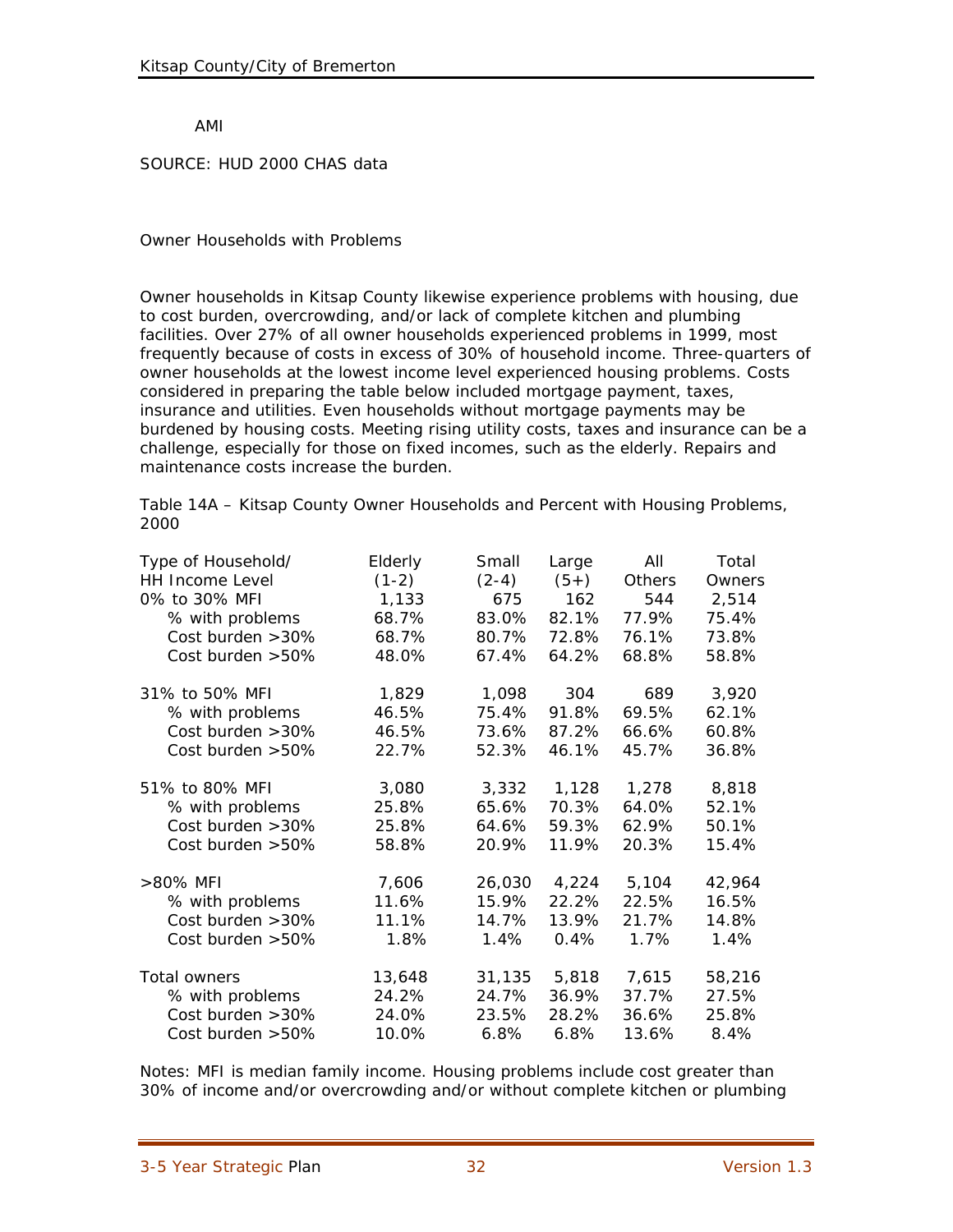AMI

SOURCE: HUD 2000 CHAS data

Owner Households with Problems

Owner households in Kitsap County likewise experience problems with housing, due to cost burden, overcrowding, and/or lack of complete kitchen and plumbing facilities. Over 27% of all owner households experienced problems in 1999, most frequently because of costs in excess of 30% of household income. Three-quarters of owner households at the lowest income level experienced housing problems. Costs considered in preparing the table below included mortgage payment, taxes, insurance and utilities. Even households without mortgage payments may be burdened by housing costs. Meeting rising utility costs, taxes and insurance can be a challenge, especially for those on fixed incomes, such as the elderly. Repairs and maintenance costs increase the burden.

Table 14A – Kitsap County Owner Households and Percent with Housing Problems, 2000

| Type of Household/ HH Income Level | Elderly (1-2) | Small (2-4) | Large (5+) | All Others | Total Owners |
|---|---|---|---|---|---|
| 0% to 30% MFI | 1,133 | 675 | 162 | 544 | 2,514 |
| % with problems | 68.7% | 83.0% | 82.1% | 77.9% | 75.4% |
| Cost burden >30% | 68.7% | 80.7% | 72.8% | 76.1% | 73.8% |
| Cost burden >50% | 48.0% | 67.4% | 64.2% | 68.8% | 58.8% |
| 31% to 50% MFI | 1,829 | 1,098 | 304 | 689 | 3,920 |
| % with problems | 46.5% | 75.4% | 91.8% | 69.5% | 62.1% |
| Cost burden >30% | 46.5% | 73.6% | 87.2% | 66.6% | 60.8% |
| Cost burden >50% | 22.7% | 52.3% | 46.1% | 45.7% | 36.8% |
| 51% to 80% MFI | 3,080 | 3,332 | 1,128 | 1,278 | 8,818 |
| % with problems | 25.8% | 65.6% | 70.3% | 64.0% | 52.1% |
| Cost burden >30% | 25.8% | 64.6% | 59.3% | 62.9% | 50.1% |
| Cost burden >50% | 58.8% | 20.9% | 11.9% | 20.3% | 15.4% |
| >80% MFI | 7,606 | 26,030 | 4,224 | 5,104 | 42,964 |
| % with problems | 11.6% | 15.9% | 22.2% | 22.5% | 16.5% |
| Cost burden >30% | 11.1% | 14.7% | 13.9% | 21.7% | 14.8% |
| Cost burden >50% | 1.8% | 1.4% | 0.4% | 1.7% | 1.4% |
| Total owners | 13,648 | 31,135 | 5,818 | 7,615 | 58,216 |
| % with problems | 24.2% | 24.7% | 36.9% | 37.7% | 27.5% |
| Cost burden >30% | 24.0% | 23.5% | 28.2% | 36.6% | 25.8% |
| Cost burden >50% | 10.0% | 6.8% | 6.8% | 13.6% | 8.4% |

Notes: MFI is median family income. Housing problems include cost greater than 30% of income and/or overcrowding and/or without complete kitchen or plumbing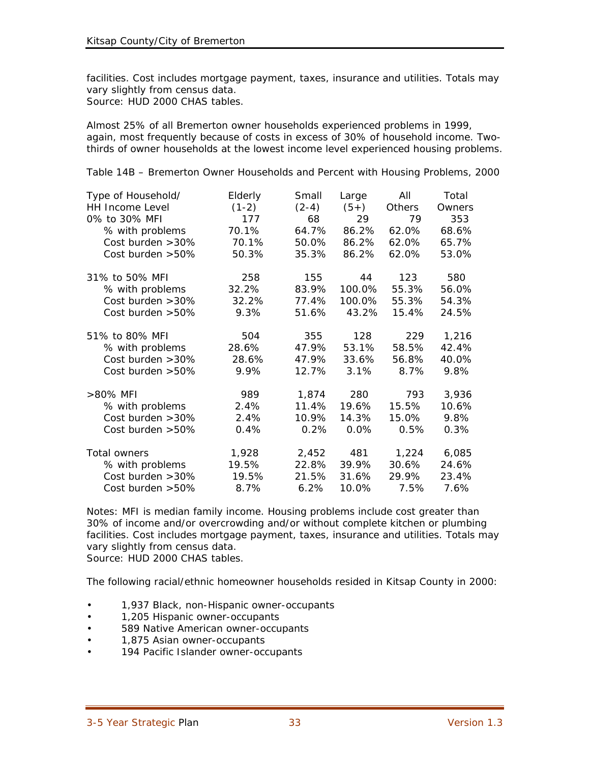facilities. Cost includes mortgage payment, taxes, insurance and utilities. Totals may vary slightly from census data.
Source: HUD 2000 CHAS tables.

Almost 25% of all Bremerton owner households experienced problems in 1999, again, most frequently because of costs in excess of 30% of household income. Two-thirds of owner households at the lowest income level experienced housing problems.

Table 14B – Bremerton Owner Households and Percent with Housing Problems, 2000

| Type of Household/ HH Income Level | Elderly (1-2) | Small (2-4) | Large (5+) | All Others | Total Owners |
|---|---|---|---|---|---|
| 0% to 30% MFI | 177 | 68 | 29 | 79 | 353 |
| % with problems | 70.1% | 64.7% | 86.2% | 62.0% | 68.6% |
| Cost burden >30% | 70.1% | 50.0% | 86.2% | 62.0% | 65.7% |
| Cost burden >50% | 50.3% | 35.3% | 86.2% | 62.0% | 53.0% |
| 31% to 50% MFI | 258 | 155 | 44 | 123 | 580 |
| % with problems | 32.2% | 83.9% | 100.0% | 55.3% | 56.0% |
| Cost burden >30% | 32.2% | 77.4% | 100.0% | 55.3% | 54.3% |
| Cost burden >50% | 9.3% | 51.6% | 43.2% | 15.4% | 24.5% |
| 51% to 80% MFI | 504 | 355 | 128 | 229 | 1,216 |
| % with problems | 28.6% | 47.9% | 53.1% | 58.5% | 42.4% |
| Cost burden >30% | 28.6% | 47.9% | 33.6% | 56.8% | 40.0% |
| Cost burden >50% | 9.9% | 12.7% | 3.1% | 8.7% | 9.8% |
| >80% MFI | 989 | 1,874 | 280 | 793 | 3,936 |
| % with problems | 2.4% | 11.4% | 19.6% | 15.5% | 10.6% |
| Cost burden >30% | 2.4% | 10.9% | 14.3% | 15.0% | 9.8% |
| Cost burden >50% | 0.4% | 0.2% | 0.0% | 0.5% | 0.3% |
| Total owners | 1,928 | 2,452 | 481 | 1,224 | 6,085 |
| % with problems | 19.5% | 22.8% | 39.9% | 30.6% | 24.6% |
| Cost burden >30% | 19.5% | 21.5% | 31.6% | 29.9% | 23.4% |
| Cost burden >50% | 8.7% | 6.2% | 10.0% | 7.5% | 7.6% |

Notes: MFI is median family income. Housing problems include cost greater than 30% of income and/or overcrowding and/or without complete kitchen or plumbing facilities. Cost includes mortgage payment, taxes, insurance and utilities. Totals may vary slightly from census data.
Source: HUD 2000 CHAS tables.

The following racial/ethnic homeowner households resided in Kitsap County in 2000:

- 1,937 Black, non-Hispanic owner-occupants
- 1,205 Hispanic owner-occupants
- 589 Native American owner-occupants
- 1,875 Asian owner-occupants
- 194 Pacific Islander owner-occupants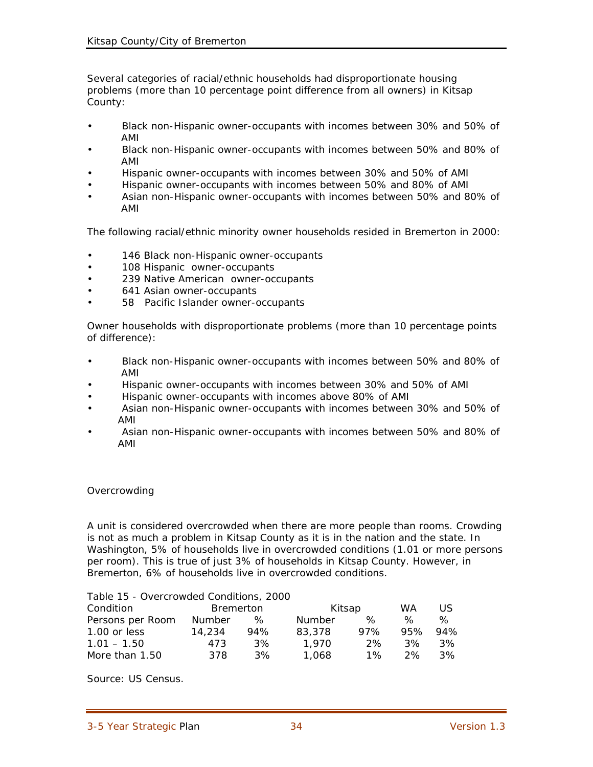Several categories of racial/ethnic households had disproportionate housing problems (more than 10 percentage point difference from all owners) in Kitsap County:

- Black non-Hispanic owner-occupants with incomes between 30% and 50% of AMI
- Black non-Hispanic owner-occupants with incomes between 50% and 80% of AMI
- Hispanic owner-occupants with incomes between 30% and 50% of AMI
- Hispanic owner-occupants with incomes between 50% and 80% of AMI
- Asian non-Hispanic owner-occupants with incomes between 50% and 80% of AMI

The following racial/ethnic minority owner households resided in Bremerton in 2000:

- 146 Black non-Hispanic owner-occupants
- 108 Hispanic owner-occupants
- 239 Native American owner-occupants
- 641 Asian owner-occupants
- 58 Pacific Islander owner-occupants

Owner households with disproportionate problems (more than 10 percentage points of difference):

- Black non-Hispanic owner-occupants with incomes between 50% and 80% of AMI
- Hispanic owner-occupants with incomes between 30% and 50% of AMI
- Hispanic owner-occupants with incomes above 80% of AMI
- Asian non-Hispanic owner-occupants with incomes between 30% and 50% of AMI
- Asian non-Hispanic owner-occupants with incomes between 50% and 80% of AMI

## Overcrowding

A unit is considered overcrowded when there are more people than rooms. Crowding is not as much a problem in Kitsap County as it is in the nation and the state. In Washington, 5% of households live in overcrowded conditions (1.01 or more persons per room). This is true of just 3% of households in Kitsap County. However, in Bremerton, 6% of households live in overcrowded conditions.

Table 15 - Overcrowded Conditions, 2000

| Condition | Bremerton | | Kitsap | | WA | US |
|---|---|---|---|---|---|---|
| Persons per Room | Number | % | Number | % | % | % |
| 1.00 or less | 14,234 | 94% | 83,378 | 97% | 95% | 94% |
| 1.01 – 1.50 | 473 | 3% | 1,970 | 2% | 3% | 3% |
| More than 1.50 | 378 | 3% | 1,068 | 1% | 2% | 3% |

Source: US Census.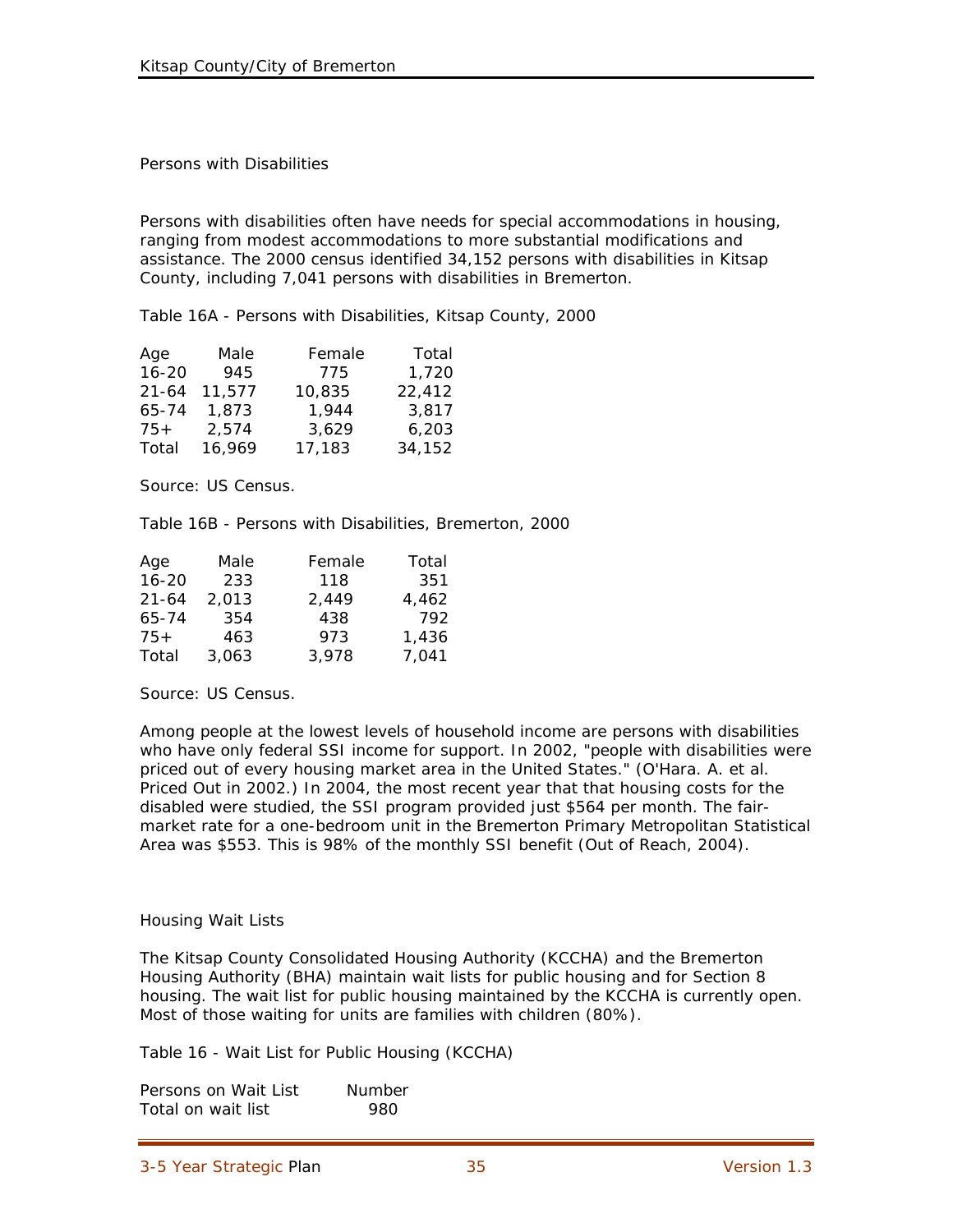## Persons with Disabilities

Persons with disabilities often have needs for special accommodations in housing, ranging from modest accommodations to more substantial modifications and assistance. The 2000 census identified 34,152 persons with disabilities in Kitsap County, including 7,041 persons with disabilities in Bremerton.

Table 16A - Persons with Disabilities, Kitsap County, 2000

| Age | Male | Female | Total |
|---|---|---|---|
| 16-20 | 945 | 775 | 1,720 |
| 21-64 | 11,577 | 10,835 | 22,412 |
| 65-74 | 1,873 | 1,944 | 3,817 |
| 75+ | 2,574 | 3,629 | 6,203 |
| Total | 16,969 | 17,183 | 34,152 |

Source: US Census.

Table 16B - Persons with Disabilities, Bremerton, 2000

| Age | Male | Female | Total |
|---|---|---|---|
| 16-20 | 233 | 118 | 351 |
| 21-64 | 2,013 | 2,449 | 4,462 |
| 65-74 | 354 | 438 | 792 |
| 75+ | 463 | 973 | 1,436 |
| Total | 3,063 | 3,978 | 7,041 |

Source: US Census.

Among people at the lowest levels of household income are persons with disabilities who have only federal SSI income for support. In 2002, "people with disabilities were priced out of every housing market area in the United States." (O'Hara. A. et al. Priced Out in 2002.) In 2004, the most recent year that that housing costs for the disabled were studied, the SSI program provided just $564 per month. The fair-market rate for a one-bedroom unit in the Bremerton Primary Metropolitan Statistical Area was $553. This is 98% of the monthly SSI benefit (Out of Reach, 2004).

## Housing Wait Lists

The Kitsap County Consolidated Housing Authority (KCCHA) and the Bremerton Housing Authority (BHA) maintain wait lists for public housing and for Section 8 housing. The wait list for public housing maintained by the KCCHA is currently open. Most of those waiting for units are families with children (80%).

Table 16 - Wait List for Public Housing (KCCHA)

| Persons on Wait List | Number |
|---|---|
| Total on wait list | 980 |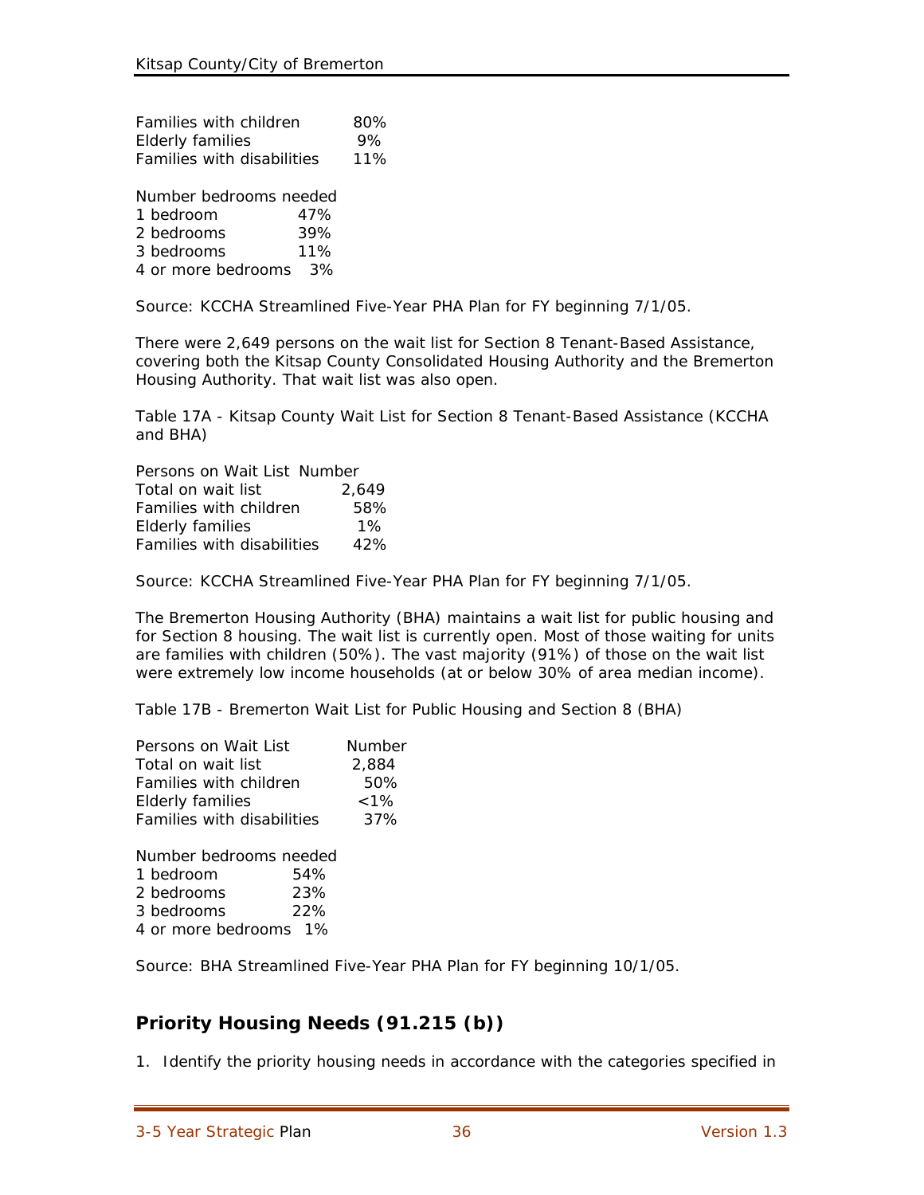| | |
|---|---|
| Families with children | 80% |
| Elderly families | 9% |
| Families with disabilities | 11% |

| Number bedrooms needed | |
|---|---|
| 1 bedroom | 47% |
| 2 bedrooms | 39% |
| 3 bedrooms | 11% |
| 4 or more bedrooms | 3% |

Source: KCCHA Streamlined Five-Year PHA Plan for FY beginning 7/1/05.

There were 2,649 persons on the wait list for Section 8 Tenant-Based Assistance, covering both the Kitsap County Consolidated Housing Authority and the Bremerton Housing Authority. That wait list was also open.

Table 17A - Kitsap County Wait List for Section 8 Tenant-Based Assistance (KCCHA and BHA)

| Persons on Wait List | Number |
|---|---|
| Total on wait list | 2,649 |
| Families with children | 58% |
| Elderly families | 1% |
| Families with disabilities | 42% |

Source: KCCHA Streamlined Five-Year PHA Plan for FY beginning 7/1/05.

The Bremerton Housing Authority (BHA) maintains a wait list for public housing and for Section 8 housing. The wait list is currently open. Most of those waiting for units are families with children (50%). The vast majority (91%) of those on the wait list were extremely low income households (at or below 30% of area median income).

Table 17B - Bremerton Wait List for Public Housing and Section 8 (BHA)

| Persons on Wait List | Number |
|---|---|
| Total on wait list | 2,884 |
| Families with children | 50% |
| Elderly families | <1% |
| Families with disabilities | 37% |

| Number bedrooms needed | |
|---|---|
| 1 bedroom | 54% |
| 2 bedrooms | 23% |
| 3 bedrooms | 22% |
| 4 or more bedrooms | 1% |

Source: BHA Streamlined Five-Year PHA Plan for FY beginning 10/1/05.

## Priority Housing Needs (91.215 (b))

1. Identify the priority housing needs in accordance with the categories specified in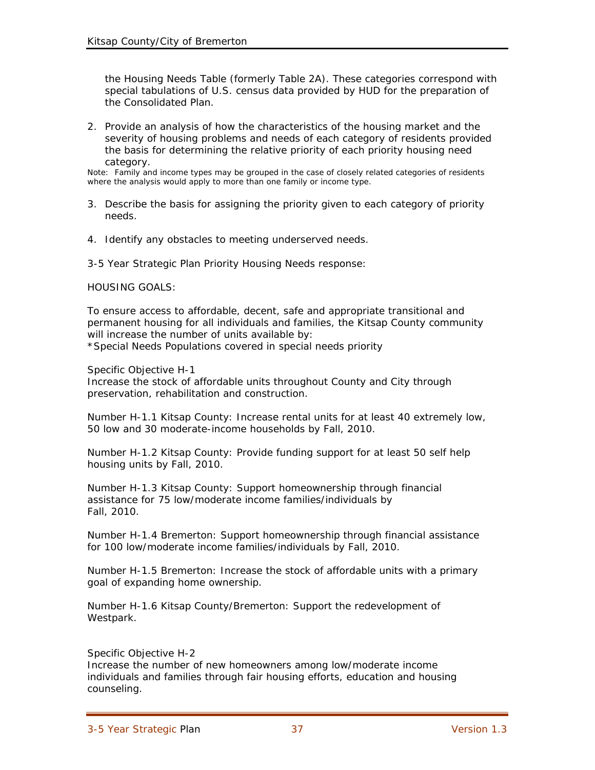the Housing Needs Table (formerly Table 2A). These categories correspond with special tabulations of U.S. census data provided by HUD for the preparation of the Consolidated Plan.

2. Provide an analysis of how the characteristics of the housing market and the severity of housing problems and needs of each category of residents provided the basis for determining the relative priority of each priority housing need category.

Note: Family and income types may be grouped in the case of closely related categories of residents where the analysis would apply to more than one family or income type.

3. Describe the basis for assigning the priority given to each category of priority needs.

4. Identify any obstacles to meeting underserved needs.

3-5 Year Strategic Plan Priority Housing Needs response:

HOUSING GOALS:

To ensure access to affordable, decent, safe and appropriate transitional and permanent housing for all individuals and families, the Kitsap County community will increase the number of units available by:
*Special Needs Populations covered in special needs priority

Specific Objective H-1
Increase the stock of affordable units throughout County and City through preservation, rehabilitation and construction.

Number H-1.1 Kitsap County: Increase rental units for at least 40 extremely low, 50 low and 30 moderate-income households by Fall, 2010.

Number H-1.2 Kitsap County: Provide funding support for at least 50 self help housing units by Fall, 2010.

Number H-1.3 Kitsap County: Support homeownership through financial assistance for 75 low/moderate income families/individuals by Fall, 2010.

Number H-1.4 Bremerton: Support homeownership through financial assistance for 100 low/moderate income families/individuals by Fall, 2010.

Number H-1.5 Bremerton: Increase the stock of affordable units with a primary goal of expanding home ownership.

Number H-1.6 Kitsap County/Bremerton: Support the redevelopment of Westpark.

Specific Objective H-2
Increase the number of new homeowners among low/moderate income individuals and families through fair housing efforts, education and housing counseling.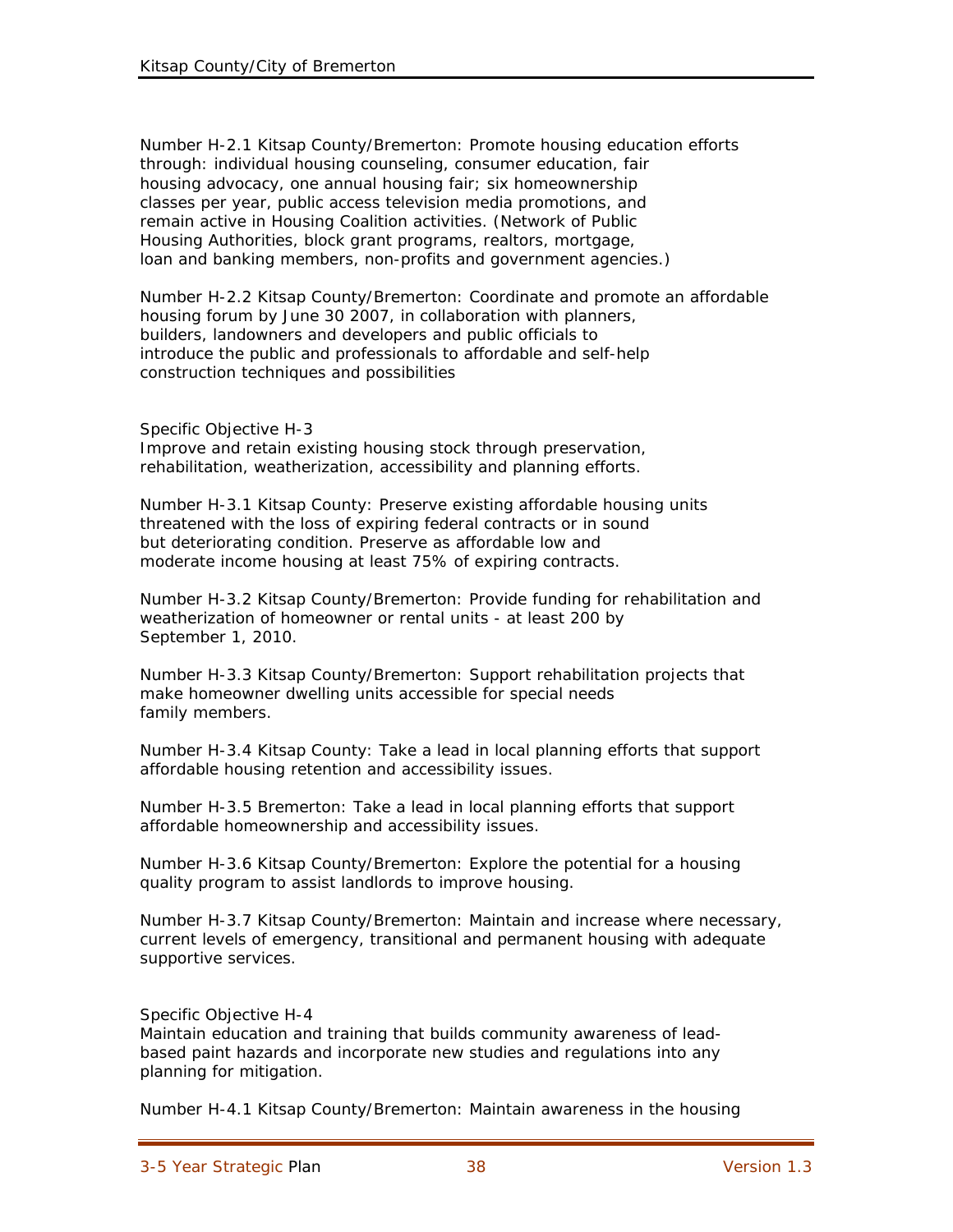Number H-2.1 Kitsap County/Bremerton: Promote housing education efforts through: individual housing counseling, consumer education, fair housing advocacy, one annual housing fair; six homeownership classes per year, public access television media promotions, and remain active in Housing Coalition activities. (Network of Public Housing Authorities, block grant programs, realtors, mortgage, loan and banking members, non-profits and government agencies.)

Number H-2.2 Kitsap County/Bremerton: Coordinate and promote an affordable housing forum by June 30 2007, in collaboration with planners, builders, landowners and developers and public officials to introduce the public and professionals to affordable and self-help construction techniques and possibilities

Specific Objective H-3
Improve and retain existing housing stock through preservation, rehabilitation, weatherization, accessibility and planning efforts.

Number H-3.1 Kitsap County: Preserve existing affordable housing units threatened with the loss of expiring federal contracts or in sound but deteriorating condition. Preserve as affordable low and moderate income housing at least 75% of expiring contracts.

Number H-3.2 Kitsap County/Bremerton: Provide funding for rehabilitation and weatherization of homeowner or rental units - at least 200 by September 1, 2010.

Number H-3.3 Kitsap County/Bremerton: Support rehabilitation projects that make homeowner dwelling units accessible for special needs family members.

Number H-3.4 Kitsap County: Take a lead in local planning efforts that support affordable housing retention and accessibility issues.

Number H-3.5 Bremerton: Take a lead in local planning efforts that support affordable homeownership and accessibility issues.

Number H-3.6 Kitsap County/Bremerton: Explore the potential for a housing quality program to assist landlords to improve housing.

Number H-3.7 Kitsap County/Bremerton: Maintain and increase where necessary, current levels of emergency, transitional and permanent housing with adequate supportive services.

Specific Objective H-4
Maintain education and training that builds community awareness of lead-based paint hazards and incorporate new studies and regulations into any planning for mitigation.

Number H-4.1 Kitsap County/Bremerton: Maintain awareness in the housing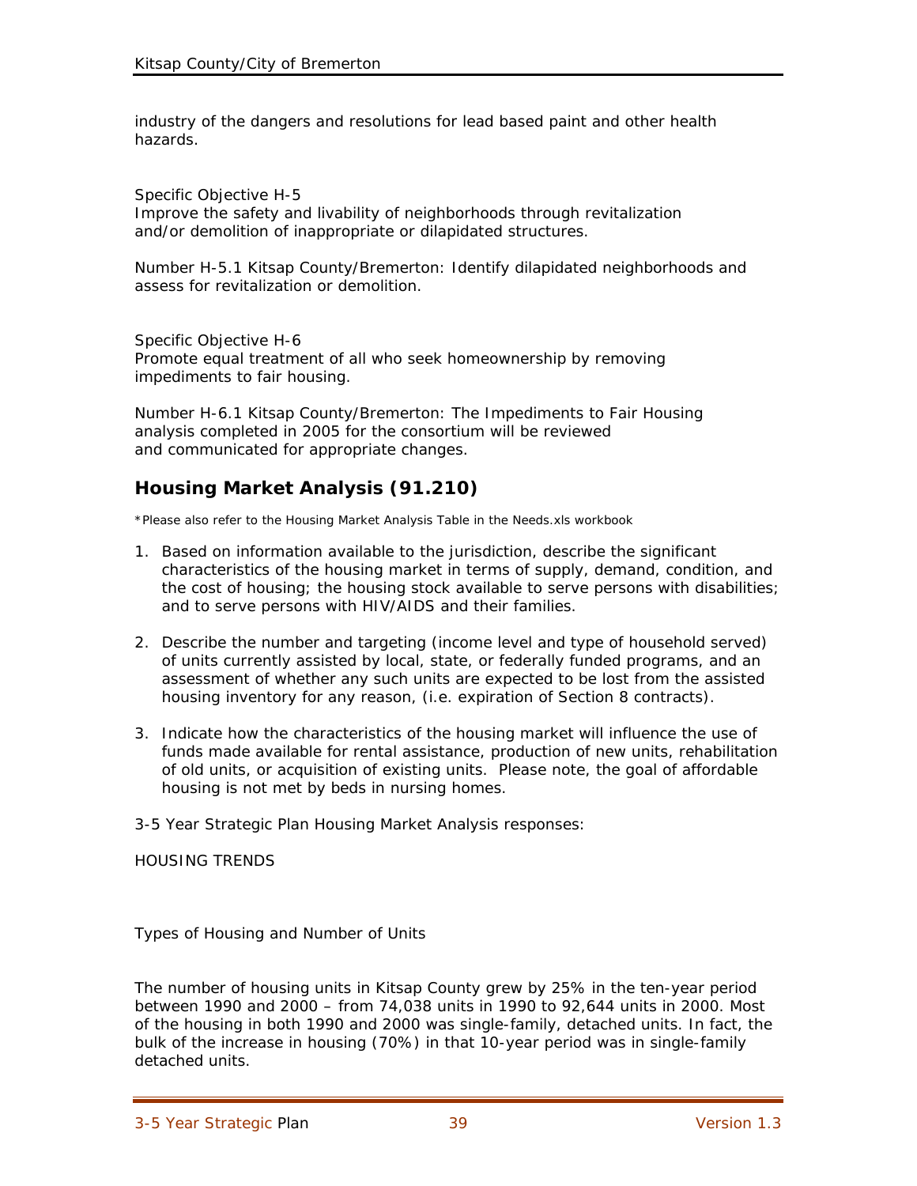industry of the dangers and resolutions for lead based paint and other health hazards.

Specific Objective H-5
Improve the safety and livability of neighborhoods through revitalization and/or demolition of inappropriate or dilapidated structures.

Number H-5.1 Kitsap County/Bremerton: Identify dilapidated neighborhoods and assess for revitalization or demolition.

Specific Objective H-6
Promote equal treatment of all who seek homeownership by removing impediments to fair housing.

Number H-6.1 Kitsap County/Bremerton: The Impediments to Fair Housing analysis completed in 2005 for the consortium will be reviewed and communicated for appropriate changes.

## Housing Market Analysis (91.210)

*Please also refer to the Housing Market Analysis Table in the Needs.xls workbook

1. Based on information available to the jurisdiction, describe the significant characteristics of the housing market in terms of supply, demand, condition, and the cost of housing; the housing stock available to serve persons with disabilities; and to serve persons with HIV/AIDS and their families.
2. Describe the number and targeting (income level and type of household served) of units currently assisted by local, state, or federally funded programs, and an assessment of whether any such units are expected to be lost from the assisted housing inventory for any reason, (i.e. expiration of Section 8 contracts).
3. Indicate how the characteristics of the housing market will influence the use of funds made available for rental assistance, production of new units, rehabilitation of old units, or acquisition of existing units. Please note, the goal of affordable housing is not met by beds in nursing homes.

3-5 Year Strategic Plan Housing Market Analysis responses:

HOUSING TRENDS

Types of Housing and Number of Units

The number of housing units in Kitsap County grew by 25% in the ten-year period between 1990 and 2000 – from 74,038 units in 1990 to 92,644 units in 2000. Most of the housing in both 1990 and 2000 was single-family, detached units. In fact, the bulk of the increase in housing (70%) in that 10-year period was in single-family detached units.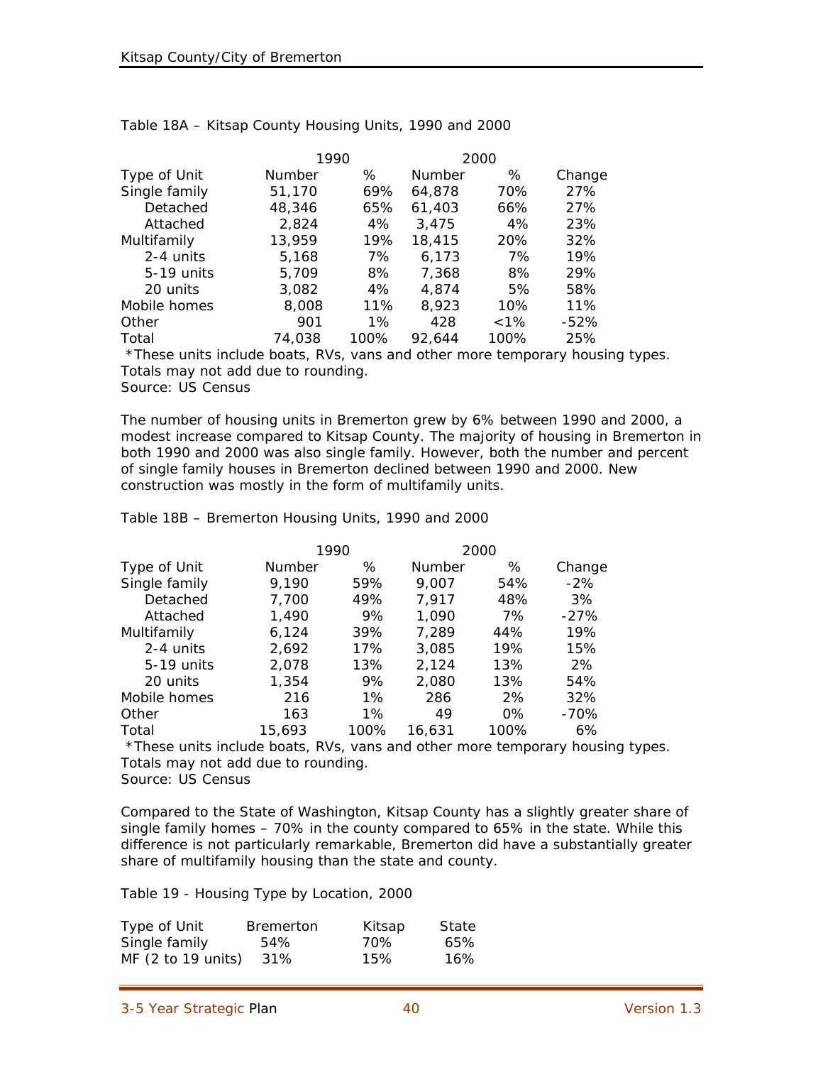Table 18A – Kitsap County Housing Units, 1990 and 2000

| | 1990 | | 2000 | | |
|---|---|---|---|---|---|
| Type of Unit | Number | % | Number | % | Change |
| Single family | 51,170 | 69% | 64,878 | 70% | 27% |
| Detached | 48,346 | 65% | 61,403 | 66% | 27% |
| Attached | 2,824 | 4% | 3,475 | 4% | 23% |
| Multifamily | 13,959 | 19% | 18,415 | 20% | 32% |
| 2-4 units | 5,168 | 7% | 6,173 | 7% | 19% |
| 5-19 units | 5,709 | 8% | 7,368 | 8% | 29% |
| 20 units | 3,082 | 4% | 4,874 | 5% | 58% |
| Mobile homes | 8,008 | 11% | 8,923 | 10% | 11% |
| Other | 901 | 1% | 428 | <1% | -52% |
| Total | 74,038 | 100% | 92,644 | 100% | 25% |

*These units include boats, RVs, vans and other more temporary housing types.
Totals may not add due to rounding.
Source: US Census

The number of housing units in Bremerton grew by 6% between 1990 and 2000, a modest increase compared to Kitsap County. The majority of housing in Bremerton in both 1990 and 2000 was also single family. However, both the number and percent of single family houses in Bremerton declined between 1990 and 2000. New construction was mostly in the form of multifamily units.

Table 18B – Bremerton Housing Units, 1990 and 2000

| | 1990 | | 2000 | | |
|---|---|---|---|---|---|
| Type of Unit | Number | % | Number | % | Change |
| Single family | 9,190 | 59% | 9,007 | 54% | -2% |
| Detached | 7,700 | 49% | 7,917 | 48% | 3% |
| Attached | 1,490 | 9% | 1,090 | 7% | -27% |
| Multifamily | 6,124 | 39% | 7,289 | 44% | 19% |
| 2-4 units | 2,692 | 17% | 3,085 | 19% | 15% |
| 5-19 units | 2,078 | 13% | 2,124 | 13% | 2% |
| 20 units | 1,354 | 9% | 2,080 | 13% | 54% |
| Mobile homes | 216 | 1% | 286 | 2% | 32% |
| Other | 163 | 1% | 49 | 0% | -70% |
| Total | 15,693 | 100% | 16,631 | 100% | 6% |

*These units include boats, RVs, vans and other more temporary housing types.
Totals may not add due to rounding.
Source: US Census

Compared to the State of Washington, Kitsap County has a slightly greater share of single family homes – 70% in the county compared to 65% in the state. While this difference is not particularly remarkable, Bremerton did have a substantially greater share of multifamily housing than the state and county.

Table 19 - Housing Type by Location, 2000

| Type of Unit | Bremerton | Kitsap | State |
|---|---|---|---|
| Single family | 54% | 70% | 65% |
| MF (2 to 19 units) | 31% | 15% | 16% |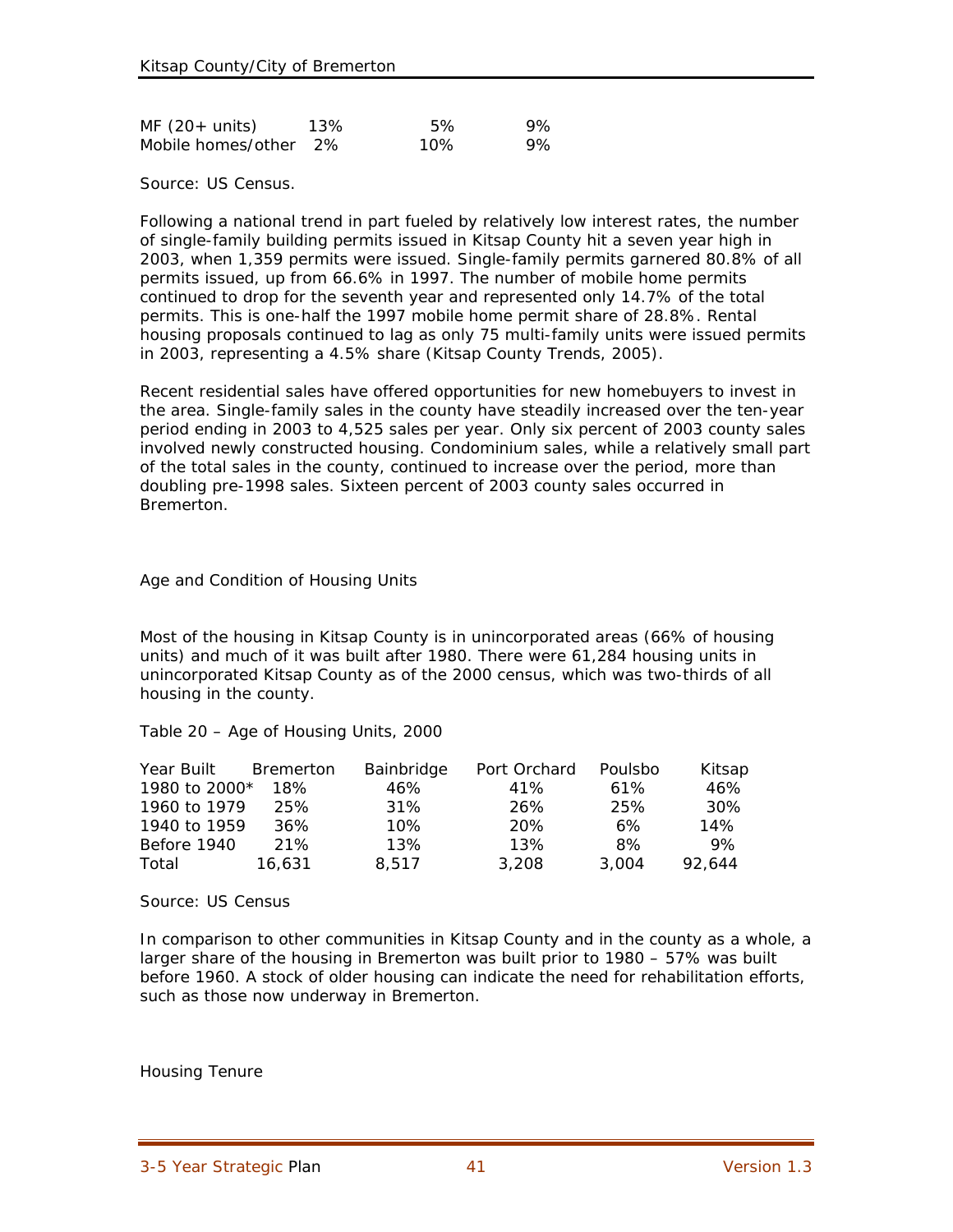| | | | |
|---|---|---|---|
| MF (20+ units) | 13% | 5% | 9% |
| Mobile homes/other | 2% | 10% | 9% |

Source: US Census.

Following a national trend in part fueled by relatively low interest rates, the number of single-family building permits issued in Kitsap County hit a seven year high in 2003, when 1,359 permits were issued. Single-family permits garnered 80.8% of all permits issued, up from 66.6% in 1997. The number of mobile home permits continued to drop for the seventh year and represented only 14.7% of the total permits. This is one-half the 1997 mobile home permit share of 28.8%. Rental housing proposals continued to lag as only 75 multi-family units were issued permits in 2003, representing a 4.5% share (Kitsap County Trends, 2005).

Recent residential sales have offered opportunities for new homebuyers to invest in the area. Single-family sales in the county have steadily increased over the ten-year period ending in 2003 to 4,525 sales per year. Only six percent of 2003 county sales involved newly constructed housing. Condominium sales, while a relatively small part of the total sales in the county, continued to increase over the period, more than doubling pre-1998 sales. Sixteen percent of 2003 county sales occurred in Bremerton.

## Age and Condition of Housing Units

Most of the housing in Kitsap County is in unincorporated areas (66% of housing units) and much of it was built after 1980. There were 61,284 housing units in unincorporated Kitsap County as of the 2000 census, which was two-thirds of all housing in the county.

Table 20 – Age of Housing Units, 2000

| Year Built | Bremerton | Bainbridge | Port Orchard | Poulsbo | Kitsap |
|---|---|---|---|---|---|
| 1980 to 2000* | 18% | 46% | 41% | 61% | 46% |
| 1960 to 1979 | 25% | 31% | 26% | 25% | 30% |
| 1940 to 1959 | 36% | 10% | 20% | 6% | 14% |
| Before 1940 | 21% | 13% | 13% | 8% | 9% |
| Total | 16,631 | 8,517 | 3,208 | 3,004 | 92,644 |

Source: US Census

In comparison to other communities in Kitsap County and in the county as a whole, a larger share of the housing in Bremerton was built prior to 1980 – 57% was built before 1960. A stock of older housing can indicate the need for rehabilitation efforts, such as those now underway in Bremerton.

## Housing Tenure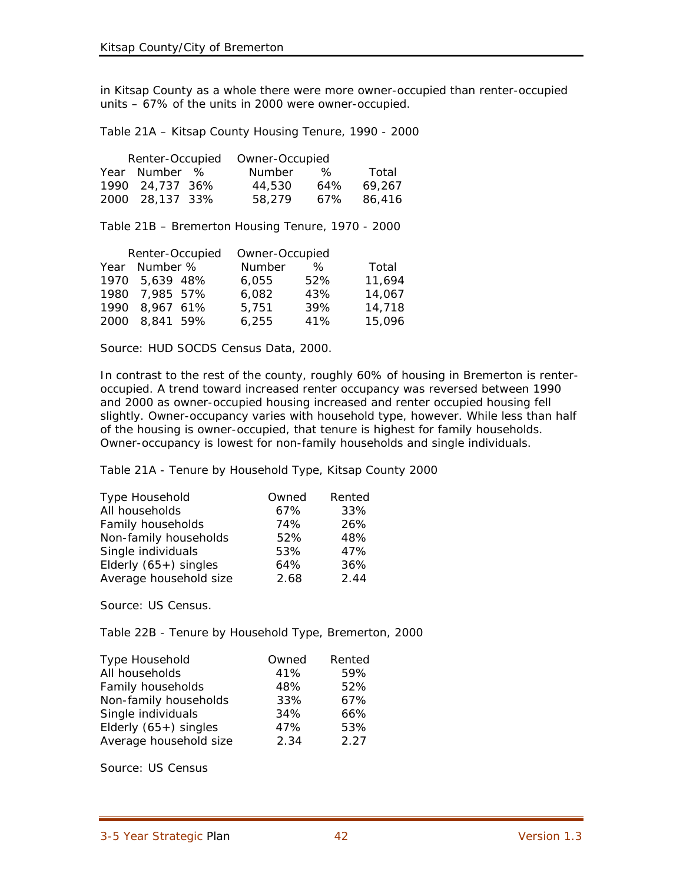in Kitsap County as a whole there were more owner-occupied than renter-occupied units – 67% of the units in 2000 were owner-occupied.

Table 21A – Kitsap County Housing Tenure, 1990 - 2000

| | Renter-Occupied | | Owner-Occupied | | |
|---|---|---|---|---|---|
| Year | Number | % | Number | % | Total |
| 1990 | 24,737 | 36% | 44,530 | 64% | 69,267 |
| 2000 | 28,137 | 33% | 58,279 | 67% | 86,416 |

Table 21B – Bremerton Housing Tenure, 1970 - 2000

| | Renter-Occupied | | Owner-Occupied | | |
|---|---|---|---|---|---|
| Year | Number | % | Number | % | Total |
| 1970 | 5,639 | 48% | 6,055 | 52% | 11,694 |
| 1980 | 7,985 | 57% | 6,082 | 43% | 14,067 |
| 1990 | 8,967 | 61% | 5,751 | 39% | 14,718 |
| 2000 | 8,841 | 59% | 6,255 | 41% | 15,096 |

Source: HUD SOCDS Census Data, 2000.

In contrast to the rest of the county, roughly 60% of housing in Bremerton is renter-occupied. A trend toward increased renter occupancy was reversed between 1990 and 2000 as owner-occupied housing increased and renter occupied housing fell slightly. Owner-occupancy varies with household type, however. While less than half of the housing is owner-occupied, that tenure is highest for family households. Owner-occupancy is lowest for non-family households and single individuals.

Table 21A - Tenure by Household Type, Kitsap County 2000

| Type Household | Owned | Rented |
|---|---|---|
| All households | 67% | 33% |
| Family households | 74% | 26% |
| Non-family households | 52% | 48% |
| Single individuals | 53% | 47% |
| Elderly (65+) singles | 64% | 36% |
| Average household size | 2.68 | 2.44 |

Source: US Census.

Table 22B - Tenure by Household Type, Bremerton, 2000

| Type Household | Owned | Rented |
|---|---|---|
| All households | 41% | 59% |
| Family households | 48% | 52% |
| Non-family households | 33% | 67% |
| Single individuals | 34% | 66% |
| Elderly (65+) singles | 47% | 53% |
| Average household size | 2.34 | 2.27 |

Source: US Census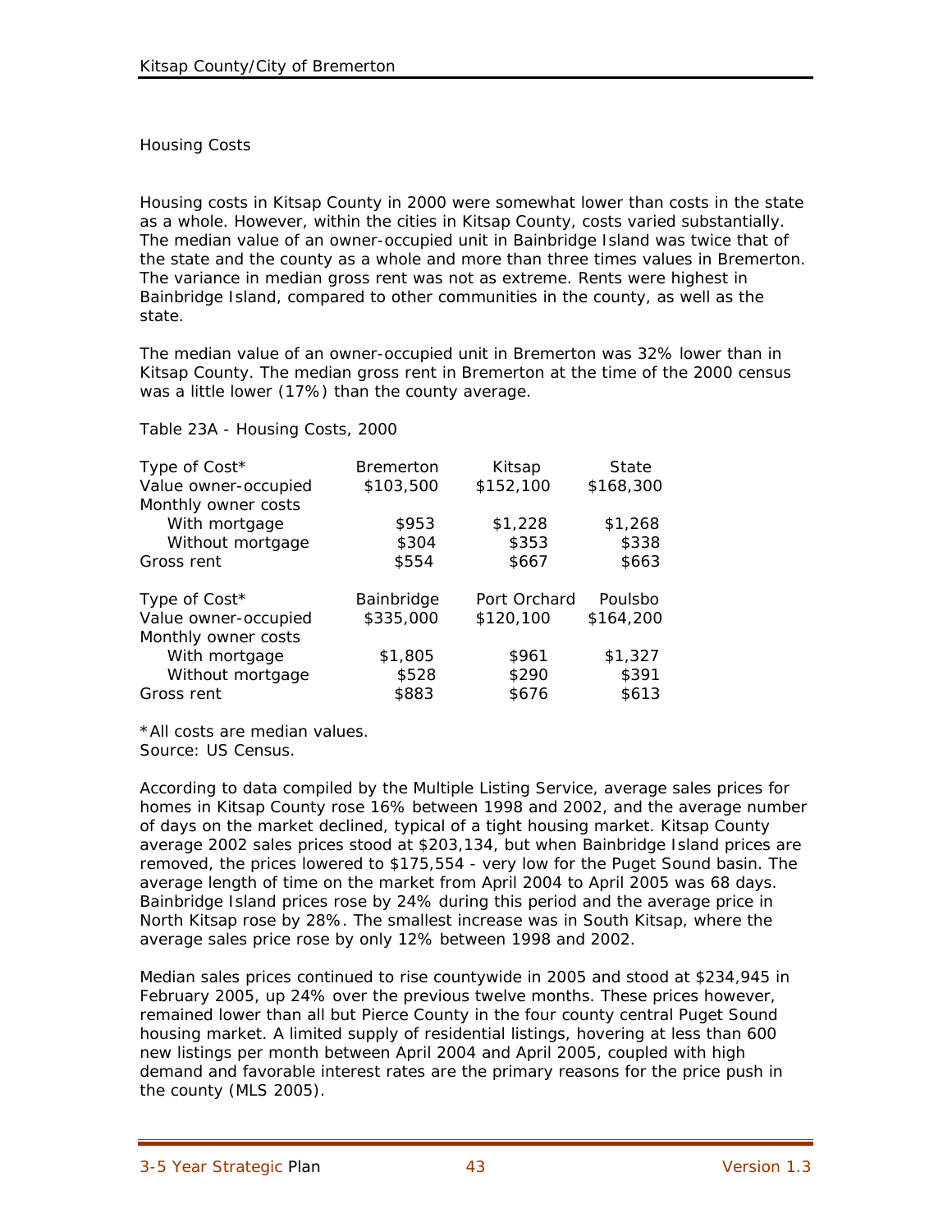## Housing Costs

Housing costs in Kitsap County in 2000 were somewhat lower than costs in the state as a whole. However, within the cities in Kitsap County, costs varied substantially. The median value of an owner-occupied unit in Bainbridge Island was twice that of the state and the county as a whole and more than three times values in Bremerton. The variance in median gross rent was not as extreme. Rents were highest in Bainbridge Island, compared to other communities in the county, as well as the state.

The median value of an owner-occupied unit in Bremerton was 32% lower than in Kitsap County. The median gross rent in Bremerton at the time of the 2000 census was a little lower (17%) than the county average.

Table 23A - Housing Costs, 2000

| Type of Cost* | Bremerton | Kitsap | State |
|---|---|---|---|
| Value owner-occupied | $103,500 | $152,100 | $168,300 |
| Monthly owner costs | | | |
| With mortgage | $953 | $1,228 | $1,268 |
| Without mortgage | $304 | $353 | $338 |
| Gross rent | $554 | $667 | $663 |
| **Type of Cost*** | **Bainbridge** | **Port Orchard** | **Poulsbo** |
| Value owner-occupied | $335,000 | $120,100 | $164,200 |
| Monthly owner costs | | | |
| With mortgage | $1,805 | $961 | $1,327 |
| Without mortgage | $528 | $290 | $391 |
| Gross rent | $883 | $676 | $613 |

*All costs are median values.
Source: US Census.

According to data compiled by the Multiple Listing Service, average sales prices for homes in Kitsap County rose 16% between 1998 and 2002, and the average number of days on the market declined, typical of a tight housing market. Kitsap County average 2002 sales prices stood at $203,134, but when Bainbridge Island prices are removed, the prices lowered to $175,554 - very low for the Puget Sound basin. The average length of time on the market from April 2004 to April 2005 was 68 days. Bainbridge Island prices rose by 24% during this period and the average price in North Kitsap rose by 28%. The smallest increase was in South Kitsap, where the average sales price rose by only 12% between 1998 and 2002.

Median sales prices continued to rise countywide in 2005 and stood at $234,945 in February 2005, up 24% over the previous twelve months. These prices however, remained lower than all but Pierce County in the four county central Puget Sound housing market. A limited supply of residential listings, hovering at less than 600 new listings per month between April 2004 and April 2005, coupled with high demand and favorable interest rates are the primary reasons for the price push in the county (MLS 2005).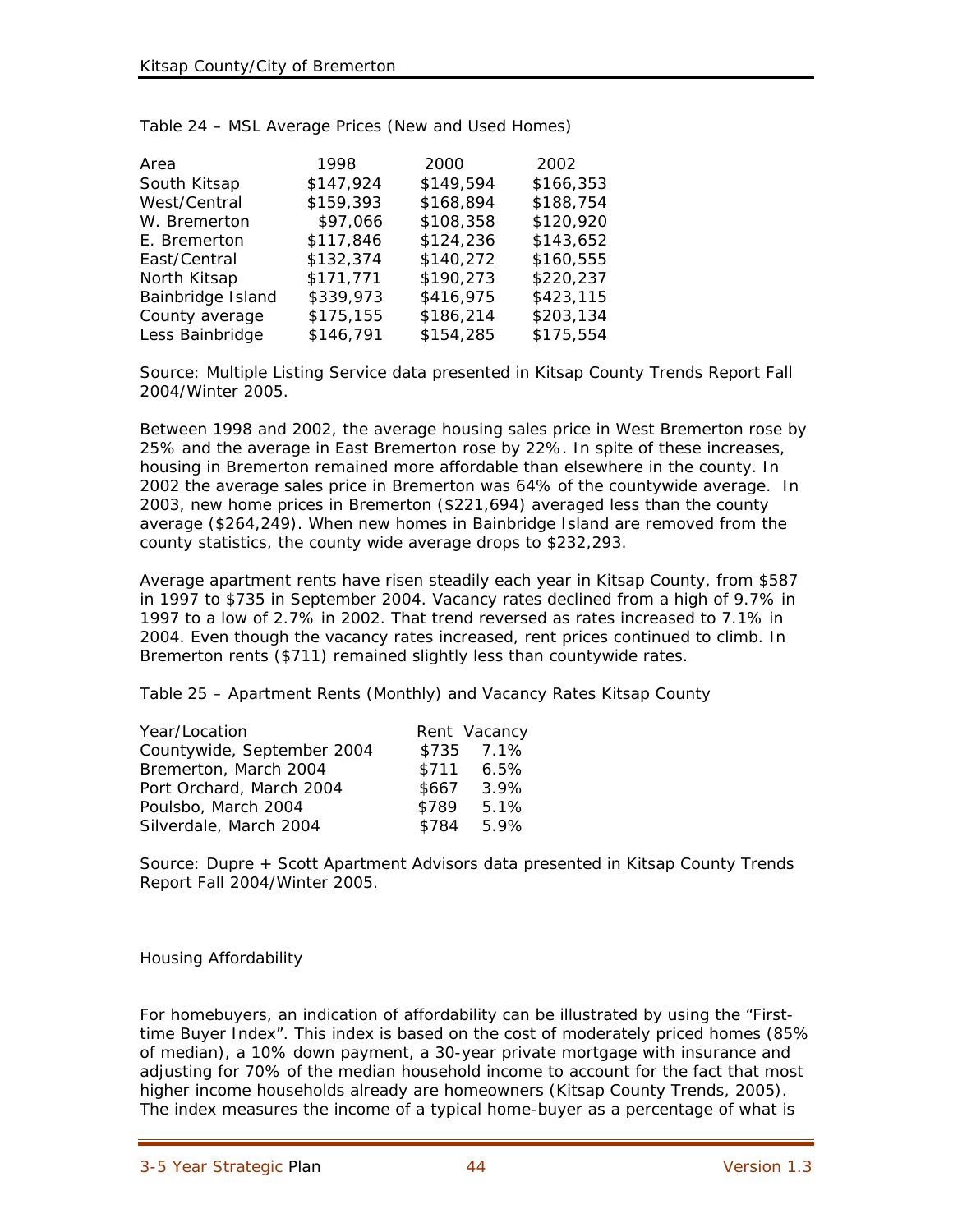Table 24 – MSL Average Prices (New and Used Homes)

| Area | 1998 | 2000 | 2002 |
|---|---|---|---|
| South Kitsap | $147,924 | $149,594 | $166,353 |
| West/Central | $159,393 | $168,894 | $188,754 |
| W. Bremerton | $97,066 | $108,358 | $120,920 |
| E. Bremerton | $117,846 | $124,236 | $143,652 |
| East/Central | $132,374 | $140,272 | $160,555 |
| North Kitsap | $171,771 | $190,273 | $220,237 |
| Bainbridge Island | $339,973 | $416,975 | $423,115 |
| County average | $175,155 | $186,214 | $203,134 |
| Less Bainbridge | $146,791 | $154,285 | $175,554 |

Source: Multiple Listing Service data presented in Kitsap County Trends Report Fall 2004/Winter 2005.

Between 1998 and 2002, the average housing sales price in West Bremerton rose by 25% and the average in East Bremerton rose by 22%. In spite of these increases, housing in Bremerton remained more affordable than elsewhere in the county. In 2002 the average sales price in Bremerton was 64% of the countywide average. In 2003, new home prices in Bremerton ($221,694) averaged less than the county average ($264,249). When new homes in Bainbridge Island are removed from the county statistics, the county wide average drops to $232,293.

Average apartment rents have risen steadily each year in Kitsap County, from $587 in 1997 to $735 in September 2004. Vacancy rates declined from a high of 9.7% in 1997 to a low of 2.7% in 2002. That trend reversed as rates increased to 7.1% in 2004. Even though the vacancy rates increased, rent prices continued to climb. In Bremerton rents ($711) remained slightly less than countywide rates.

Table 25 – Apartment Rents (Monthly) and Vacancy Rates Kitsap County

| Year/Location | Rent | Vacancy |
|---|---|---|
| Countywide, September 2004 | $735 | 7.1% |
| Bremerton, March 2004 | $711 | 6.5% |
| Port Orchard, March 2004 | $667 | 3.9% |
| Poulsbo, March 2004 | $789 | 5.1% |
| Silverdale, March 2004 | $784 | 5.9% |

Source: Dupre + Scott Apartment Advisors data presented in Kitsap County Trends Report Fall 2004/Winter 2005.

## Housing Affordability

For homebuyers, an indication of affordability can be illustrated by using the "First-time Buyer Index". This index is based on the cost of moderately priced homes (85% of median), a 10% down payment, a 30-year private mortgage with insurance and adjusting for 70% of the median household income to account for the fact that most higher income households already are homeowners (Kitsap County Trends, 2005). The index measures the income of a typical home-buyer as a percentage of what is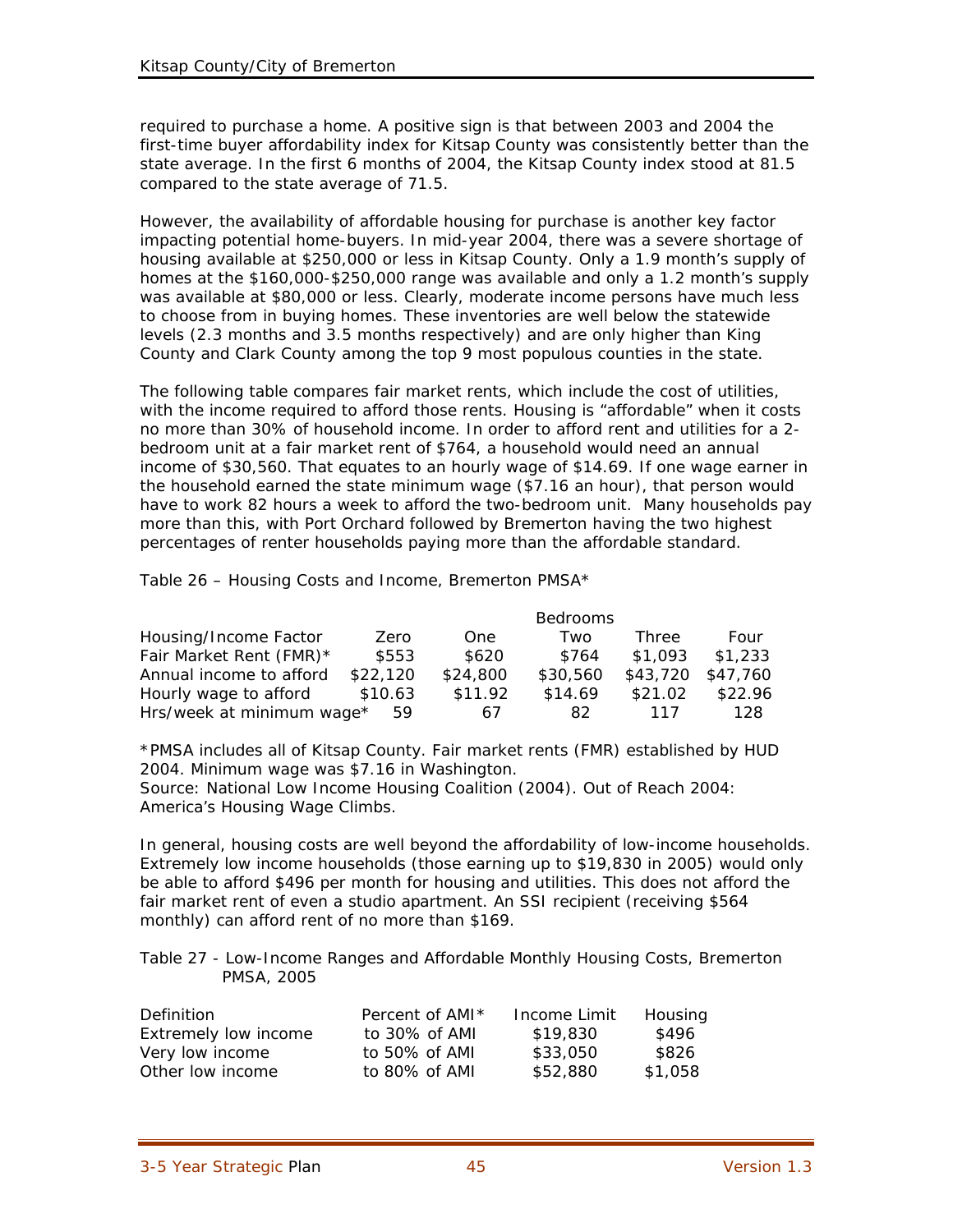required to purchase a home. A positive sign is that between 2003 and 2004 the first-time buyer affordability index for Kitsap County was consistently better than the state average. In the first 6 months of 2004, the Kitsap County index stood at 81.5 compared to the state average of 71.5.

However, the availability of affordable housing for purchase is another key factor impacting potential home-buyers. In mid-year 2004, there was a severe shortage of housing available at $250,000 or less in Kitsap County. Only a 1.9 month's supply of homes at the $160,000-$250,000 range was available and only a 1.2 month's supply was available at $80,000 or less. Clearly, moderate income persons have much less to choose from in buying homes. These inventories are well below the statewide levels (2.3 months and 3.5 months respectively) and are only higher than King County and Clark County among the top 9 most populous counties in the state.

The following table compares fair market rents, which include the cost of utilities, with the income required to afford those rents. Housing is "affordable" when it costs no more than 30% of household income. In order to afford rent and utilities for a 2-bedroom unit at a fair market rent of $764, a household would need an annual income of $30,560. That equates to an hourly wage of $14.69. If one wage earner in the household earned the state minimum wage ($7.16 an hour), that person would have to work 82 hours a week to afford the two-bedroom unit. Many households pay more than this, with Port Orchard followed by Bremerton having the two highest percentages of renter households paying more than the affordable standard.

Table 26 – Housing Costs and Income, Bremerton PMSA*

| | Bedrooms | | | | |
|---|---|---|---|---|---|
| Housing/Income Factor | Zero | One | Two | Three | Four |
| Fair Market Rent (FMR)* | $553 | $620 | $764 | $1,093 | $1,233 |
| Annual income to afford | $22,120 | $24,800 | $30,560 | $43,720 | $47,760 |
| Hourly wage to afford | $10.63 | $11.92 | $14.69 | $21.02 | $22.96 |
| Hrs/week at minimum wage* | 59 | 67 | 82 | 117 | 128 |

*PMSA includes all of Kitsap County. Fair market rents (FMR) established by HUD 2004. Minimum wage was $7.16 in Washington.
Source: National Low Income Housing Coalition (2004). Out of Reach 2004: America's Housing Wage Climbs.

In general, housing costs are well beyond the affordability of low-income households. Extremely low income households (those earning up to $19,830 in 2005) would only be able to afford $496 per month for housing and utilities. This does not afford the fair market rent of even a studio apartment. An SSI recipient (receiving $564 monthly) can afford rent of no more than $169.

Table 27 - Low-Income Ranges and Affordable Monthly Housing Costs, Bremerton PMSA, 2005

| Definition | Percent of AMI* | Income Limit | Housing |
|---|---|---|---|
| Extremely low income | to 30% of AMI | $19,830 | $496 |
| Very low income | to 50% of AMI | $33,050 | $826 |
| Other low income | to 80% of AMI | $52,880 | $1,058 |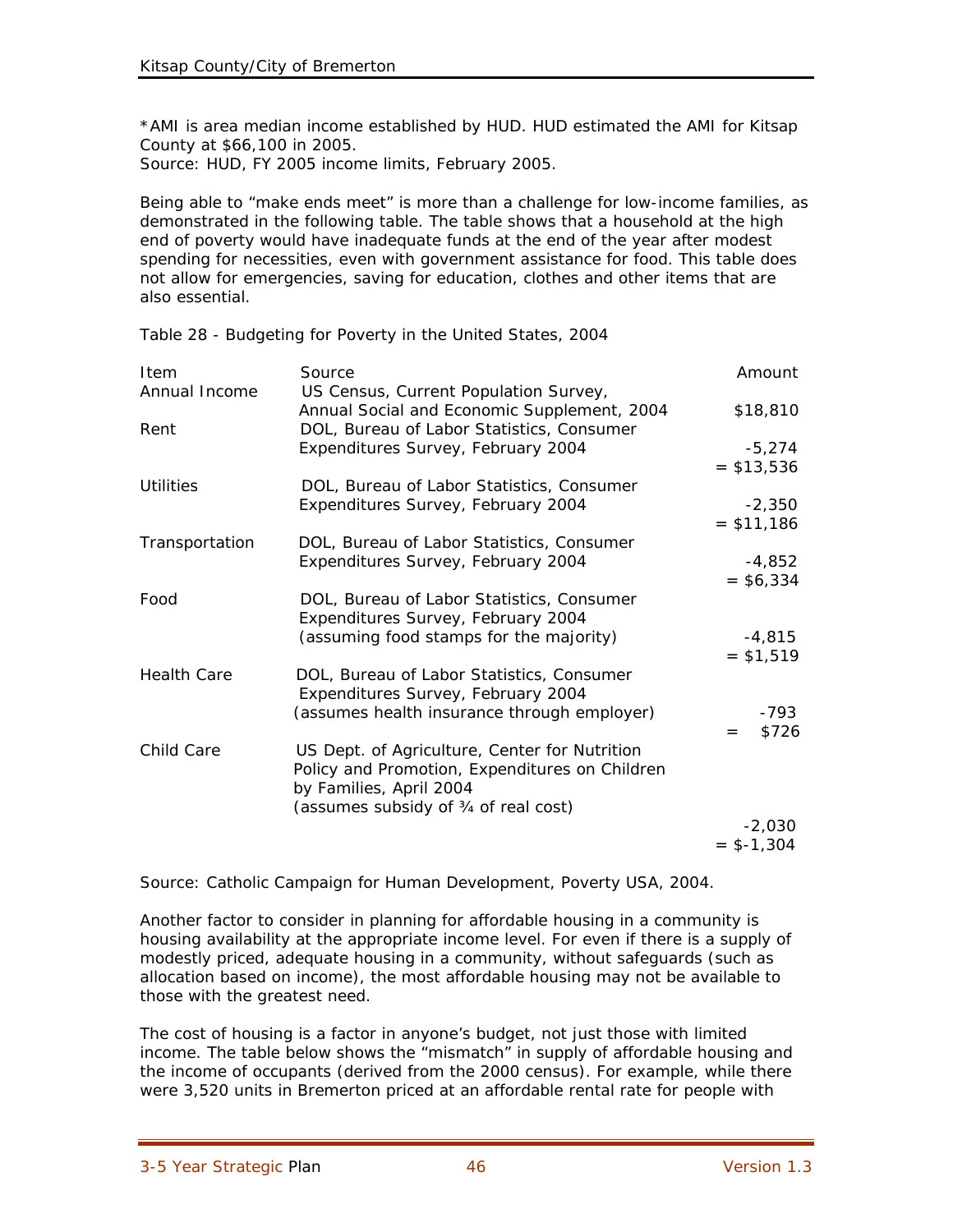*AMI is area median income established by HUD. HUD estimated the AMI for Kitsap County at $66,100 in 2005.
Source: HUD, FY 2005 income limits, February 2005.

Being able to "make ends meet" is more than a challenge for low-income families, as demonstrated in the following table. The table shows that a household at the high end of poverty would have inadequate funds at the end of the year after modest spending for necessities, even with government assistance for food. This table does not allow for emergencies, saving for education, clothes and other items that are also essential.

Table 28 - Budgeting for Poverty in the United States, 2004

| Item | Source | Amount |
|---|---|---|
| Annual Income | US Census, Current Population Survey, Annual Social and Economic Supplement, 2004 | $18,810 |
| Rent | DOL, Bureau of Labor Statistics, Consumer Expenditures Survey, February 2004 | -5,274<br>= $13,536 |
| Utilities | DOL, Bureau of Labor Statistics, Consumer Expenditures Survey, February 2004 | -2,350<br>= $11,186 |
| Transportation | DOL, Bureau of Labor Statistics, Consumer Expenditures Survey, February 2004 | -4,852<br>= $6,334 |
| Food | DOL, Bureau of Labor Statistics, Consumer Expenditures Survey, February 2004 (assuming food stamps for the majority) | -4,815<br>= $1,519 |
| Health Care | DOL, Bureau of Labor Statistics, Consumer Expenditures Survey, February 2004 (assumes health insurance through employer) | -793<br>= $726 |
| Child Care | US Dept. of Agriculture, Center for Nutrition Policy and Promotion, Expenditures on Children by Families, April 2004 (assumes subsidy of ¾ of real cost) | -2,030<br>= $-1,304 |

Source: Catholic Campaign for Human Development, Poverty USA, 2004.

Another factor to consider in planning for affordable housing in a community is housing availability at the appropriate income level. For even if there is a supply of modestly priced, adequate housing in a community, without safeguards (such as allocation based on income), the most affordable housing may not be available to those with the greatest need.

The cost of housing is a factor in anyone's budget, not just those with limited income. The table below shows the "mismatch" in supply of affordable housing and the income of occupants (derived from the 2000 census). For example, while there were 3,520 units in Bremerton priced at an affordable rental rate for people with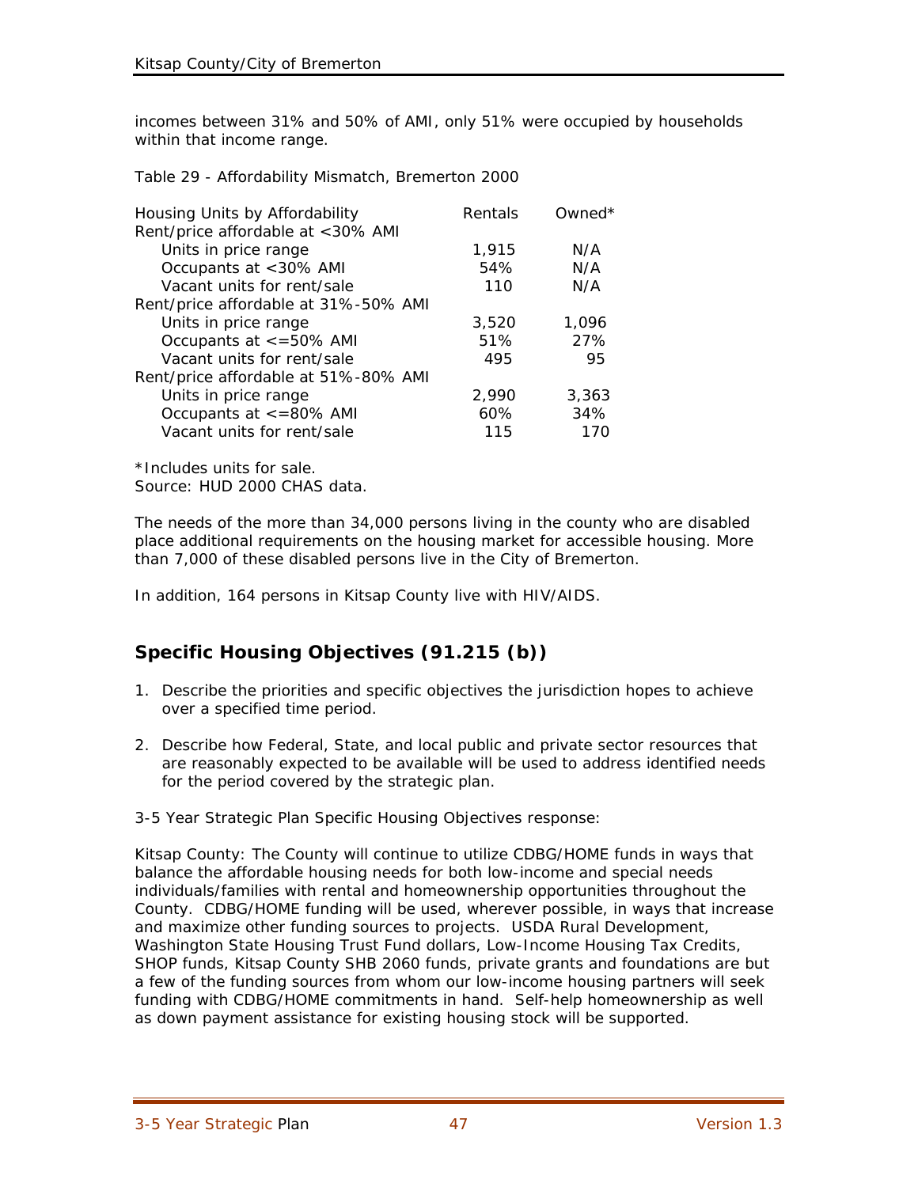incomes between 31% and 50% of AMI, only 51% were occupied by households within that income range.

Table 29 - Affordability Mismatch, Bremerton 2000

| Housing Units by Affordability | Rentals | Owned* |
|---|---|---|
| Rent/price affordable at <30% AMI | | |
| Units in price range | 1,915 | N/A |
| Occupants at <30% AMI | 54% | N/A |
| Vacant units for rent/sale | 110 | N/A |
| Rent/price affordable at 31%-50% AMI | | |
| Units in price range | 3,520 | 1,096 |
| Occupants at <=50% AMI | 51% | 27% |
| Vacant units for rent/sale | 495 | 95 |
| Rent/price affordable at 51%-80% AMI | | |
| Units in price range | 2,990 | 3,363 |
| Occupants at <=80% AMI | 60% | 34% |
| Vacant units for rent/sale | 115 | 170 |

*Includes units for sale.
Source: HUD 2000 CHAS data.

The needs of the more than 34,000 persons living in the county who are disabled place additional requirements on the housing market for accessible housing. More than 7,000 of these disabled persons live in the City of Bremerton.

In addition, 164 persons in Kitsap County live with HIV/AIDS.

## Specific Housing Objectives (91.215 (b))

1. Describe the priorities and specific objectives the jurisdiction hopes to achieve over a specified time period.

2. Describe how Federal, State, and local public and private sector resources that are reasonably expected to be available will be used to address identified needs for the period covered by the strategic plan.

3-5 Year Strategic Plan Specific Housing Objectives response:

Kitsap County: The County will continue to utilize CDBG/HOME funds in ways that balance the affordable housing needs for both low-income and special needs individuals/families with rental and homeownership opportunities throughout the County. CDBG/HOME funding will be used, wherever possible, in ways that increase and maximize other funding sources to projects. USDA Rural Development, Washington State Housing Trust Fund dollars, Low-Income Housing Tax Credits, SHOP funds, Kitsap County SHB 2060 funds, private grants and foundations are but a few of the funding sources from whom our low-income housing partners will seek funding with CDBG/HOME commitments in hand. Self-help homeownership as well as down payment assistance for existing housing stock will be supported.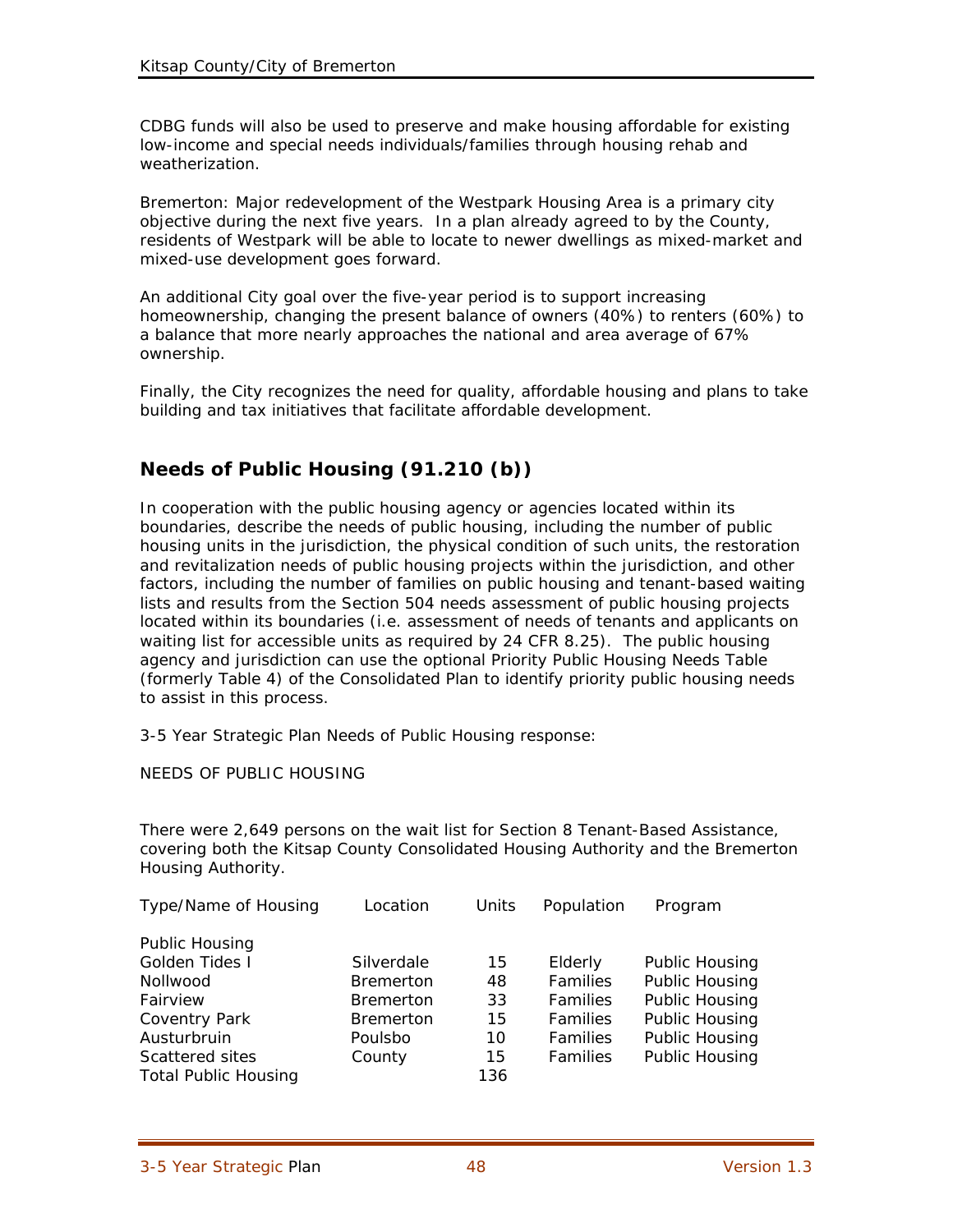CDBG funds will also be used to preserve and make housing affordable for existing low-income and special needs individuals/families through housing rehab and weatherization.

Bremerton: Major redevelopment of the Westpark Housing Area is a primary city objective during the next five years. In a plan already agreed to by the County, residents of Westpark will be able to locate to newer dwellings as mixed-market and mixed-use development goes forward.

An additional City goal over the five-year period is to support increasing homeownership, changing the present balance of owners (40%) to renters (60%) to a balance that more nearly approaches the national and area average of 67% ownership.

Finally, the City recognizes the need for quality, affordable housing and plans to take building and tax initiatives that facilitate affordable development.

## Needs of Public Housing (91.210 (b))

In cooperation with the public housing agency or agencies located within its boundaries, describe the needs of public housing, including the number of public housing units in the jurisdiction, the physical condition of such units, the restoration and revitalization needs of public housing projects within the jurisdiction, and other factors, including the number of families on public housing and tenant-based waiting lists and results from the Section 504 needs assessment of public housing projects located within its boundaries (i.e. assessment of needs of tenants and applicants on waiting list for accessible units as required by 24 CFR 8.25). The public housing agency and jurisdiction can use the optional Priority Public Housing Needs Table (formerly Table 4) of the Consolidated Plan to identify priority public housing needs to assist in this process.

3-5 Year Strategic Plan Needs of Public Housing response:

NEEDS OF PUBLIC HOUSING

There were 2,649 persons on the wait list for Section 8 Tenant-Based Assistance, covering both the Kitsap County Consolidated Housing Authority and the Bremerton Housing Authority.

| Type/Name of Housing | Location | Units | Population | Program |
|---|---|---|---|---|
| Public Housing | | | | |
| Golden Tides I | Silverdale | 15 | Elderly | Public Housing |
| Nollwood | Bremerton | 48 | Families | Public Housing |
| Fairview | Bremerton | 33 | Families | Public Housing |
| Coventry Park | Bremerton | 15 | Families | Public Housing |
| Austurbruin | Poulsbo | 10 | Families | Public Housing |
| Scattered sites | County | 15 | Families | Public Housing |
| Total Public Housing | | 136 | | |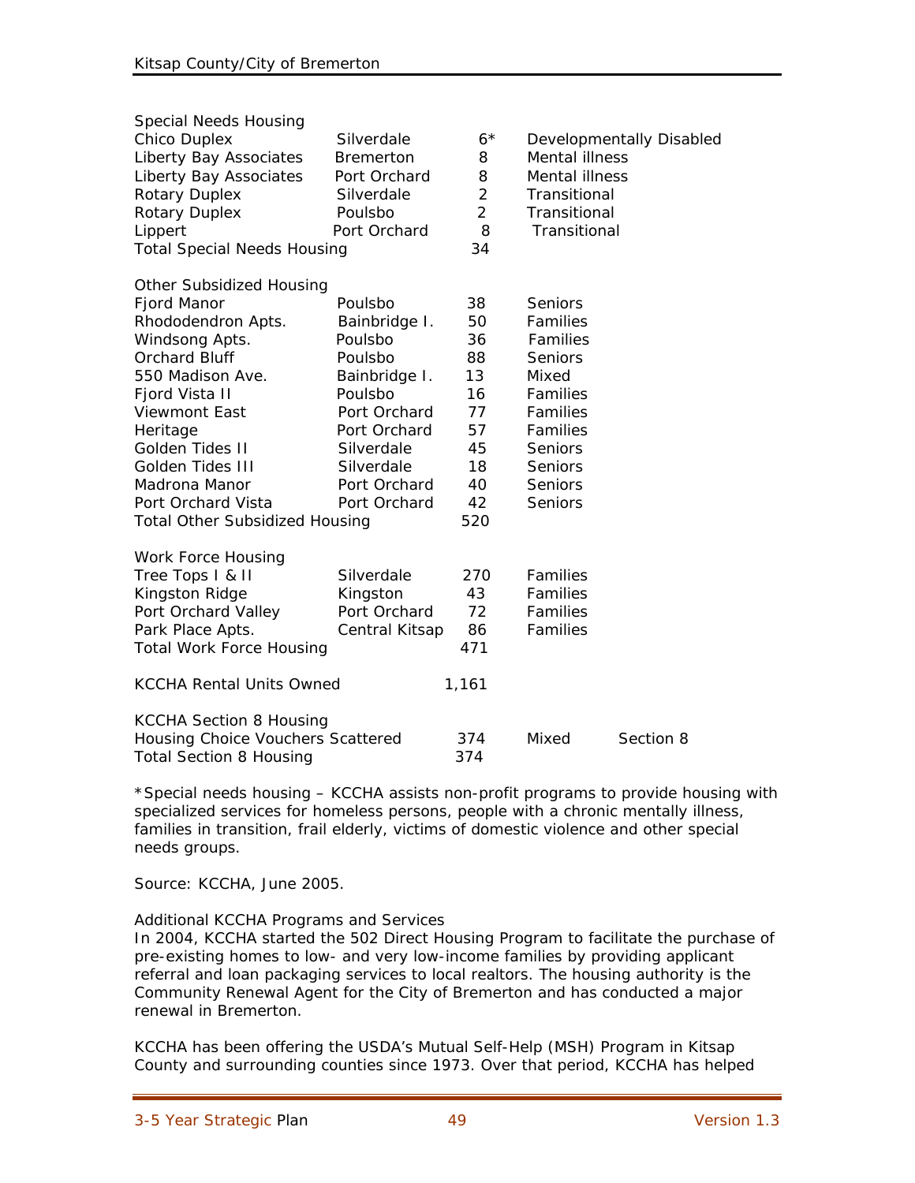| | | | | |
|---|---|---|---|---|
| Special Needs Housing | | | | |
| Chico Duplex | Silverdale | 6* | Developmentally Disabled | |
| Liberty Bay Associates | Bremerton | 8 | Mental illness | |
| Liberty Bay Associates | Port Orchard | 8 | Mental illness | |
| Rotary Duplex | Silverdale | 2 | Transitional | |
| Rotary Duplex | Poulsbo | 2 | Transitional | |
| Lippert | Port Orchard | 8 | Transitional | |
| Total Special Needs Housing | | 34 | | |
| Other Subsidized Housing | | | | |
| Fjord Manor | Poulsbo | 38 | Seniors | |
| Rhododendron Apts. | Bainbridge I. | 50 | Families | |
| Windsong Apts. | Poulsbo | 36 | Families | |
| Orchard Bluff | Poulsbo | 88 | Seniors | |
| 550 Madison Ave. | Bainbridge I. | 13 | Mixed | |
| Fjord Vista II | Poulsbo | 16 | Families | |
| Viewmont East | Port Orchard | 77 | Families | |
| Heritage | Port Orchard | 57 | Families | |
| Golden Tides II | Silverdale | 45 | Seniors | |
| Golden Tides III | Silverdale | 18 | Seniors | |
| Madrona Manor | Port Orchard | 40 | Seniors | |
| Port Orchard Vista | Port Orchard | 42 | Seniors | |
| Total Other Subsidized Housing | | 520 | | |
| Work Force Housing | | | | |
| Tree Tops I & II | Silverdale | 270 | Families | |
| Kingston Ridge | Kingston | 43 | Families | |
| Port Orchard Valley | Port Orchard | 72 | Families | |
| Park Place Apts. | Central Kitsap | 86 | Families | |
| Total Work Force Housing | | 471 | | |
| KCCHA Rental Units Owned | | 1,161 | | |
| KCCHA Section 8 Housing | | | | |
| Housing Choice Vouchers Scattered | | 374 | Mixed | Section 8 |
| Total Section 8 Housing | | 374 | | |

*Special needs housing – KCCHA assists non-profit programs to provide housing with specialized services for homeless persons, people with a chronic mentally illness, families in transition, frail elderly, victims of domestic violence and other special needs groups.

Source: KCCHA, June 2005.

Additional KCCHA Programs and Services

In 2004, KCCHA started the 502 Direct Housing Program to facilitate the purchase of pre-existing homes to low- and very low-income families by providing applicant referral and loan packaging services to local realtors. The housing authority is the Community Renewal Agent for the City of Bremerton and has conducted a major renewal in Bremerton.

KCCHA has been offering the USDA's Mutual Self-Help (MSH) Program in Kitsap County and surrounding counties since 1973. Over that period, KCCHA has helped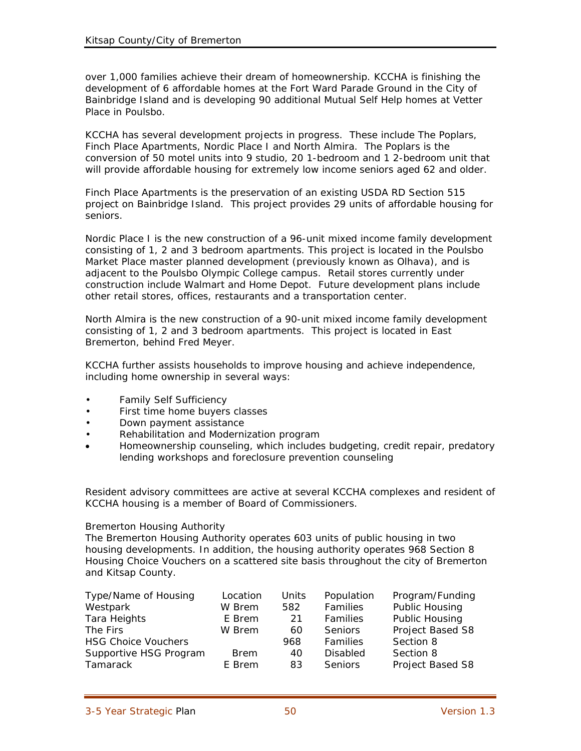over 1,000 families achieve their dream of homeownership. KCCHA is finishing the development of 6 affordable homes at the Fort Ward Parade Ground in the City of Bainbridge Island and is developing 90 additional Mutual Self Help homes at Vetter Place in Poulsbo.

KCCHA has several development projects in progress. These include The Poplars, Finch Place Apartments, Nordic Place I and North Almira. The Poplars is the conversion of 50 motel units into 9 studio, 20 1-bedroom and 1 2-bedroom unit that will provide affordable housing for extremely low income seniors aged 62 and older.

Finch Place Apartments is the preservation of an existing USDA RD Section 515 project on Bainbridge Island. This project provides 29 units of affordable housing for seniors.

Nordic Place I is the new construction of a 96-unit mixed income family development consisting of 1, 2 and 3 bedroom apartments. This project is located in the Poulsbo Market Place master planned development (previously known as Olhava), and is adjacent to the Poulsbo Olympic College campus. Retail stores currently under construction include Walmart and Home Depot. Future development plans include other retail stores, offices, restaurants and a transportation center.

North Almira is the new construction of a 90-unit mixed income family development consisting of 1, 2 and 3 bedroom apartments. This project is located in East Bremerton, behind Fred Meyer.

KCCHA further assists households to improve housing and achieve independence, including home ownership in several ways:

- Family Self Sufficiency
- First time home buyers classes
- Down payment assistance
- Rehabilitation and Modernization program
- Homeownership counseling, which includes budgeting, credit repair, predatory lending workshops and foreclosure prevention counseling

Resident advisory committees are active at several KCCHA complexes and resident of KCCHA housing is a member of Board of Commissioners.

Bremerton Housing Authority

The Bremerton Housing Authority operates 603 units of public housing in two housing developments. In addition, the housing authority operates 968 Section 8 Housing Choice Vouchers on a scattered site basis throughout the city of Bremerton and Kitsap County.

| Type/Name of Housing | Location | Units | Population | Program/Funding |
|---|---|---|---|---|
| Westpark | W Brem | 582 | Families | Public Housing |
| Tara Heights | E Brem | 21 | Families | Public Housing |
| The Firs | W Brem | 60 | Seniors | Project Based S8 |
| HSG Choice Vouchers | | 968 | Families | Section 8 |
| Supportive HSG Program | Brem | 40 | Disabled | Section 8 |
| Tamarack | E Brem | 83 | Seniors | Project Based S8 |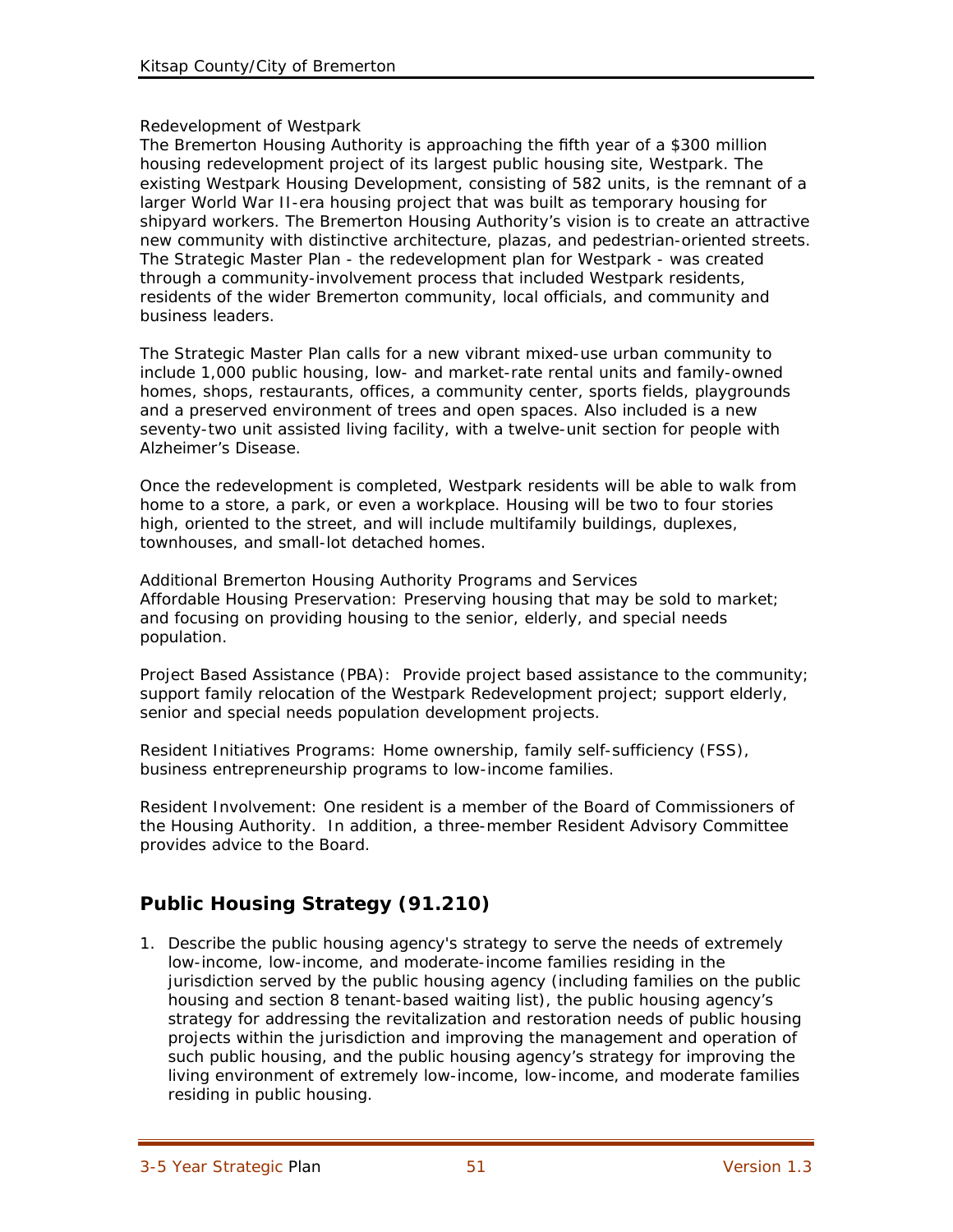Redevelopment of Westpark

The Bremerton Housing Authority is approaching the fifth year of a $300 million housing redevelopment project of its largest public housing site, Westpark. The existing Westpark Housing Development, consisting of 582 units, is the remnant of a larger World War II-era housing project that was built as temporary housing for shipyard workers. The Bremerton Housing Authority's vision is to create an attractive new community with distinctive architecture, plazas, and pedestrian-oriented streets. The Strategic Master Plan - the redevelopment plan for Westpark - was created through a community-involvement process that included Westpark residents, residents of the wider Bremerton community, local officials, and community and business leaders.

The Strategic Master Plan calls for a new vibrant mixed-use urban community to include 1,000 public housing, low- and market-rate rental units and family-owned homes, shops, restaurants, offices, a community center, sports fields, playgrounds and a preserved environment of trees and open spaces. Also included is a new seventy-two unit assisted living facility, with a twelve-unit section for people with Alzheimer's Disease.

Once the redevelopment is completed, Westpark residents will be able to walk from home to a store, a park, or even a workplace. Housing will be two to four stories high, oriented to the street, and will include multifamily buildings, duplexes, townhouses, and small-lot detached homes.

Additional Bremerton Housing Authority Programs and Services

Affordable Housing Preservation: Preserving housing that may be sold to market; and focusing on providing housing to the senior, elderly, and special needs population.

Project Based Assistance (PBA): Provide project based assistance to the community; support family relocation of the Westpark Redevelopment project; support elderly, senior and special needs population development projects.

Resident Initiatives Programs: Home ownership, family self-sufficiency (FSS), business entrepreneurship programs to low-income families.

Resident Involvement: One resident is a member of the Board of Commissioners of the Housing Authority. In addition, a three-member Resident Advisory Committee provides advice to the Board.

## Public Housing Strategy (91.210)

1. Describe the public housing agency's strategy to serve the needs of extremely low-income, low-income, and moderate-income families residing in the jurisdiction served by the public housing agency (including families on the public housing and section 8 tenant-based waiting list), the public housing agency's strategy for addressing the revitalization and restoration needs of public housing projects within the jurisdiction and improving the management and operation of such public housing, and the public housing agency's strategy for improving the living environment of extremely low-income, low-income, and moderate families residing in public housing.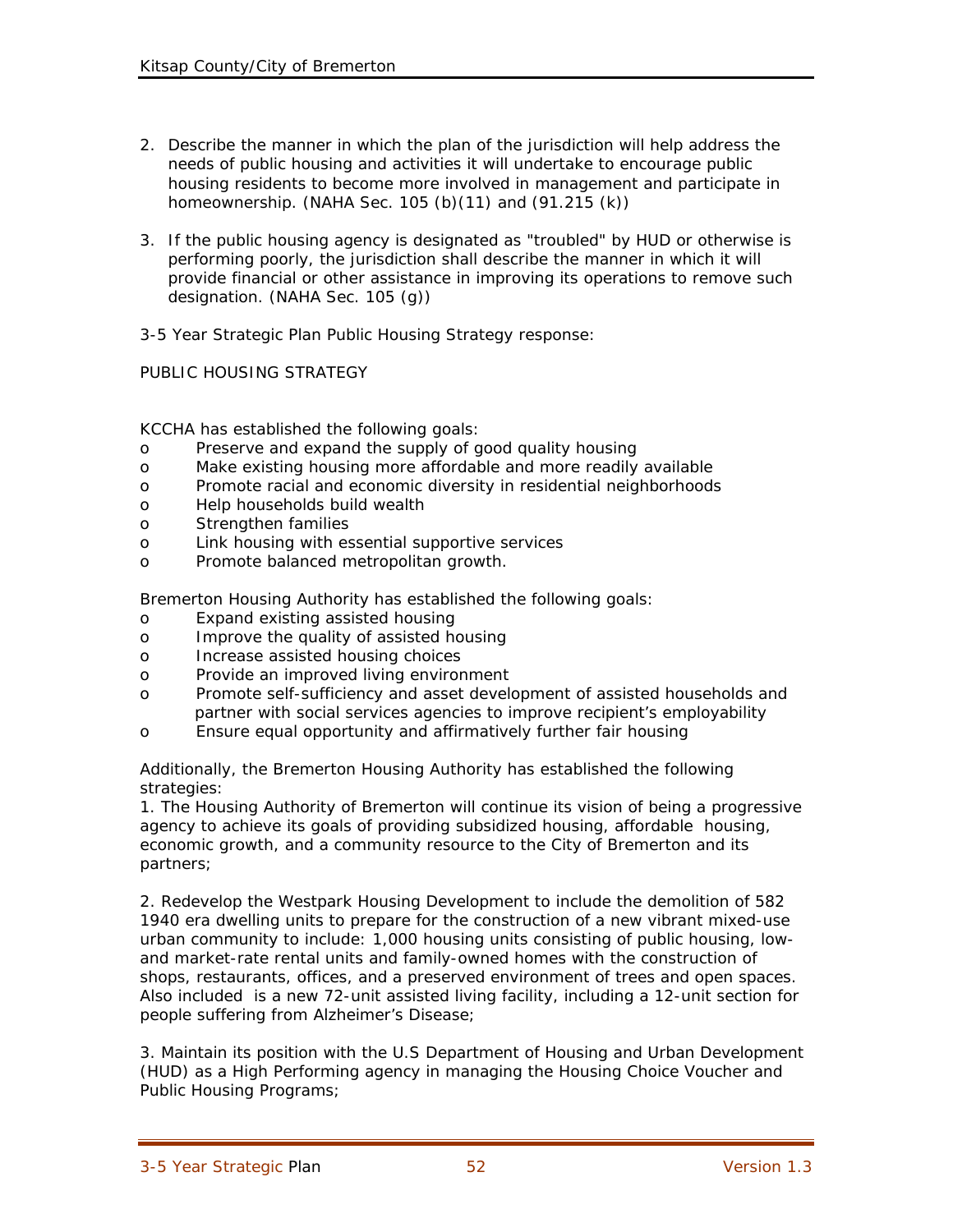2. Describe the manner in which the plan of the jurisdiction will help address the needs of public housing and activities it will undertake to encourage public housing residents to become more involved in management and participate in homeownership. (NAHA Sec. 105 (b)(11) and (91.215 (k))

3. If the public housing agency is designated as "troubled" by HUD or otherwise is performing poorly, the jurisdiction shall describe the manner in which it will provide financial or other assistance in improving its operations to remove such designation. (NAHA Sec. 105 (g))

3-5 Year Strategic Plan Public Housing Strategy response:

PUBLIC HOUSING STRATEGY

KCCHA has established the following goals:

- Preserve and expand the supply of good quality housing
- Make existing housing more affordable and more readily available
- Promote racial and economic diversity in residential neighborhoods
- Help households build wealth
- Strengthen families
- Link housing with essential supportive services
- Promote balanced metropolitan growth.

Bremerton Housing Authority has established the following goals:

- Expand existing assisted housing
- Improve the quality of assisted housing
- Increase assisted housing choices
- Provide an improved living environment
- Promote self-sufficiency and asset development of assisted households and partner with social services agencies to improve recipient's employability
- Ensure equal opportunity and affirmatively further fair housing

Additionally, the Bremerton Housing Authority has established the following strategies:

1. The Housing Authority of Bremerton will continue its vision of being a progressive agency to achieve its goals of providing subsidized housing, affordable housing, economic growth, and a community resource to the City of Bremerton and its partners;

2. Redevelop the Westpark Housing Development to include the demolition of 582 1940 era dwelling units to prepare for the construction of a new vibrant mixed-use urban community to include: 1,000 housing units consisting of public housing, low- and market-rate rental units and family-owned homes with the construction of shops, restaurants, offices, and a preserved environment of trees and open spaces. Also included is a new 72-unit assisted living facility, including a 12-unit section for people suffering from Alzheimer's Disease;

3. Maintain its position with the U.S Department of Housing and Urban Development (HUD) as a High Performing agency in managing the Housing Choice Voucher and Public Housing Programs;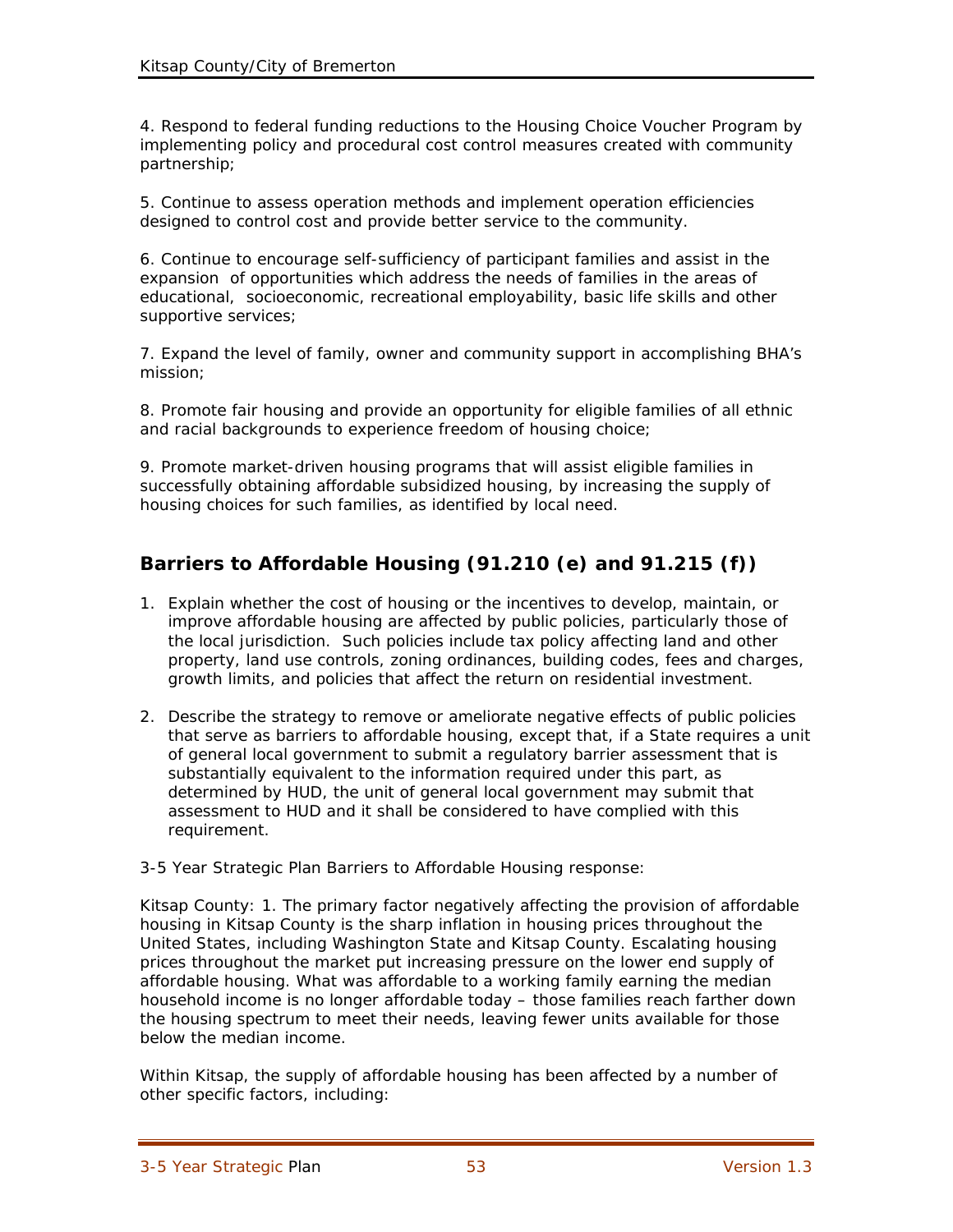4. Respond to federal funding reductions to the Housing Choice Voucher Program by implementing policy and procedural cost control measures created with community partnership;

5. Continue to assess operation methods and implement operation efficiencies designed to control cost and provide better service to the community.

6. Continue to encourage self-sufficiency of participant families and assist in the expansion of opportunities which address the needs of families in the areas of educational, socioeconomic, recreational employability, basic life skills and other supportive services;

7. Expand the level of family, owner and community support in accomplishing BHA's mission;

8. Promote fair housing and provide an opportunity for eligible families of all ethnic and racial backgrounds to experience freedom of housing choice;

9. Promote market-driven housing programs that will assist eligible families in successfully obtaining affordable subsidized housing, by increasing the supply of housing choices for such families, as identified by local need.

## Barriers to Affordable Housing (91.210 (e) and 91.215 (f))

1. Explain whether the cost of housing or the incentives to develop, maintain, or improve affordable housing are affected by public policies, particularly those of the local jurisdiction. Such policies include tax policy affecting land and other property, land use controls, zoning ordinances, building codes, fees and charges, growth limits, and policies that affect the return on residential investment.

2. Describe the strategy to remove or ameliorate negative effects of public policies that serve as barriers to affordable housing, except that, if a State requires a unit of general local government to submit a regulatory barrier assessment that is substantially equivalent to the information required under this part, as determined by HUD, the unit of general local government may submit that assessment to HUD and it shall be considered to have complied with this requirement.

3-5 Year Strategic Plan Barriers to Affordable Housing response:

Kitsap County: 1. The primary factor negatively affecting the provision of affordable housing in Kitsap County is the sharp inflation in housing prices throughout the United States, including Washington State and Kitsap County. Escalating housing prices throughout the market put increasing pressure on the lower end supply of affordable housing. What was affordable to a working family earning the median household income is no longer affordable today – those families reach farther down the housing spectrum to meet their needs, leaving fewer units available for those below the median income.

Within Kitsap, the supply of affordable housing has been affected by a number of other specific factors, including: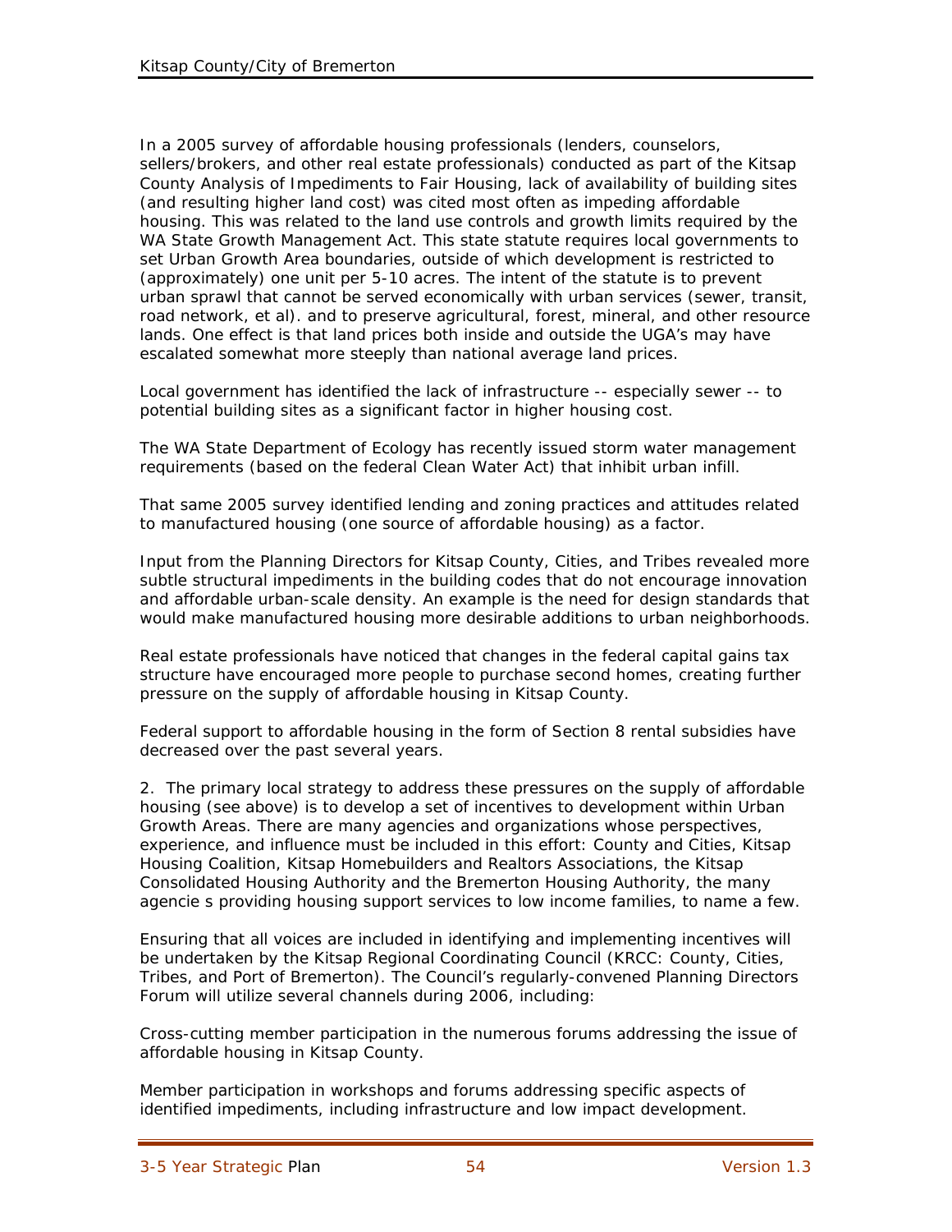In a 2005 survey of affordable housing professionals (lenders, counselors, sellers/brokers, and other real estate professionals) conducted as part of the Kitsap County Analysis of Impediments to Fair Housing, lack of availability of building sites (and resulting higher land cost) was cited most often as impeding affordable housing. This was related to the land use controls and growth limits required by the WA State Growth Management Act. This state statute requires local governments to set Urban Growth Area boundaries, outside of which development is restricted to (approximately) one unit per 5-10 acres. The intent of the statute is to prevent urban sprawl that cannot be served economically with urban services (sewer, transit, road network, et al). and to preserve agricultural, forest, mineral, and other resource lands. One effect is that land prices both inside and outside the UGA's may have escalated somewhat more steeply than national average land prices.

Local government has identified the lack of infrastructure -- especially sewer -- to potential building sites as a significant factor in higher housing cost.

The WA State Department of Ecology has recently issued storm water management requirements (based on the federal Clean Water Act) that inhibit urban infill.

That same 2005 survey identified lending and zoning practices and attitudes related to manufactured housing (one source of affordable housing) as a factor.

Input from the Planning Directors for Kitsap County, Cities, and Tribes revealed more subtle structural impediments in the building codes that do not encourage innovation and affordable urban-scale density. An example is the need for design standards that would make manufactured housing more desirable additions to urban neighborhoods.

Real estate professionals have noticed that changes in the federal capital gains tax structure have encouraged more people to purchase second homes, creating further pressure on the supply of affordable housing in Kitsap County.

Federal support to affordable housing in the form of Section 8 rental subsidies have decreased over the past several years.

2. The primary local strategy to address these pressures on the supply of affordable housing (see above) is to develop a set of incentives to development within Urban Growth Areas. There are many agencies and organizations whose perspectives, experience, and influence must be included in this effort: County and Cities, Kitsap Housing Coalition, Kitsap Homebuilders and Realtors Associations, the Kitsap Consolidated Housing Authority and the Bremerton Housing Authority, the many agencie s providing housing support services to low income families, to name a few.

Ensuring that all voices are included in identifying and implementing incentives will be undertaken by the Kitsap Regional Coordinating Council (KRCC: County, Cities, Tribes, and Port of Bremerton). The Council's regularly-convened Planning Directors Forum will utilize several channels during 2006, including:

Cross-cutting member participation in the numerous forums addressing the issue of affordable housing in Kitsap County.

Member participation in workshops and forums addressing specific aspects of identified impediments, including infrastructure and low impact development.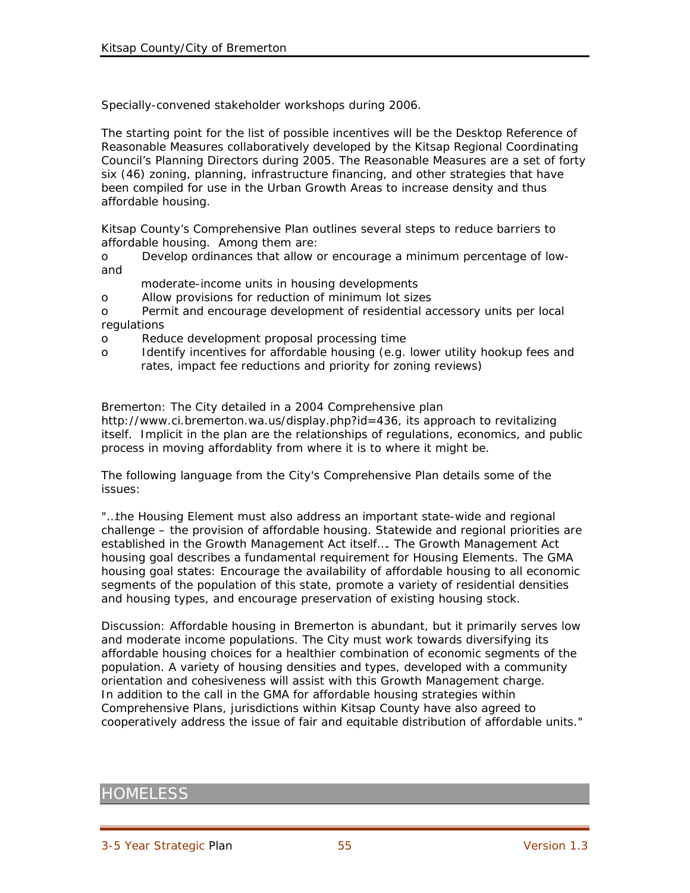Specially-convened stakeholder workshops during 2006.

The starting point for the list of possible incentives will be the Desktop Reference of Reasonable Measures collaboratively developed by the Kitsap Regional Coordinating Council's Planning Directors during 2005. The Reasonable Measures are a set of forty six (46) zoning, planning, infrastructure financing, and other strategies that have been compiled for use in the Urban Growth Areas to increase density and thus affordable housing.

Kitsap County's Comprehensive Plan outlines several steps to reduce barriers to affordable housing. Among them are:

- Develop ordinances that allow or encourage a minimum percentage of low- and moderate-income units in housing developments
- Allow provisions for reduction of minimum lot sizes
- Permit and encourage development of residential accessory units per local regulations
- Reduce development proposal processing time
- Identify incentives for affordable housing (e.g. lower utility hookup fees and rates, impact fee reductions and priority for zoning reviews)

Bremerton: The City detailed in a 2004 Comprehensive plan http://www.ci.bremerton.wa.us/display.php?id=436, its approach to revitalizing itself. Implicit in the plan are the relationships of regulations, economics, and public process in moving affordablity from where it is to where it might be.

The following language from the City's Comprehensive Plan details some of the issues:

"…the Housing Element must also address an important state-wide and regional challenge – the provision of affordable housing. Statewide and regional priorities are established in the Growth Management Act itself…. The Growth Management Act housing goal describes a fundamental requirement for Housing Elements. The GMA housing goal states: Encourage the availability of affordable housing to all economic segments of the population of this state, promote a variety of residential densities and housing types, and encourage preservation of existing housing stock.

Discussion: Affordable housing in Bremerton is abundant, but it primarily serves low and moderate income populations. The City must work towards diversifying its affordable housing choices for a healthier combination of economic segments of the population. A variety of housing densities and types, developed with a community orientation and cohesiveness will assist with this Growth Management charge.
In addition to the call in the GMA for affordable housing strategies within Comprehensive Plans, jurisdictions within Kitsap County have also agreed to cooperatively address the issue of fair and equitable distribution of affordable units."

## HOMELESS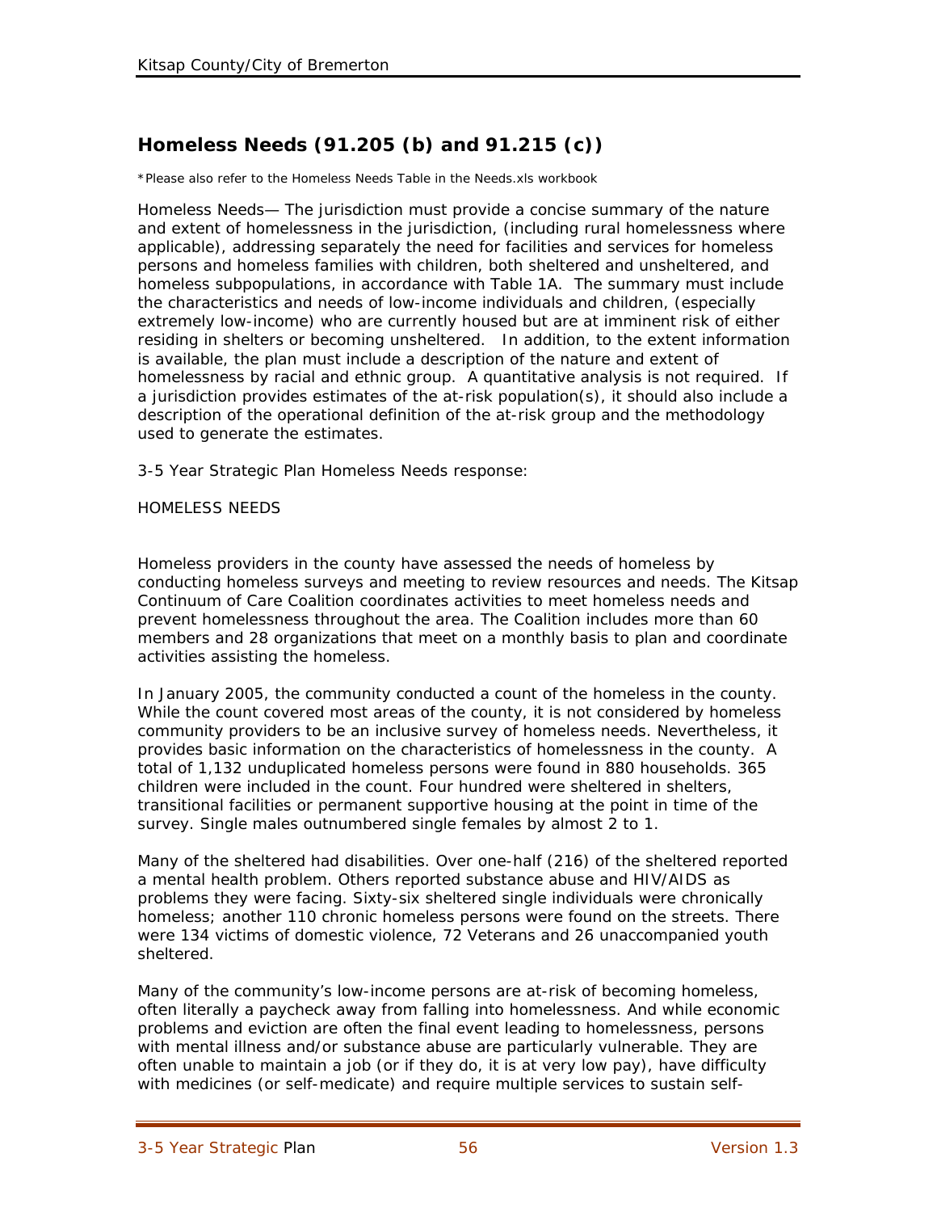## Homeless Needs (91.205 (b) and 91.215 (c))

*\*Please also refer to the Homeless Needs Table in the Needs.xls workbook*

Homeless Needs— The jurisdiction must provide a concise summary of the nature and extent of homelessness in the jurisdiction, (including rural homelessness where applicable), addressing separately the need for facilities and services for homeless persons and homeless families with children, both sheltered and unsheltered, and homeless subpopulations, in accordance with Table 1A. The summary must include the characteristics and needs of low-income individuals and children, (especially extremely low-income) who are currently housed but are at imminent risk of either residing in shelters or becoming unsheltered. In addition, to the extent information is available, the plan must include a description of the nature and extent of homelessness by racial and ethnic group. A quantitative analysis is not required. If a jurisdiction provides estimates of the at-risk population(s), it should also include a description of the operational definition of the at-risk group and the methodology used to generate the estimates.

3-5 Year Strategic Plan Homeless Needs response:

HOMELESS NEEDS

Homeless providers in the county have assessed the needs of homeless by conducting homeless surveys and meeting to review resources and needs. The Kitsap Continuum of Care Coalition coordinates activities to meet homeless needs and prevent homelessness throughout the area. The Coalition includes more than 60 members and 28 organizations that meet on a monthly basis to plan and coordinate activities assisting the homeless.

In January 2005, the community conducted a count of the homeless in the county. While the count covered most areas of the county, it is not considered by homeless community providers to be an inclusive survey of homeless needs. Nevertheless, it provides basic information on the characteristics of homelessness in the county. A total of 1,132 unduplicated homeless persons were found in 880 households. 365 children were included in the count. Four hundred were sheltered in shelters, transitional facilities or permanent supportive housing at the point in time of the survey. Single males outnumbered single females by almost 2 to 1.

Many of the sheltered had disabilities. Over one-half (216) of the sheltered reported a mental health problem. Others reported substance abuse and HIV/AIDS as problems they were facing. Sixty-six sheltered single individuals were chronically homeless; another 110 chronic homeless persons were found on the streets. There were 134 victims of domestic violence, 72 Veterans and 26 unaccompanied youth sheltered.

Many of the community's low-income persons are at-risk of becoming homeless, often literally a paycheck away from falling into homelessness. And while economic problems and eviction are often the final event leading to homelessness, persons with mental illness and/or substance abuse are particularly vulnerable. They are often unable to maintain a job (or if they do, it is at very low pay), have difficulty with medicines (or self-medicate) and require multiple services to sustain self-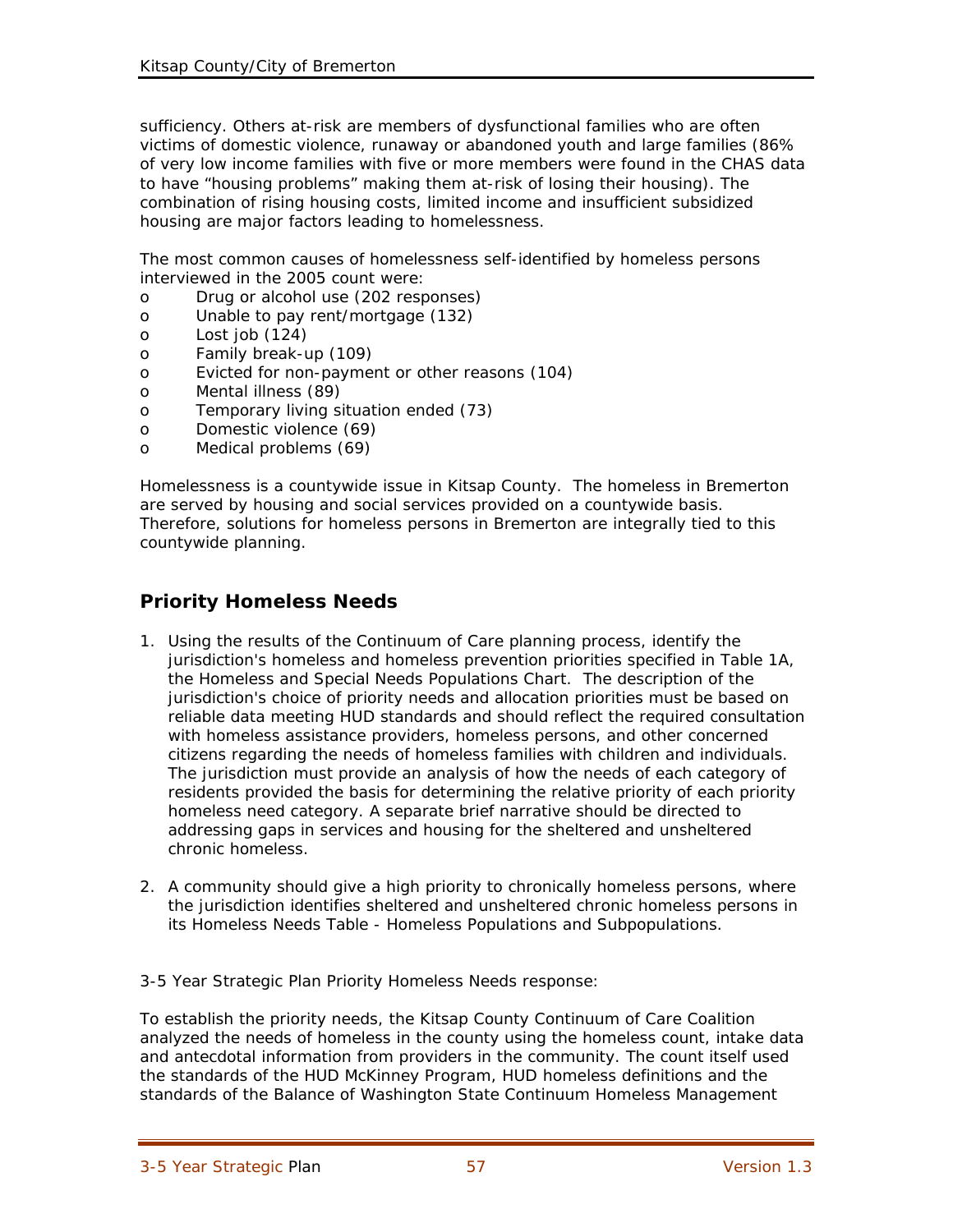sufficiency. Others at-risk are members of dysfunctional families who are often victims of domestic violence, runaway or abandoned youth and large families (86% of very low income families with five or more members were found in the CHAS data to have "housing problems" making them at-risk of losing their housing). The combination of rising housing costs, limited income and insufficient subsidized housing are major factors leading to homelessness.

The most common causes of homelessness self-identified by homeless persons interviewed in the 2005 count were:

- Drug or alcohol use (202 responses)
- Unable to pay rent/mortgage (132)
- Lost job (124)
- Family break-up (109)
- Evicted for non-payment or other reasons (104)
- Mental illness (89)
- Temporary living situation ended (73)
- Domestic violence (69)
- Medical problems (69)

Homelessness is a countywide issue in Kitsap County. The homeless in Bremerton are served by housing and social services provided on a countywide basis. Therefore, solutions for homeless persons in Bremerton are integrally tied to this countywide planning.

## Priority Homeless Needs

1. Using the results of the Continuum of Care planning process, identify the jurisdiction's homeless and homeless prevention priorities specified in Table 1A, the Homeless and Special Needs Populations Chart. The description of the jurisdiction's choice of priority needs and allocation priorities must be based on reliable data meeting HUD standards and should reflect the required consultation with homeless assistance providers, homeless persons, and other concerned citizens regarding the needs of homeless families with children and individuals. The jurisdiction must provide an analysis of how the needs of each category of residents provided the basis for determining the relative priority of each priority homeless need category. A separate brief narrative should be directed to addressing gaps in services and housing for the sheltered and unsheltered chronic homeless.
2. A community should give a high priority to chronically homeless persons, where the jurisdiction identifies sheltered and unsheltered chronic homeless persons in its Homeless Needs Table - Homeless Populations and Subpopulations.

3-5 Year Strategic Plan Priority Homeless Needs response:

To establish the priority needs, the Kitsap County Continuum of Care Coalition analyzed the needs of homeless in the county using the homeless count, intake data and antecdotal information from providers in the community. The count itself used the standards of the HUD McKinney Program, HUD homeless definitions and the standards of the Balance of Washington State Continuum Homeless Management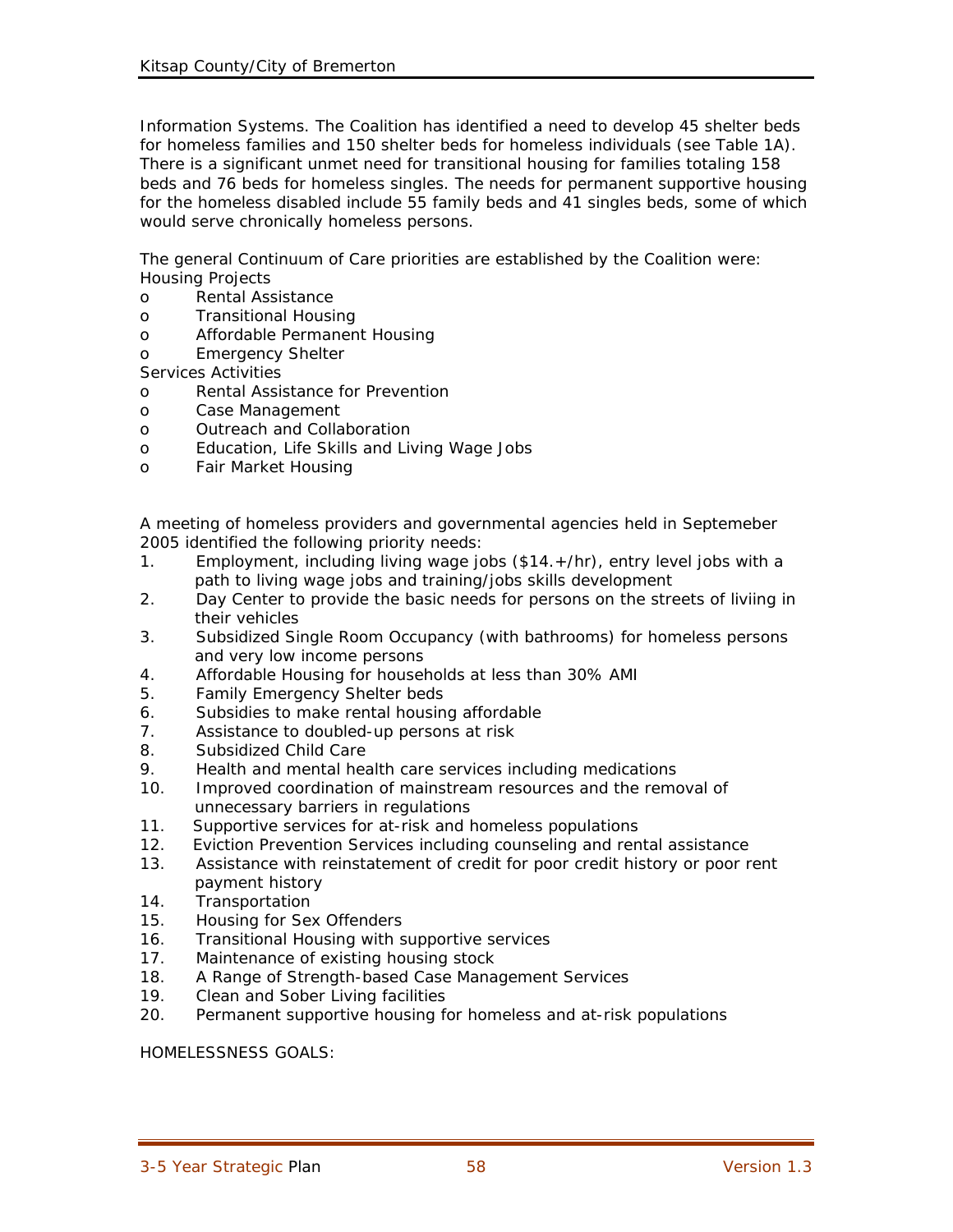Information Systems. The Coalition has identified a need to develop 45 shelter beds for homeless families and 150 shelter beds for homeless individuals (see Table 1A). There is a significant unmet need for transitional housing for families totaling 158 beds and 76 beds for homeless singles. The needs for permanent supportive housing for the homeless disabled include 55 family beds and 41 singles beds, some of which would serve chronically homeless persons.

The general Continuum of Care priorities are established by the Coalition were:
Housing Projects

- o Rental Assistance
- o Transitional Housing
- o Affordable Permanent Housing
- o Emergency Shelter

Services Activities

- o Rental Assistance for Prevention
- o Case Management
- o Outreach and Collaboration
- o Education, Life Skills and Living Wage Jobs
- o Fair Market Housing

A meeting of homeless providers and governmental agencies held in Septemeber 2005 identified the following priority needs:

1. Employment, including living wage jobs ($14.+/hr), entry level jobs with a path to living wage jobs and training/jobs skills development
2. Day Center to provide the basic needs for persons on the streets of liviing in their vehicles
3. Subsidized Single Room Occupancy (with bathrooms) for homeless persons and very low income persons
4. Affordable Housing for households at less than 30% AMI
5. Family Emergency Shelter beds
6. Subsidies to make rental housing affordable
7. Assistance to doubled-up persons at risk
8. Subsidized Child Care
9. Health and mental health care services including medications
10. Improved coordination of mainstream resources and the removal of unnecessary barriers in regulations
11. Supportive services for at-risk and homeless populations
12. Eviction Prevention Services including counseling and rental assistance
13. Assistance with reinstatement of credit for poor credit history or poor rent payment history
14. Transportation
15. Housing for Sex Offenders
16. Transitional Housing with supportive services
17. Maintenance of existing housing stock
18. A Range of Strength-based Case Management Services
19. Clean and Sober Living facilities
20. Permanent supportive housing for homeless and at-risk populations

HOMELESSNESS GOALS: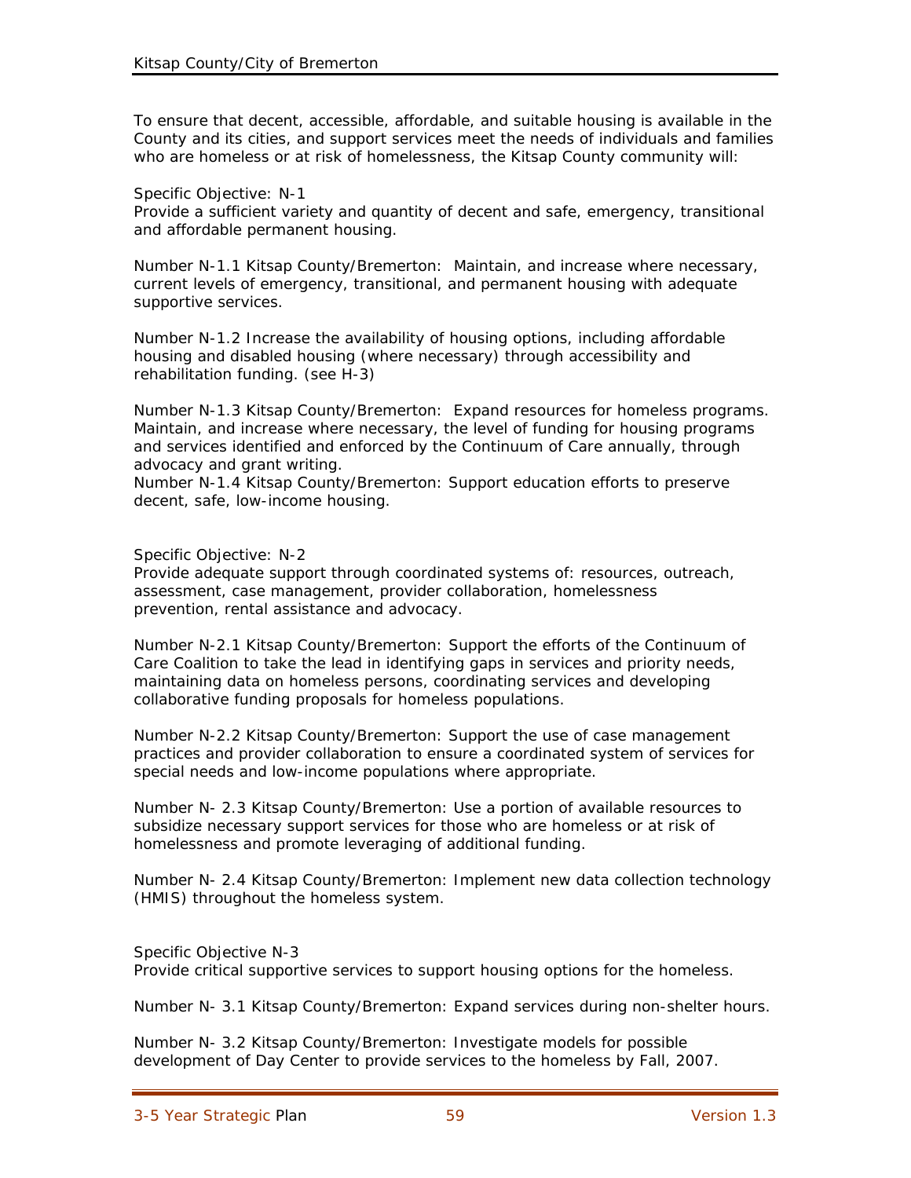To ensure that decent, accessible, affordable, and suitable housing is available in the County and its cities, and support services meet the needs of individuals and families who are homeless or at risk of homelessness, the Kitsap County community will:

Specific Objective: N-1
Provide a sufficient variety and quantity of decent and safe, emergency, transitional and affordable permanent housing.

Number N-1.1 Kitsap County/Bremerton:  Maintain, and increase where necessary, current levels of emergency, transitional, and permanent housing with adequate supportive services.

Number N-1.2 Increase the availability of housing options, including affordable housing and disabled housing (where necessary) through accessibility and rehabilitation funding. (see H-3)

Number N-1.3 Kitsap County/Bremerton:  Expand resources for homeless programs. Maintain, and increase where necessary, the level of funding for housing programs and services identified and enforced by the Continuum of Care annually, through advocacy and grant writing.
Number N-1.4 Kitsap County/Bremerton: Support education efforts to preserve decent, safe, low-income housing.

Specific Objective: N-2
Provide adequate support through coordinated systems of: resources, outreach, assessment, case management, provider collaboration, homelessness prevention, rental assistance and advocacy.

Number N-2.1 Kitsap County/Bremerton: Support the efforts of the Continuum of Care Coalition to take the lead in identifying gaps in services and priority needs, maintaining data on homeless persons, coordinating services and developing collaborative funding proposals for homeless populations.

Number N-2.2 Kitsap County/Bremerton: Support the use of case management practices and provider collaboration to ensure a coordinated system of services for special needs and low-income populations where appropriate.

Number N- 2.3 Kitsap County/Bremerton: Use a portion of available resources to subsidize necessary support services for those who are homeless or at risk of homelessness and promote leveraging of additional funding.

Number N- 2.4 Kitsap County/Bremerton: Implement new data collection technology (HMIS) throughout the homeless system.

Specific Objective N-3
Provide critical supportive services to support housing options for the homeless.

Number N- 3.1 Kitsap County/Bremerton: Expand services during non-shelter hours.

Number N- 3.2 Kitsap County/Bremerton: Investigate models for possible development of Day Center to provide services to the homeless by Fall, 2007.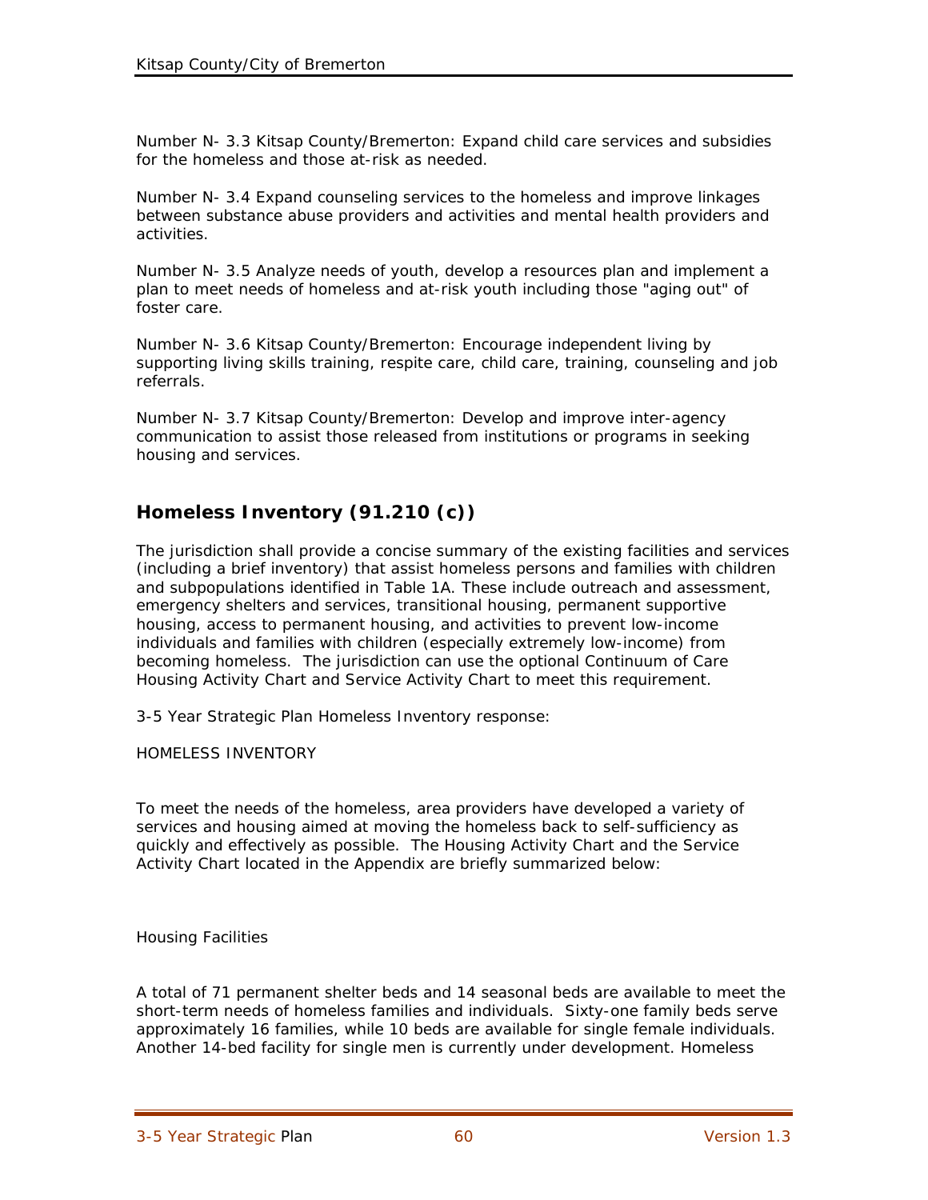Number N- 3.3 Kitsap County/Bremerton: Expand child care services and subsidies for the homeless and those at-risk as needed.

Number N- 3.4 Expand counseling services to the homeless and improve linkages between substance abuse providers and activities and mental health providers and activities.

Number N- 3.5 Analyze needs of youth, develop a resources plan and implement a plan to meet needs of homeless and at-risk youth including those "aging out" of foster care.

Number N- 3.6 Kitsap County/Bremerton: Encourage independent living by supporting living skills training, respite care, child care, training, counseling and job referrals.

Number N- 3.7 Kitsap County/Bremerton: Develop and improve inter-agency communication to assist those released from institutions or programs in seeking housing and services.

## Homeless Inventory (91.210 (c))

The jurisdiction shall provide a concise summary of the existing facilities and services (including a brief inventory) that assist homeless persons and families with children and subpopulations identified in Table 1A. These include outreach and assessment, emergency shelters and services, transitional housing, permanent supportive housing, access to permanent housing, and activities to prevent low-income individuals and families with children (especially extremely low-income) from becoming homeless. The jurisdiction can use the optional Continuum of Care Housing Activity Chart and Service Activity Chart to meet this requirement.

3-5 Year Strategic Plan Homeless Inventory response:

HOMELESS INVENTORY

To meet the needs of the homeless, area providers have developed a variety of services and housing aimed at moving the homeless back to self-sufficiency as quickly and effectively as possible. The Housing Activity Chart and the Service Activity Chart located in the Appendix are briefly summarized below:

Housing Facilities

A total of 71 permanent shelter beds and 14 seasonal beds are available to meet the short-term needs of homeless families and individuals. Sixty-one family beds serve approximately 16 families, while 10 beds are available for single female individuals. Another 14-bed facility for single men is currently under development. Homeless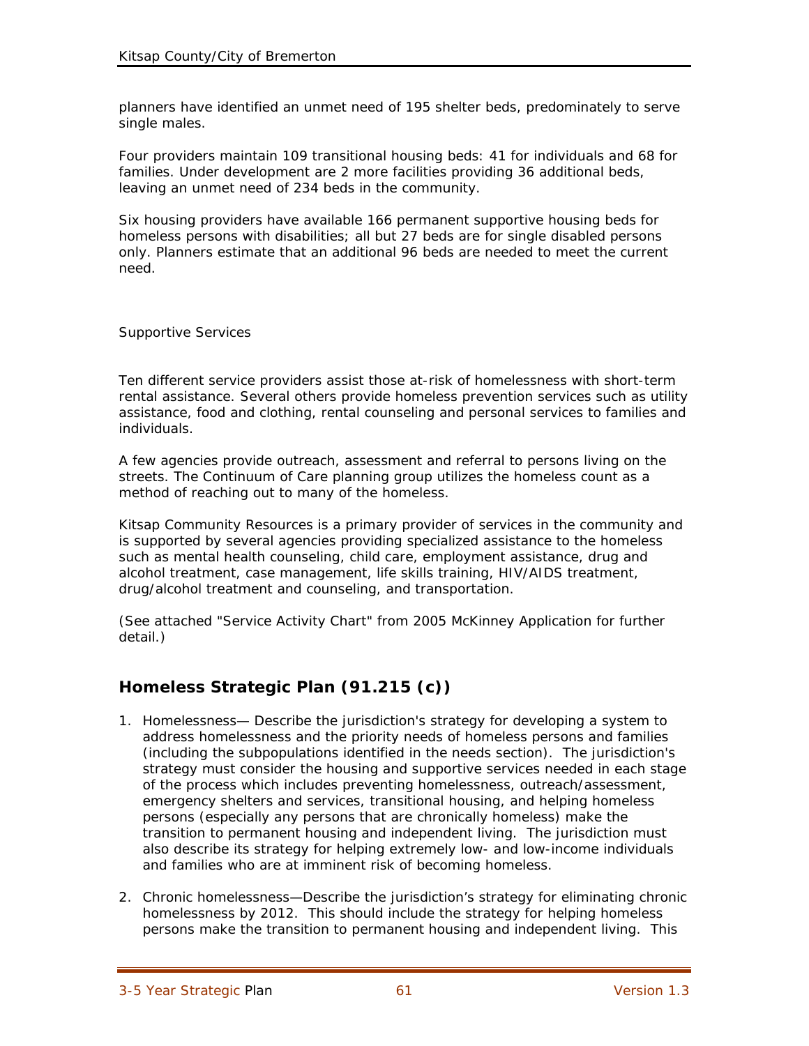planners have identified an unmet need of 195 shelter beds, predominately to serve single males.

Four providers maintain 109 transitional housing beds: 41 for individuals and 68 for families. Under development are 2 more facilities providing 36 additional beds, leaving an unmet need of 234 beds in the community.

Six housing providers have available 166 permanent supportive housing beds for homeless persons with disabilities; all but 27 beds are for single disabled persons only. Planners estimate that an additional 96 beds are needed to meet the current need.

Supportive Services

Ten different service providers assist those at-risk of homelessness with short-term rental assistance. Several others provide homeless prevention services such as utility assistance, food and clothing, rental counseling and personal services to families and individuals.

A few agencies provide outreach, assessment and referral to persons living on the streets. The Continuum of Care planning group utilizes the homeless count as a method of reaching out to many of the homeless.

Kitsap Community Resources is a primary provider of services in the community and is supported by several agencies providing specialized assistance to the homeless such as mental health counseling, child care, employment assistance, drug and alcohol treatment, case management, life skills training, HIV/AIDS treatment, drug/alcohol treatment and counseling, and transportation.

(See attached "Service Activity Chart" from 2005 McKinney Application for further detail.)

## Homeless Strategic Plan (91.215 (c))

1. Homelessness— Describe the jurisdiction's strategy for developing a system to address homelessness and the priority needs of homeless persons and families (including the subpopulations identified in the needs section). The jurisdiction's strategy must consider the housing and supportive services needed in each stage of the process which includes preventing homelessness, outreach/assessment, emergency shelters and services, transitional housing, and helping homeless persons (especially any persons that are chronically homeless) make the transition to permanent housing and independent living. The jurisdiction must also describe its strategy for helping extremely low- and low-income individuals and families who are at imminent risk of becoming homeless.

2. Chronic homelessness—Describe the jurisdiction's strategy for eliminating chronic homelessness by 2012. This should include the strategy for helping homeless persons make the transition to permanent housing and independent living. This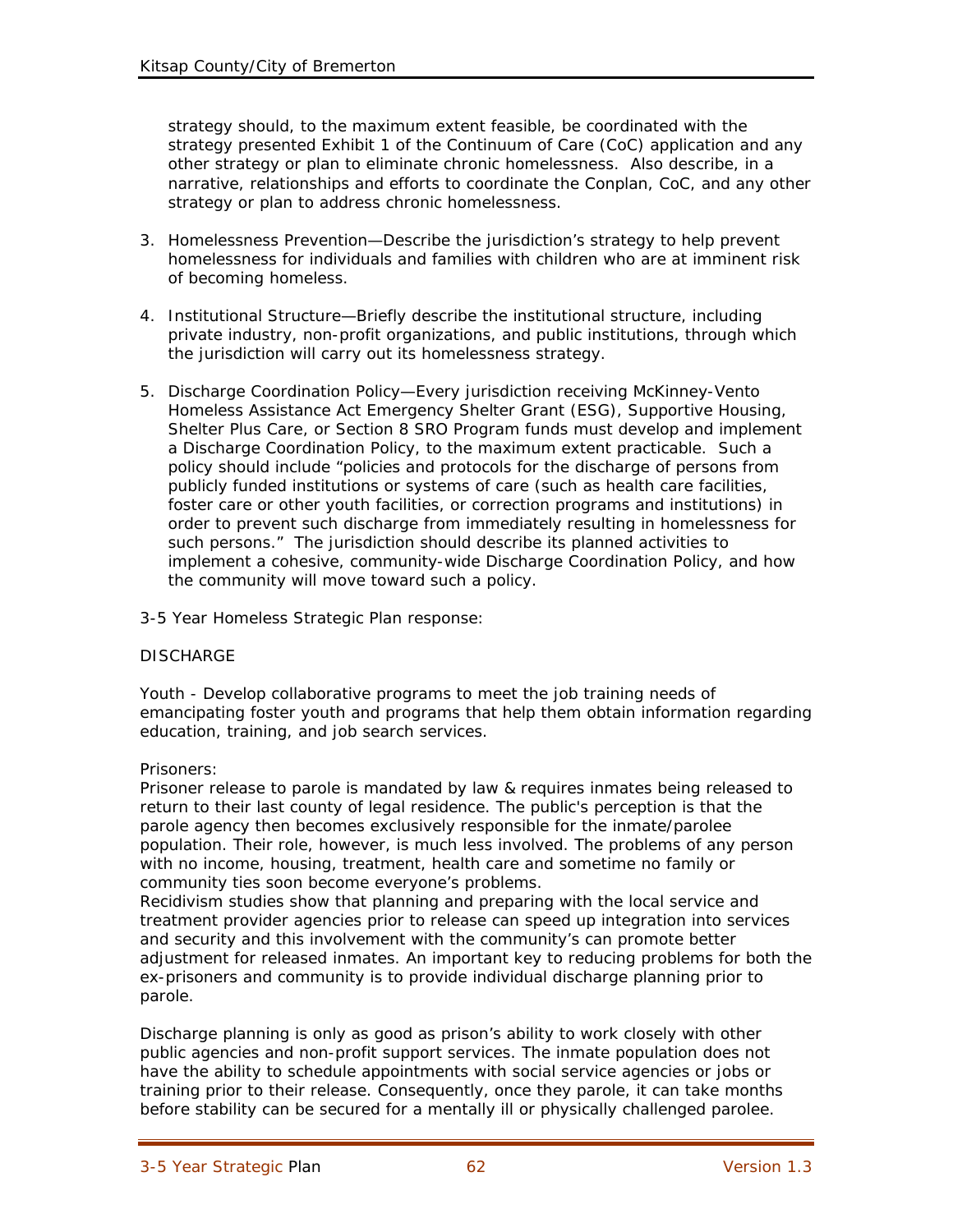strategy should, to the maximum extent feasible, be coordinated with the strategy presented Exhibit 1 of the Continuum of Care (CoC) application and any other strategy or plan to eliminate chronic homelessness. Also describe, in a narrative, relationships and efforts to coordinate the Conplan, CoC, and any other strategy or plan to address chronic homelessness.

3. Homelessness Prevention—Describe the jurisdiction's strategy to help prevent homelessness for individuals and families with children who are at imminent risk of becoming homeless.

4. Institutional Structure—Briefly describe the institutional structure, including private industry, non-profit organizations, and public institutions, through which the jurisdiction will carry out its homelessness strategy.

5. Discharge Coordination Policy—Every jurisdiction receiving McKinney-Vento Homeless Assistance Act Emergency Shelter Grant (ESG), Supportive Housing, Shelter Plus Care, or Section 8 SRO Program funds must develop and implement a Discharge Coordination Policy, to the maximum extent practicable. Such a policy should include "policies and protocols for the discharge of persons from publicly funded institutions or systems of care (such as health care facilities, foster care or other youth facilities, or correction programs and institutions) in order to prevent such discharge from immediately resulting in homelessness for such persons." The jurisdiction should describe its planned activities to implement a cohesive, community-wide Discharge Coordination Policy, and how the community will move toward such a policy.

3-5 Year Homeless Strategic Plan response:

DISCHARGE

Youth - Develop collaborative programs to meet the job training needs of emancipating foster youth and programs that help them obtain information regarding education, training, and job search services.

Prisoners:
Prisoner release to parole is mandated by law & requires inmates being released to return to their last county of legal residence. The public's perception is that the parole agency then becomes exclusively responsible for the inmate/parolee population. Their role, however, is much less involved. The problems of any person with no income, housing, treatment, health care and sometime no family or community ties soon become everyone's problems.
Recidivism studies show that planning and preparing with the local service and treatment provider agencies prior to release can speed up integration into services and security and this involvement with the community's can promote better adjustment for released inmates. An important key to reducing problems for both the ex-prisoners and community is to provide individual discharge planning prior to parole.

Discharge planning is only as good as prison's ability to work closely with other public agencies and non-profit support services. The inmate population does not have the ability to schedule appointments with social service agencies or jobs or training prior to their release. Consequently, once they parole, it can take months before stability can be secured for a mentally ill or physically challenged parolee.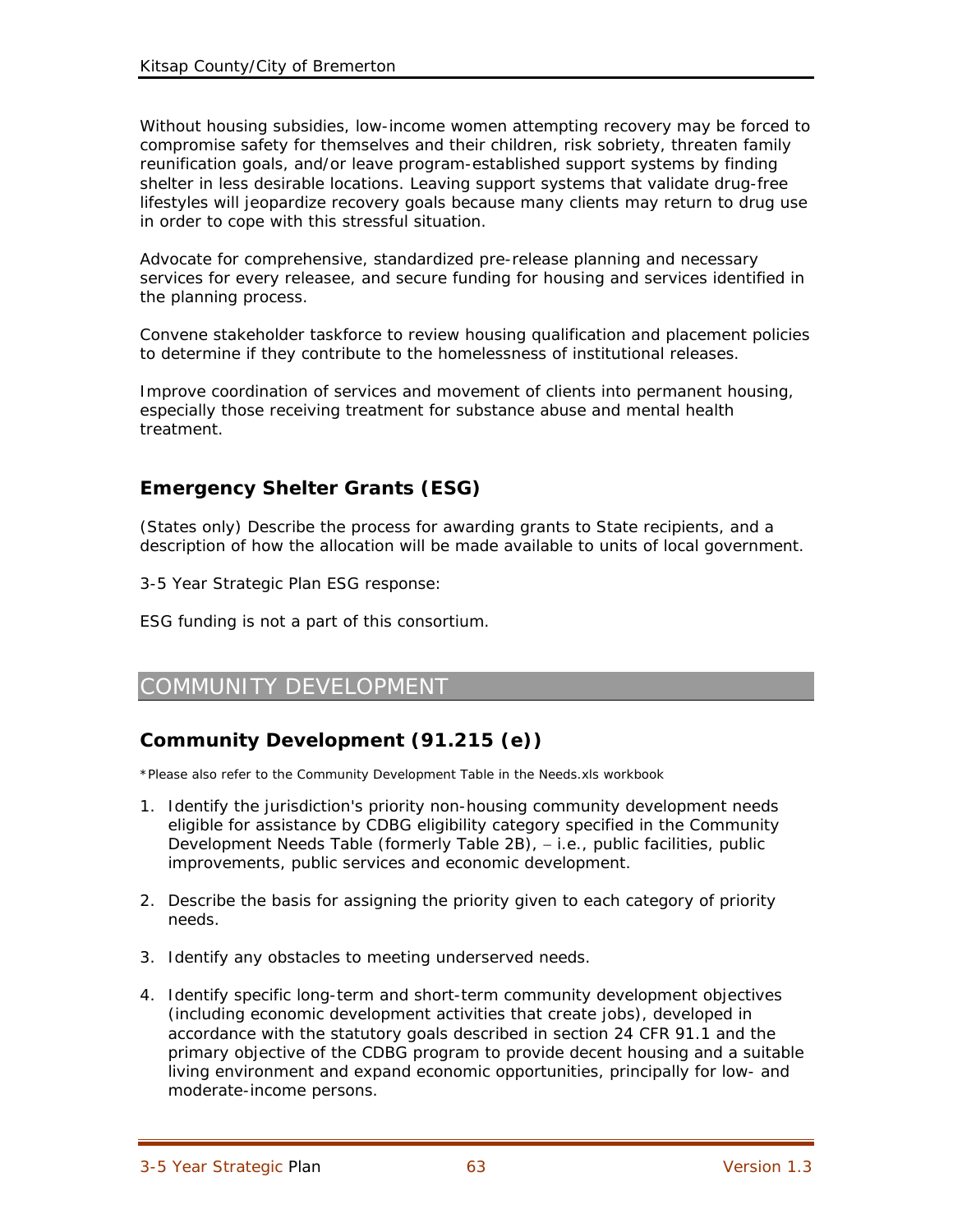Without housing subsidies, low-income women attempting recovery may be forced to compromise safety for themselves and their children, risk sobriety, threaten family reunification goals, and/or leave program-established support systems by finding shelter in less desirable locations. Leaving support systems that validate drug-free lifestyles will jeopardize recovery goals because many clients may return to drug use in order to cope with this stressful situation.

Advocate for comprehensive, standardized pre-release planning and necessary services for every releasee, and secure funding for housing and services identified in the planning process.

Convene stakeholder taskforce to review housing qualification and placement policies to determine if they contribute to the homelessness of institutional releases.

Improve coordination of services and movement of clients into permanent housing, especially those receiving treatment for substance abuse and mental health treatment.

### Emergency Shelter Grants (ESG)

(States only) Describe the process for awarding grants to State recipients, and a description of how the allocation will be made available to units of local government.

3-5 Year Strategic Plan ESG response:

ESG funding is not a part of this consortium.

## COMMUNITY DEVELOPMENT

### Community Development (91.215 (e))

*Please also refer to the Community Development Table in the Needs.xls workbook

1. Identify the jurisdiction's priority non-housing community development needs eligible for assistance by CDBG eligibility category specified in the Community Development Needs Table (formerly Table 2B), – i.e., public facilities, public improvements, public services and economic development.

2. Describe the basis for assigning the priority given to each category of priority needs.

3. Identify any obstacles to meeting underserved needs.

4. Identify specific long-term and short-term community development objectives (including economic development activities that create jobs), developed in accordance with the statutory goals described in section 24 CFR 91.1 and the primary objective of the CDBG program to provide decent housing and a suitable living environment and expand economic opportunities, principally for low- and moderate-income persons.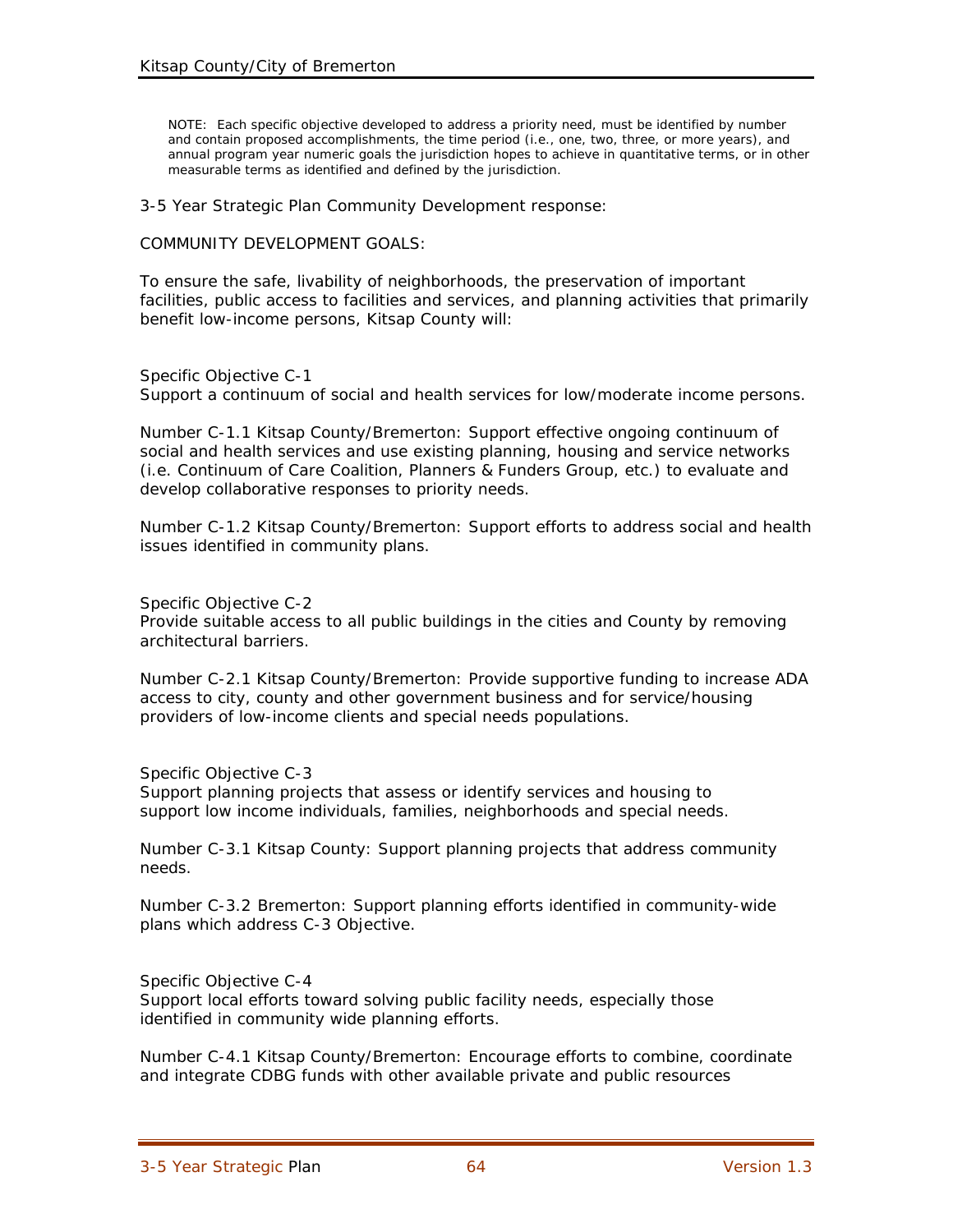NOTE: Each specific objective developed to address a priority need, must be identified by number and contain proposed accomplishments, the time period (i.e., one, two, three, or more years), and annual program year numeric goals the jurisdiction hopes to achieve in quantitative terms, or in other measurable terms as identified and defined by the jurisdiction.

3-5 Year Strategic Plan Community Development response:

COMMUNITY DEVELOPMENT GOALS:

To ensure the safe, livability of neighborhoods, the preservation of important facilities, public access to facilities and services, and planning activities that primarily benefit low-income persons, Kitsap County will:

Specific Objective C-1
Support a continuum of social and health services for low/moderate income persons.

Number C-1.1 Kitsap County/Bremerton: Support effective ongoing continuum of social and health services and use existing planning, housing and service networks (i.e. Continuum of Care Coalition, Planners & Funders Group, etc.) to evaluate and develop collaborative responses to priority needs.

Number C-1.2 Kitsap County/Bremerton: Support efforts to address social and health issues identified in community plans.

Specific Objective C-2
Provide suitable access to all public buildings in the cities and County by removing architectural barriers.

Number C-2.1 Kitsap County/Bremerton: Provide supportive funding to increase ADA access to city, county and other government business and for service/housing providers of low-income clients and special needs populations.

Specific Objective C-3
Support planning projects that assess or identify services and housing to support low income individuals, families, neighborhoods and special needs.

Number C-3.1 Kitsap County: Support planning projects that address community needs.

Number C-3.2 Bremerton: Support planning efforts identified in community-wide plans which address C-3 Objective.

Specific Objective C-4
Support local efforts toward solving public facility needs, especially those identified in community wide planning efforts.

Number C-4.1 Kitsap County/Bremerton: Encourage efforts to combine, coordinate and integrate CDBG funds with other available private and public resources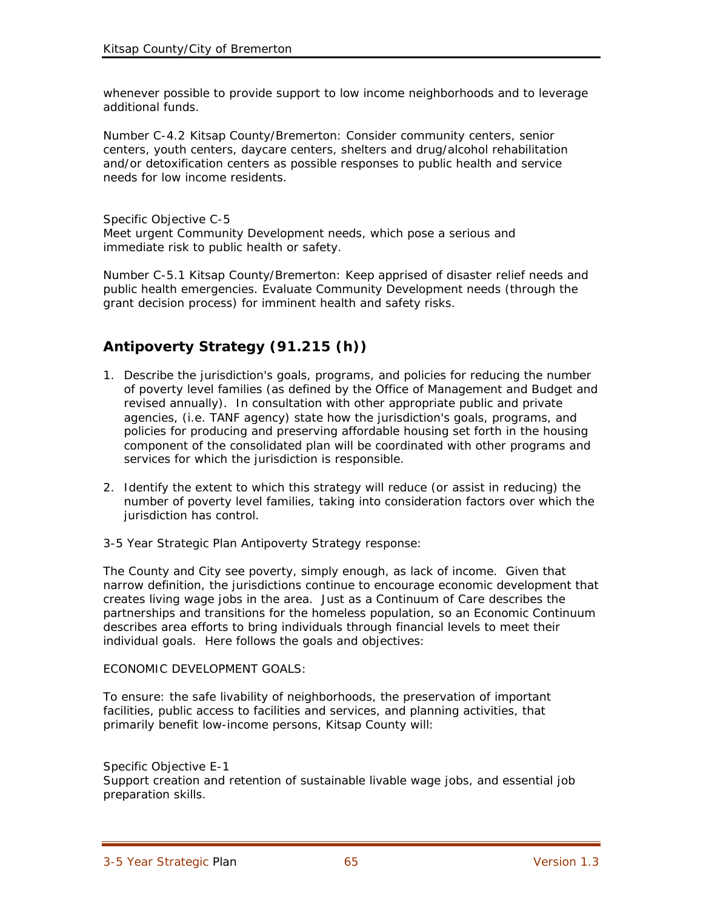whenever possible to provide support to low income neighborhoods and to leverage additional funds.

Number C-4.2 Kitsap County/Bremerton: Consider community centers, senior centers, youth centers, daycare centers, shelters and drug/alcohol rehabilitation and/or detoxification centers as possible responses to public health and service needs for low income residents.

Specific Objective C-5
Meet urgent Community Development needs, which pose a serious and immediate risk to public health or safety.

Number C-5.1 Kitsap County/Bremerton: Keep apprised of disaster relief needs and public health emergencies. Evaluate Community Development needs (through the grant decision process) for imminent health and safety risks.

## Antipoverty Strategy (91.215 (h))

1. Describe the jurisdiction's goals, programs, and policies for reducing the number of poverty level families (as defined by the Office of Management and Budget and revised annually). In consultation with other appropriate public and private agencies, (i.e. TANF agency) state how the jurisdiction's goals, programs, and policies for producing and preserving affordable housing set forth in the housing component of the consolidated plan will be coordinated with other programs and services for which the jurisdiction is responsible.

2. Identify the extent to which this strategy will reduce (or assist in reducing) the number of poverty level families, taking into consideration factors over which the jurisdiction has control.

3-5 Year Strategic Plan Antipoverty Strategy response:

The County and City see poverty, simply enough, as lack of income. Given that narrow definition, the jurisdictions continue to encourage economic development that creates living wage jobs in the area. Just as a Continuum of Care describes the partnerships and transitions for the homeless population, so an Economic Continuum describes area efforts to bring individuals through financial levels to meet their individual goals. Here follows the goals and objectives:

ECONOMIC DEVELOPMENT GOALS:

To ensure: the safe livability of neighborhoods, the preservation of important facilities, public access to facilities and services, and planning activities, that primarily benefit low-income persons, Kitsap County will:

Specific Objective E-1
Support creation and retention of sustainable livable wage jobs, and essential job preparation skills.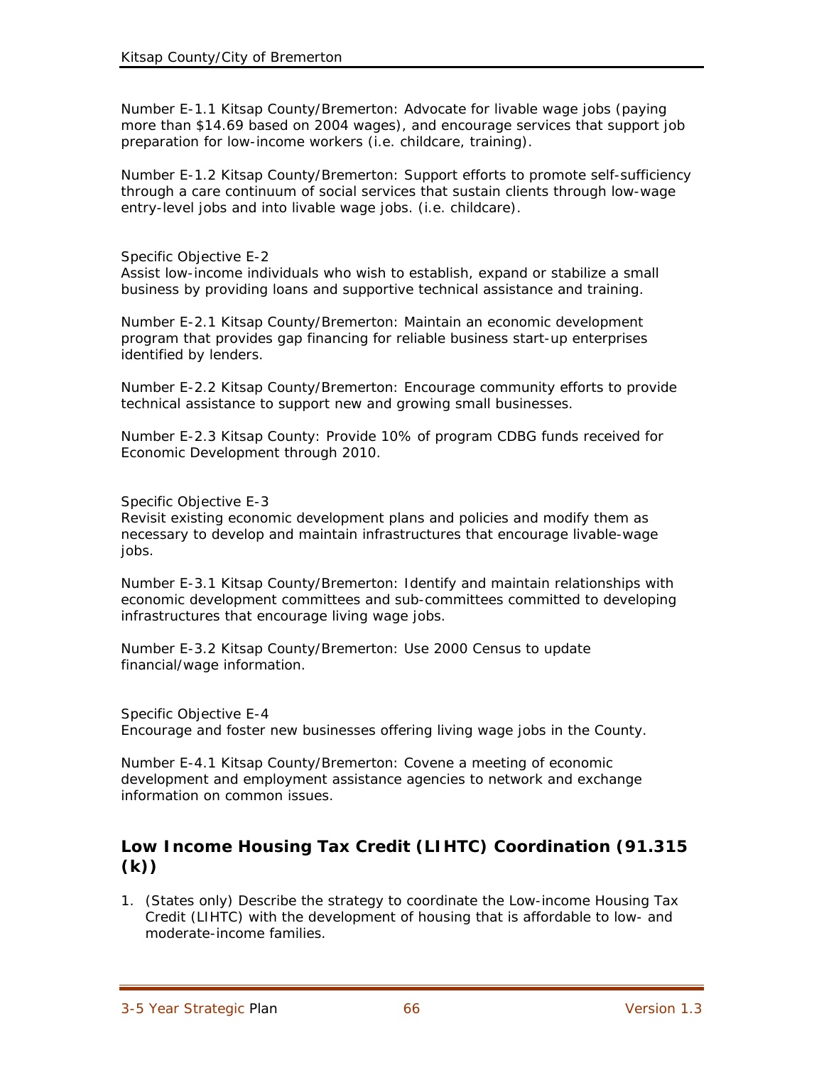Number E-1.1 Kitsap County/Bremerton: Advocate for livable wage jobs (paying more than $14.69 based on 2004 wages), and encourage services that support job preparation for low-income workers (i.e. childcare, training).

Number E-1.2 Kitsap County/Bremerton: Support efforts to promote self-sufficiency through a care continuum of social services that sustain clients through low-wage entry-level jobs and into livable wage jobs. (i.e. childcare).

Specific Objective E-2
Assist low-income individuals who wish to establish, expand or stabilize a small business by providing loans and supportive technical assistance and training.

Number E-2.1 Kitsap County/Bremerton: Maintain an economic development program that provides gap financing for reliable business start-up enterprises identified by lenders.

Number E-2.2 Kitsap County/Bremerton: Encourage community efforts to provide technical assistance to support new and growing small businesses.

Number E-2.3 Kitsap County: Provide 10% of program CDBG funds received for Economic Development through 2010.

Specific Objective E-3
Revisit existing economic development plans and policies and modify them as necessary to develop and maintain infrastructures that encourage livable-wage jobs.

Number E-3.1 Kitsap County/Bremerton: Identify and maintain relationships with economic development committees and sub-committees committed to developing infrastructures that encourage living wage jobs.

Number E-3.2 Kitsap County/Bremerton: Use 2000 Census to update financial/wage information.

Specific Objective E-4
Encourage and foster new businesses offering living wage jobs in the County.

Number E-4.1 Kitsap County/Bremerton: Covene a meeting of economic development and employment assistance agencies to network and exchange information on common issues.

## Low Income Housing Tax Credit (LIHTC) Coordination (91.315 (k))

1. (States only) Describe the strategy to coordinate the Low-income Housing Tax Credit (LIHTC) with the development of housing that is affordable to low- and moderate-income families.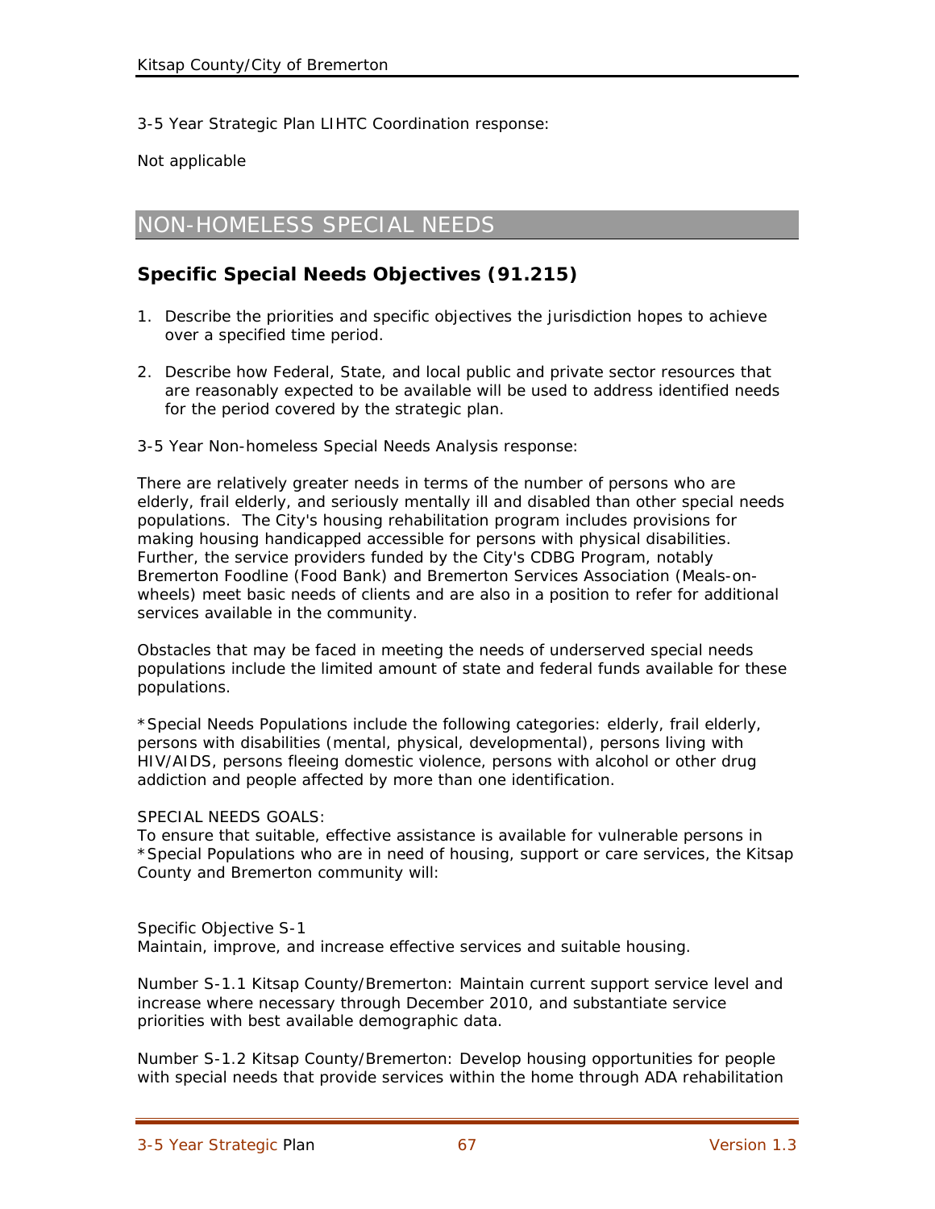3-5 Year Strategic Plan LIHTC Coordination response:

Not applicable

# NON-HOMELESS SPECIAL NEEDS

## Specific Special Needs Objectives (91.215)

1. Describe the priorities and specific objectives the jurisdiction hopes to achieve over a specified time period.

2. Describe how Federal, State, and local public and private sector resources that are reasonably expected to be available will be used to address identified needs for the period covered by the strategic plan.

3-5 Year Non-homeless Special Needs Analysis response:

There are relatively greater needs in terms of the number of persons who are elderly, frail elderly, and seriously mentally ill and disabled than other special needs populations. The City's housing rehabilitation program includes provisions for making housing handicapped accessible for persons with physical disabilities. Further, the service providers funded by the City's CDBG Program, notably Bremerton Foodline (Food Bank) and Bremerton Services Association (Meals-on-wheels) meet basic needs of clients and are also in a position to refer for additional services available in the community.

Obstacles that may be faced in meeting the needs of underserved special needs populations include the limited amount of state and federal funds available for these populations.

*Special Needs Populations include the following categories: elderly, frail elderly, persons with disabilities (mental, physical, developmental), persons living with HIV/AIDS, persons fleeing domestic violence, persons with alcohol or other drug addiction and people affected by more than one identification.

SPECIAL NEEDS GOALS:
To ensure that suitable, effective assistance is available for vulnerable persons in *Special Populations who are in need of housing, support or care services, the Kitsap County and Bremerton community will:

Specific Objective S-1
Maintain, improve, and increase effective services and suitable housing.

Number S-1.1 Kitsap County/Bremerton: Maintain current support service level and increase where necessary through December 2010, and substantiate service priorities with best available demographic data.

Number S-1.2 Kitsap County/Bremerton: Develop housing opportunities for people with special needs that provide services within the home through ADA rehabilitation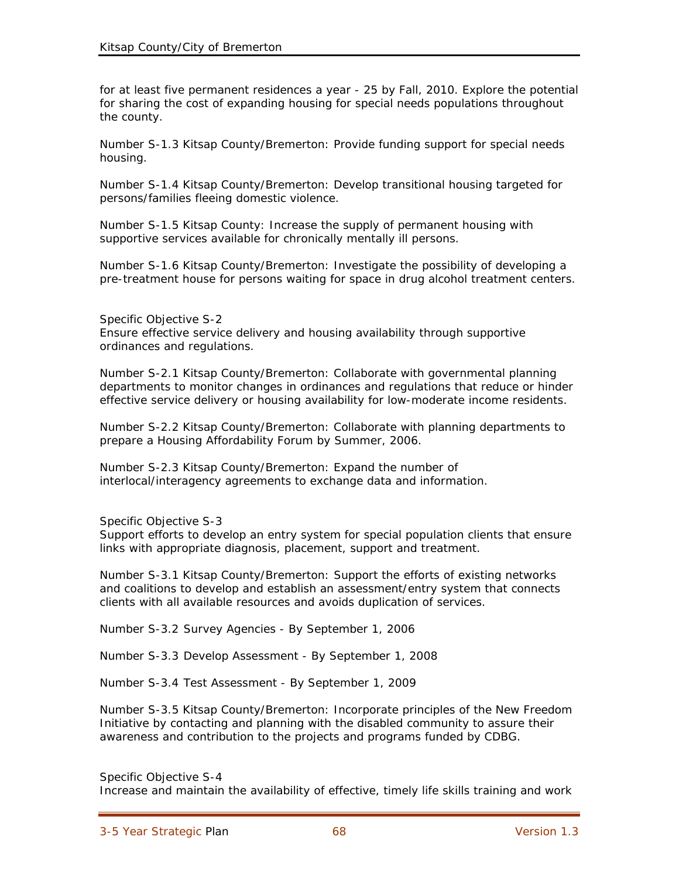for at least five permanent residences a year - 25 by Fall, 2010. Explore the potential for sharing the cost of expanding housing for special needs populations throughout the county.

Number S-1.3 Kitsap County/Bremerton: Provide funding support for special needs housing.

Number S-1.4 Kitsap County/Bremerton: Develop transitional housing targeted for persons/families fleeing domestic violence.

Number S-1.5 Kitsap County: Increase the supply of permanent housing with supportive services available for chronically mentally ill persons.

Number S-1.6 Kitsap County/Bremerton: Investigate the possibility of developing a pre-treatment house for persons waiting for space in drug alcohol treatment centers.

Specific Objective S-2
Ensure effective service delivery and housing availability through supportive ordinances and regulations.

Number S-2.1 Kitsap County/Bremerton: Collaborate with governmental planning departments to monitor changes in ordinances and regulations that reduce or hinder effective service delivery or housing availability for low-moderate income residents.

Number S-2.2 Kitsap County/Bremerton: Collaborate with planning departments to prepare a Housing Affordability Forum by Summer, 2006.

Number S-2.3 Kitsap County/Bremerton: Expand the number of interlocal/interagency agreements to exchange data and information.

Specific Objective S-3
Support efforts to develop an entry system for special population clients that ensure links with appropriate diagnosis, placement, support and treatment.

Number S-3.1 Kitsap County/Bremerton: Support the efforts of existing networks and coalitions to develop and establish an assessment/entry system that connects clients with all available resources and avoids duplication of services.

Number S-3.2 Survey Agencies - By September 1, 2006

Number S-3.3 Develop Assessment - By September 1, 2008

Number S-3.4 Test Assessment - By September 1, 2009

Number S-3.5 Kitsap County/Bremerton: Incorporate principles of the New Freedom Initiative by contacting and planning with the disabled community to assure their awareness and contribution to the projects and programs funded by CDBG.

Specific Objective S-4
Increase and maintain the availability of effective, timely life skills training and work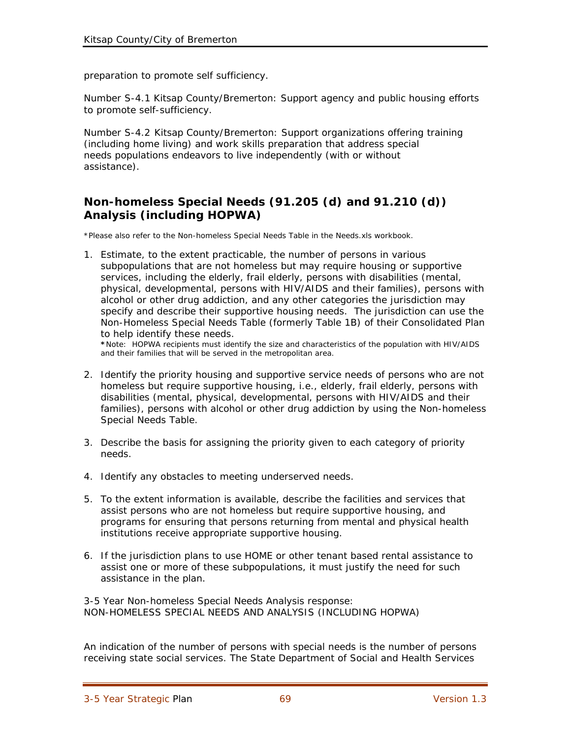preparation to promote self sufficiency.

Number S-4.1 Kitsap County/Bremerton: Support agency and public housing efforts to promote self-sufficiency.

Number S-4.2 Kitsap County/Bremerton: Support organizations offering training (including home living) and work skills preparation that address special needs populations endeavors to live independently (with or without assistance).

## Non-homeless Special Needs (91.205 (d) and 91.210 (d)) Analysis (including HOPWA)

*Please also refer to the Non-homeless Special Needs Table in the Needs.xls workbook.

1. Estimate, to the extent practicable, the number of persons in various subpopulations that are not homeless but may require housing or supportive services, including the elderly, frail elderly, persons with disabilities (mental, physical, developmental, persons with HIV/AIDS and their families), persons with alcohol or other drug addiction, and any other categories the jurisdiction may specify and describe their supportive housing needs. The jurisdiction can use the Non-Homeless Special Needs Table (formerly Table 1B) of their Consolidated Plan to help identify these needs.
   ***Note:** HOPWA recipients must identify the size and characteristics of the population with HIV/AIDS and their families that will be served in the metropolitan area.

2. Identify the priority housing and supportive service needs of persons who are not homeless but require supportive housing, i.e., elderly, frail elderly, persons with disabilities (mental, physical, developmental, persons with HIV/AIDS and their families), persons with alcohol or other drug addiction by using the Non-homeless Special Needs Table.

3. Describe the basis for assigning the priority given to each category of priority needs.

4. Identify any obstacles to meeting underserved needs.

5. To the extent information is available, describe the facilities and services that assist persons who are not homeless but require supportive housing, and programs for ensuring that persons returning from mental and physical health institutions receive appropriate supportive housing.

6. If the jurisdiction plans to use HOME or other tenant based rental assistance to assist one or more of these subpopulations, it must justify the need for such assistance in the plan.

3-5 Year Non-homeless Special Needs Analysis response:
NON-HOMELESS SPECIAL NEEDS AND ANALYSIS (INCLUDING HOPWA)

An indication of the number of persons with special needs is the number of persons receiving state social services. The State Department of Social and Health Services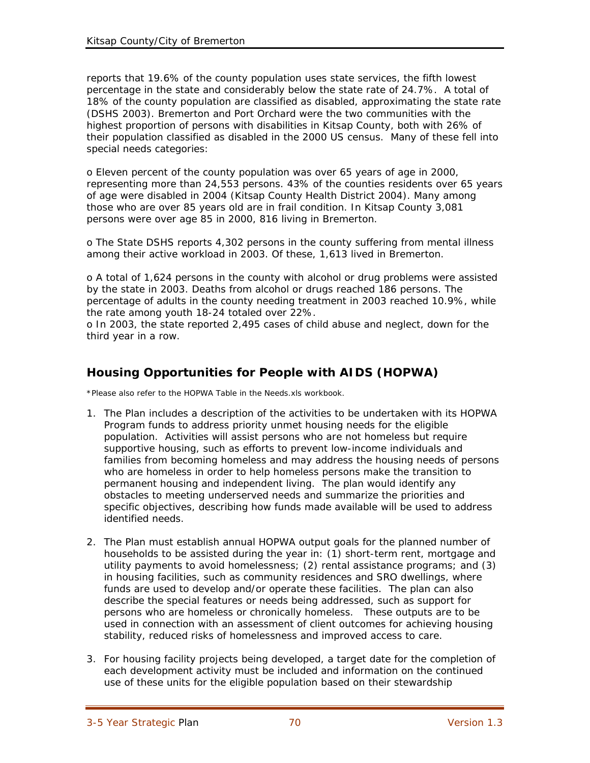reports that 19.6% of the county population uses state services, the fifth lowest percentage in the state and considerably below the state rate of 24.7%. A total of 18% of the county population are classified as disabled, approximating the state rate (DSHS 2003). Bremerton and Port Orchard were the two communities with the highest proportion of persons with disabilities in Kitsap County, both with 26% of their population classified as disabled in the 2000 US census. Many of these fell into special needs categories:

o Eleven percent of the county population was over 65 years of age in 2000, representing more than 24,553 persons. 43% of the counties residents over 65 years of age were disabled in 2004 (Kitsap County Health District 2004). Many among those who are over 85 years old are in frail condition. In Kitsap County 3,081 persons were over age 85 in 2000, 816 living in Bremerton.

o The State DSHS reports 4,302 persons in the county suffering from mental illness among their active workload in 2003. Of these, 1,613 lived in Bremerton.

o A total of 1,624 persons in the county with alcohol or drug problems were assisted by the state in 2003. Deaths from alcohol or drugs reached 186 persons. The percentage of adults in the county needing treatment in 2003 reached 10.9%, while the rate among youth 18-24 totaled over 22%.
o In 2003, the state reported 2,495 cases of child abuse and neglect, down for the third year in a row.

## Housing Opportunities for People with AIDS (HOPWA)

*Please also refer to the HOPWA Table in the Needs.xls workbook.*

1. The Plan includes a description of the activities to be undertaken with its HOPWA Program funds to address priority unmet housing needs for the eligible population. Activities will assist persons who are not homeless but require supportive housing, such as efforts to prevent low-income individuals and families from becoming homeless and may address the housing needs of persons who are homeless in order to help homeless persons make the transition to permanent housing and independent living. The plan would identify any obstacles to meeting underserved needs and summarize the priorities and specific objectives, describing how funds made available will be used to address identified needs.

2. The Plan must establish annual HOPWA output goals for the planned number of households to be assisted during the year in: (1) short-term rent, mortgage and utility payments to avoid homelessness; (2) rental assistance programs; and (3) in housing facilities, such as community residences and SRO dwellings, where funds are used to develop and/or operate these facilities. The plan can also describe the special features or needs being addressed, such as support for persons who are homeless or chronically homeless. These outputs are to be used in connection with an assessment of client outcomes for achieving housing stability, reduced risks of homelessness and improved access to care.

3. For housing facility projects being developed, a target date for the completion of each development activity must be included and information on the continued use of these units for the eligible population based on their stewardship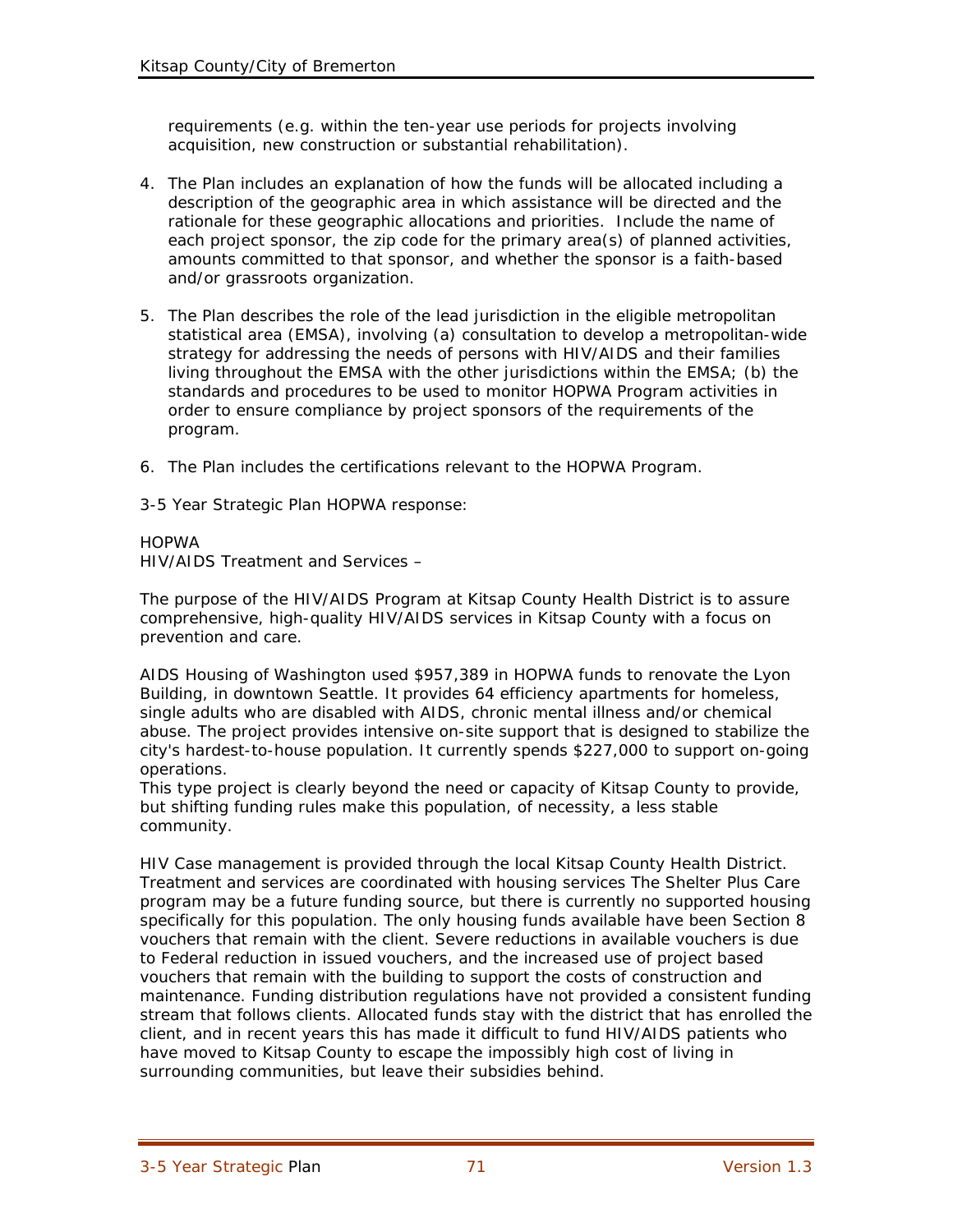requirements (e.g. within the ten-year use periods for projects involving acquisition, new construction or substantial rehabilitation).

4. The Plan includes an explanation of how the funds will be allocated including a description of the geographic area in which assistance will be directed and the rationale for these geographic allocations and priorities. Include the name of each project sponsor, the zip code for the primary area(s) of planned activities, amounts committed to that sponsor, and whether the sponsor is a faith-based and/or grassroots organization.

5. The Plan describes the role of the lead jurisdiction in the eligible metropolitan statistical area (EMSA), involving (a) consultation to develop a metropolitan-wide strategy for addressing the needs of persons with HIV/AIDS and their families living throughout the EMSA with the other jurisdictions within the EMSA; (b) the standards and procedures to be used to monitor HOPWA Program activities in order to ensure compliance by project sponsors of the requirements of the program.

6. The Plan includes the certifications relevant to the HOPWA Program.

3-5 Year Strategic Plan HOPWA response:

HOPWA
HIV/AIDS Treatment and Services –

The purpose of the HIV/AIDS Program at Kitsap County Health District is to assure comprehensive, high-quality HIV/AIDS services in Kitsap County with a focus on prevention and care.

AIDS Housing of Washington used $957,389 in HOPWA funds to renovate the Lyon Building, in downtown Seattle. It provides 64 efficiency apartments for homeless, single adults who are disabled with AIDS, chronic mental illness and/or chemical abuse. The project provides intensive on-site support that is designed to stabilize the city's hardest-to-house population. It currently spends $227,000 to support on-going operations.
This type project is clearly beyond the need or capacity of Kitsap County to provide, but shifting funding rules make this population, of necessity, a less stable community.

HIV Case management is provided through the local Kitsap County Health District. Treatment and services are coordinated with housing services The Shelter Plus Care program may be a future funding source, but there is currently no supported housing specifically for this population. The only housing funds available have been Section 8 vouchers that remain with the client. Severe reductions in available vouchers is due to Federal reduction in issued vouchers, and the increased use of project based vouchers that remain with the building to support the costs of construction and maintenance. Funding distribution regulations have not provided a consistent funding stream that follows clients. Allocated funds stay with the district that has enrolled the client, and in recent years this has made it difficult to fund HIV/AIDS patients who have moved to Kitsap County to escape the impossibly high cost of living in surrounding communities, but leave their subsidies behind.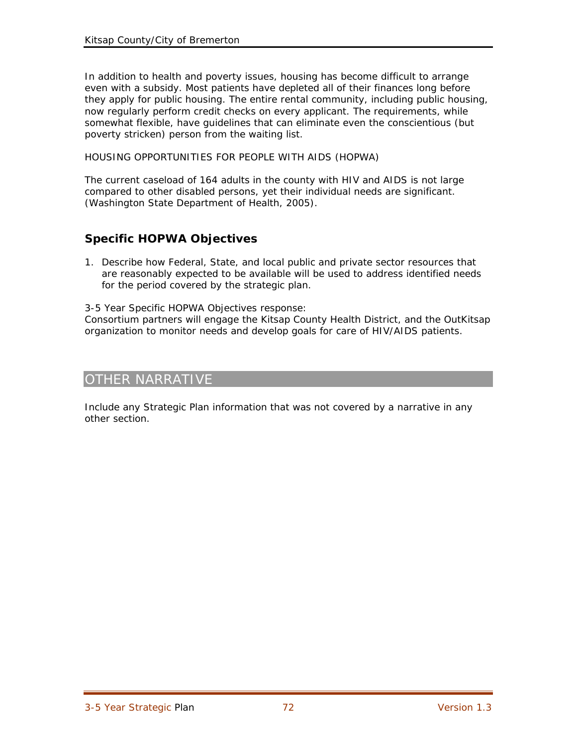In addition to health and poverty issues, housing has become difficult to arrange even with a subsidy. Most patients have depleted all of their finances long before they apply for public housing. The entire rental community, including public housing, now regularly perform credit checks on every applicant. The requirements, while somewhat flexible, have guidelines that can eliminate even the conscientious (but poverty stricken) person from the waiting list.

HOUSING OPPORTUNITIES FOR PEOPLE WITH AIDS (HOPWA)

The current caseload of 164 adults in the county with HIV and AIDS is not large compared to other disabled persons, yet their individual needs are significant. (Washington State Department of Health, 2005).

## Specific HOPWA Objectives

1. Describe how Federal, State, and local public and private sector resources that are reasonably expected to be available will be used to address identified needs for the period covered by the strategic plan.

3-5 Year Specific HOPWA Objectives response:
Consortium partners will engage the Kitsap County Health District, and the OutKitsap organization to monitor needs and develop goals for care of HIV/AIDS patients.

# OTHER NARRATIVE

Include any Strategic Plan information that was not covered by a narrative in any other section.